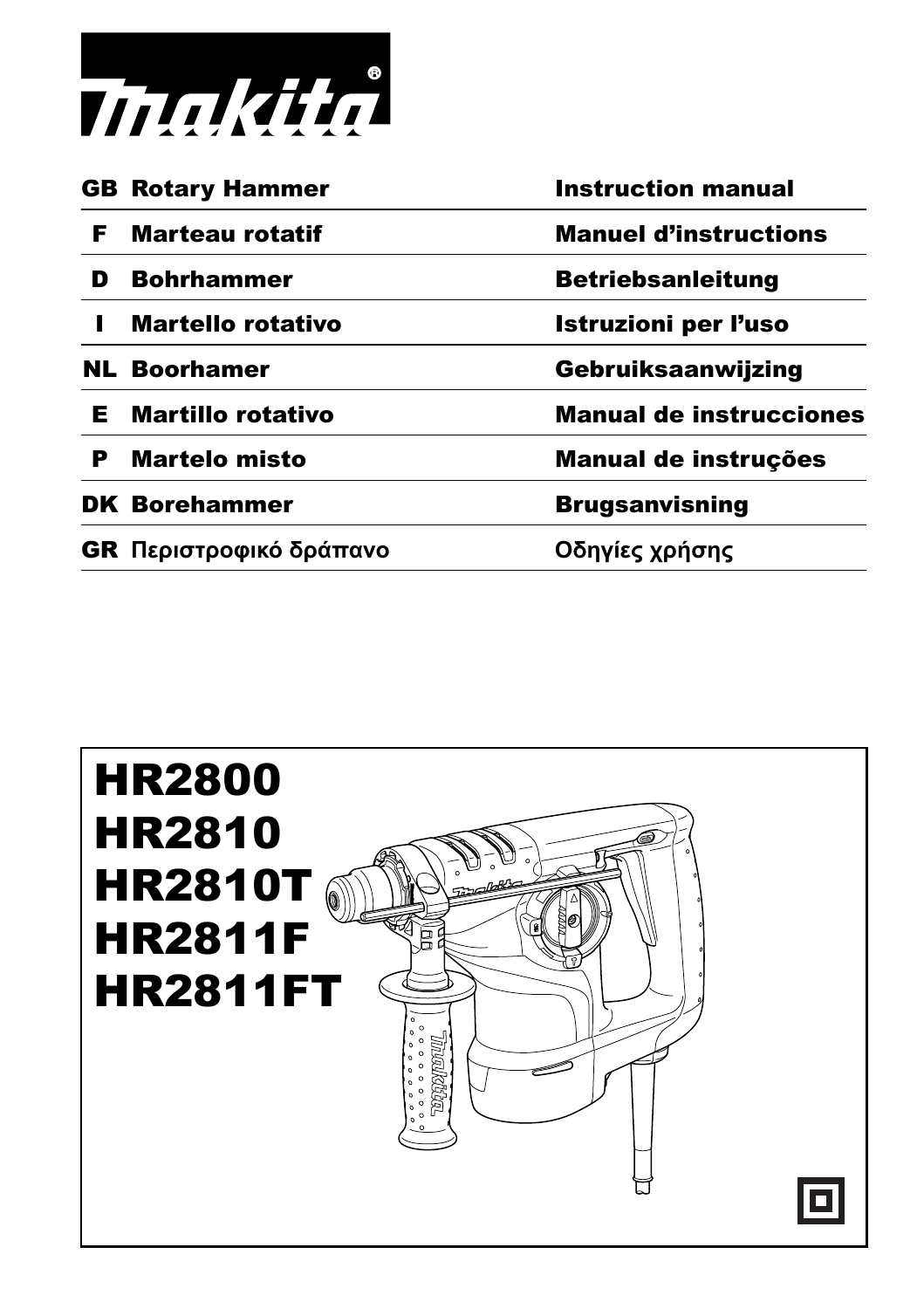makita

| | | |
|---|---|---|
| **GB** | **Rotary Hammer** | **Instruction manual** |
| **F** | **Marteau rotatif** | **Manuel d'instructions** |
| **D** | **Bohrhammer** | **Betriebsanleitung** |
| **I** | **Martello rotativo** | **Istruzioni per l'uso** |
| **NL** | **Boorhamer** | **Gebruiksaanwijzing** |
| **E** | **Martillo rotativo** | **Manual de instrucciones** |
| **P** | **Martelo misto** | **Manual de instruções** |
| **DK** | **Borehammer** | **Brugsanvisning** |
| **GR** | **Περιστροφικό δράπανο** | **Οδηγίες χρήσης** |

# HR2800
# HR2810
# HR2810T
# HR2811F
# HR2811FT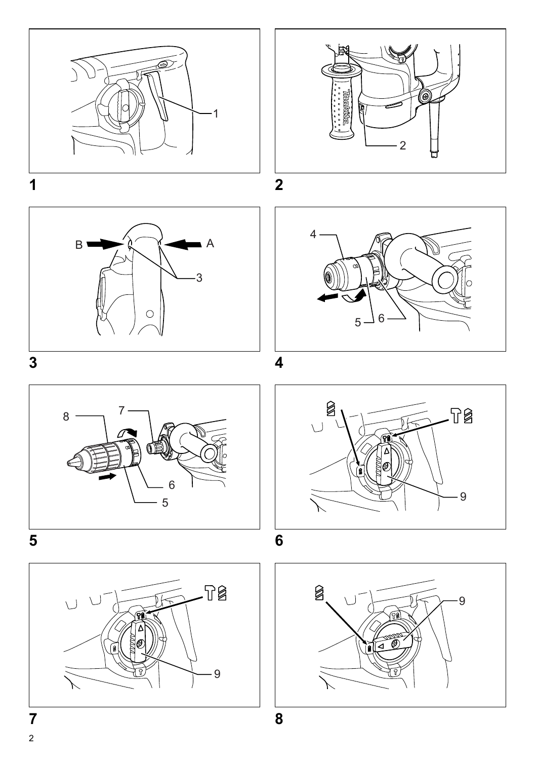1

2

3

4

5

6

7

8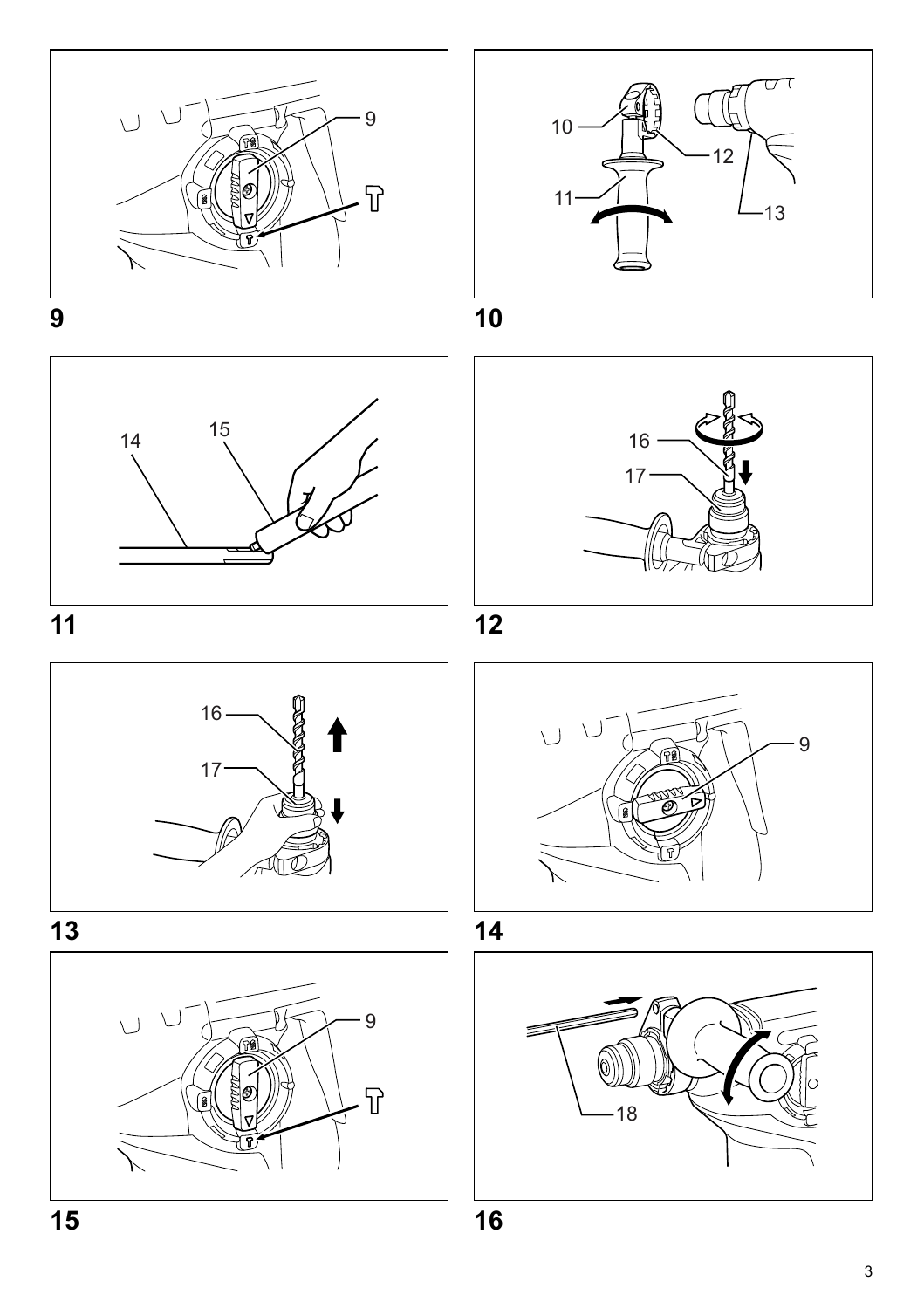9

10

11

12

13

14

15

16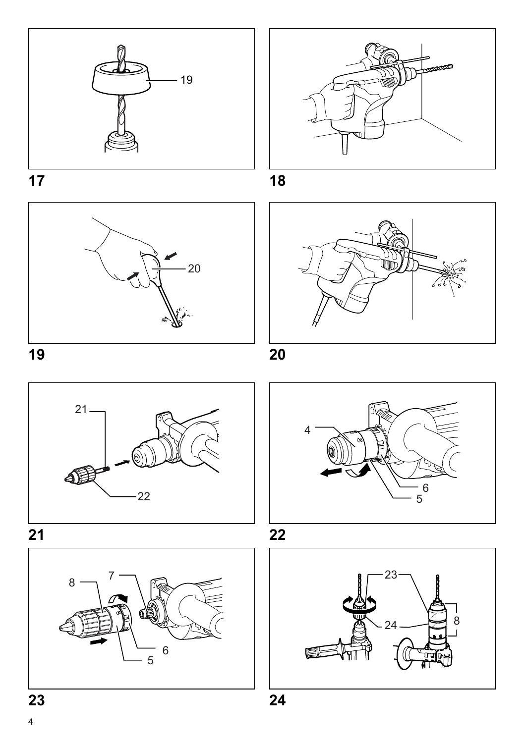19

17

18

20

19

20

21

22

21

4

6

5

22

8

7

6

5

23

23

24

8

24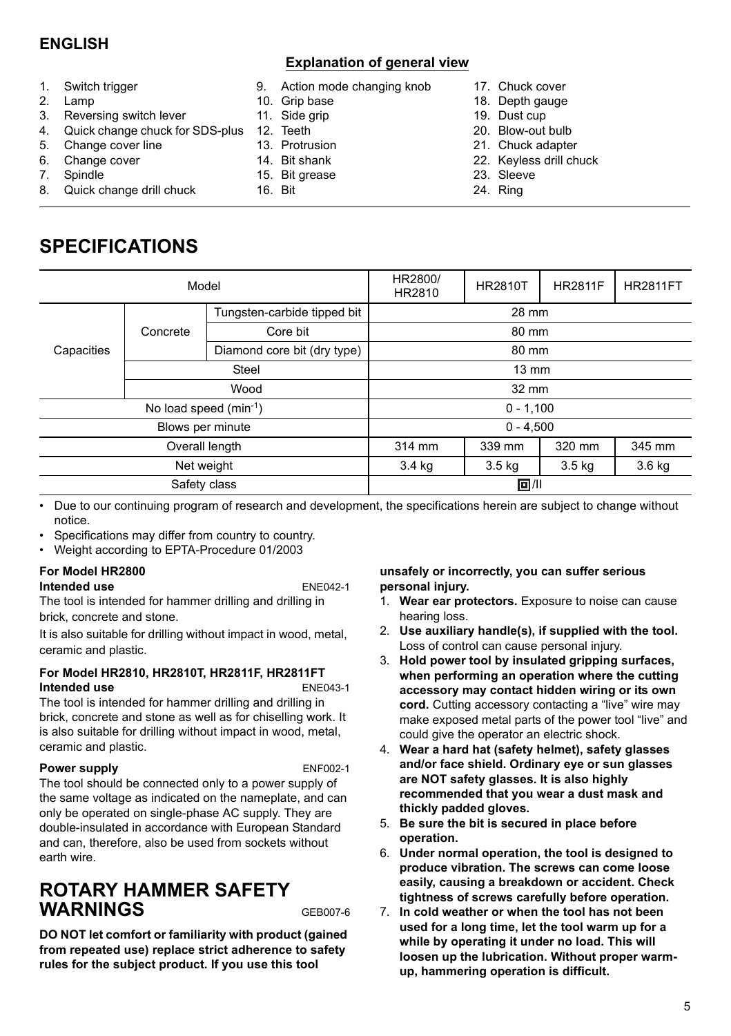**ENGLISH**

### Explanation of general view

1. Switch trigger
2. Lamp
3. Reversing switch lever
4. Quick change chuck for SDS-plus
5. Change cover line
6. Change cover
7. Spindle
8. Quick change drill chuck
9. Action mode changing knob
10. Grip base
11. Side grip
12. Teeth
13. Protrusion
14. Bit shank
15. Bit grease
16. Bit
17. Chuck cover
18. Depth gauge
19. Dust cup
20. Blow-out bulb
21. Chuck adapter
22. Keyless drill chuck
23. Sleeve
24. Ring

# SPECIFICATIONS

| Model | | | HR2800/ HR2810 | HR2810T | HR2811F | HR2811FT |
|---|---|---|---|---|---|---|
| Capacities | Concrete | Tungsten-carbide tipped bit | 28 mm | | | |
| | | Core bit | 80 mm | | | |
| | | Diamond core bit (dry type) | 80 mm | | | |
| | Steel | | 13 mm | | | |
| | Wood | | 32 mm | | | |
| No load speed ($min^{-1}$) | | | 0 - 1,100 | | | |
| Blows per minute | | | 0 - 4,500 | | | |
| Overall length | | | 314 mm | 339 mm | 320 mm | 345 mm |
| Net weight | | | 3.4 kg | 3.5 kg | 3.5 kg | 3.6 kg |
| Safety class | | | ⧈/II | | | |

- Due to our continuing program of research and development, the specifications herein are subject to change without notice.
- Specifications may differ from country to country.
- Weight according to EPTA-Procedure 01/2003

**For Model HR2800**
**Intended use** ENE042-1

The tool is intended for hammer drilling and drilling in brick, concrete and stone.

It is also suitable for drilling without impact in wood, metal, ceramic and plastic.

**For Model HR2810, HR2810T, HR2811F, HR2811FT**
**Intended use** ENE043-1

The tool is intended for hammer drilling and drilling in brick, concrete and stone as well as for chiselling work. It is also suitable for drilling without impact in wood, metal, ceramic and plastic.

**Power supply** ENF002-1

The tool should be connected only to a power supply of the same voltage as indicated on the nameplate, and can only be operated on single-phase AC supply. They are double-insulated in accordance with European Standard and can, therefore, also be used from sockets without earth wire.

# ROTARY HAMMER SAFETY WARNINGS GEB007-6

**DO NOT let comfort or familiarity with product (gained from repeated use) replace strict adherence to safety rules for the subject product. If you use this tool unsafely or incorrectly, you can suffer serious personal injury.**

1. **Wear ear protectors.** Exposure to noise can cause hearing loss.
2. **Use auxiliary handle(s), if supplied with the tool.** Loss of control can cause personal injury.
3. **Hold power tool by insulated gripping surfaces, when performing an operation where the cutting accessory may contact hidden wiring or its own cord.** Cutting accessory contacting a "live" wire may make exposed metal parts of the power tool "live" and could give the operator an electric shock.
4. **Wear a hard hat (safety helmet), safety glasses and/or face shield. Ordinary eye or sun glasses are NOT safety glasses. It is also highly recommended that you wear a dust mask and thickly padded gloves.**
5. **Be sure the bit is secured in place before operation.**
6. **Under normal operation, the tool is designed to produce vibration. The screws can come loose easily, causing a breakdown or accident. Check tightness of screws carefully before operation.**
7. **In cold weather or when the tool has not been used for a long time, let the tool warm up for a while by operating it under no load. This will loosen up the lubrication. Without proper warm-up, hammering operation is difficult.**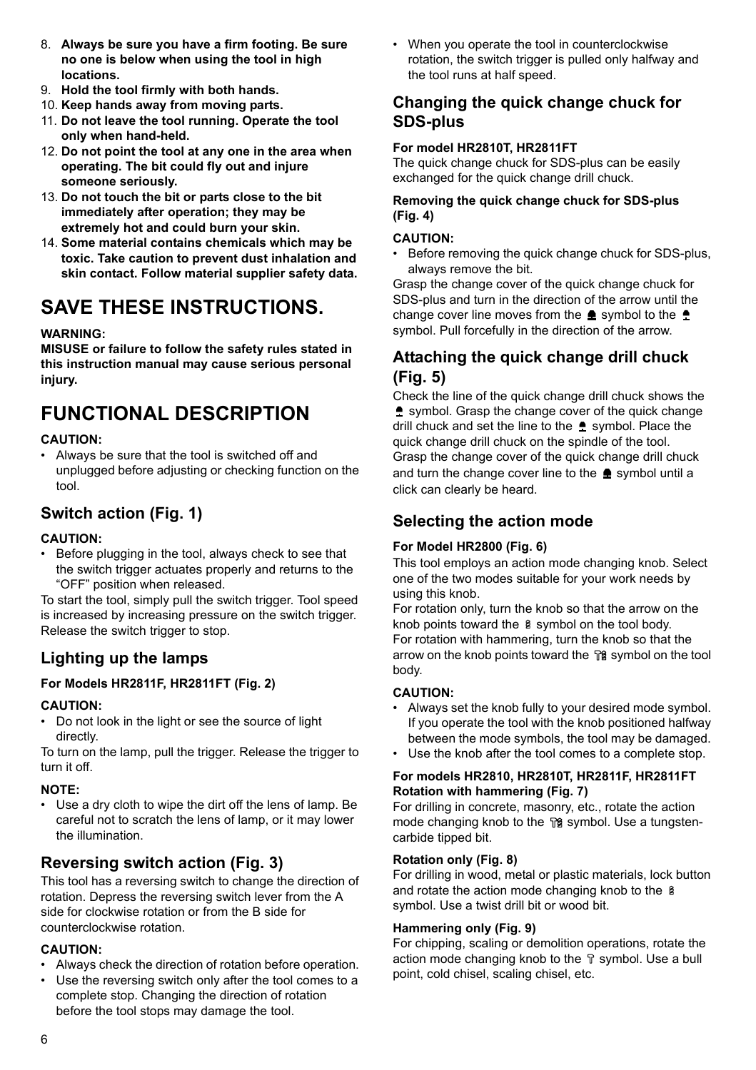8. **Always be sure you have a firm footing. Be sure no one is below when using the tool in high locations.**
9. **Hold the tool firmly with both hands.**
10. **Keep hands away from moving parts.**
11. **Do not leave the tool running. Operate the tool only when hand-held.**
12. **Do not point the tool at any one in the area when operating. The bit could fly out and injure someone seriously.**
13. **Do not touch the bit or parts close to the bit immediately after operation; they may be extremely hot and could burn your skin.**
14. **Some material contains chemicals which may be toxic. Take caution to prevent dust inhalation and skin contact. Follow material supplier safety data.**

# SAVE THESE INSTRUCTIONS.

**WARNING:**
**MISUSE or failure to follow the safety rules stated in this instruction manual may cause serious personal injury.**

# FUNCTIONAL DESCRIPTION

**CAUTION:**
- Always be sure that the tool is switched off and unplugged before adjusting or checking function on the tool.

## Switch action (Fig. 1)

**CAUTION:**
- Before plugging in the tool, always check to see that the switch trigger actuates properly and returns to the "OFF" position when released.

To start the tool, simply pull the switch trigger. Tool speed is increased by increasing pressure on the switch trigger. Release the switch trigger to stop.

## Lighting up the lamps

**For Models HR2811F, HR2811FT (Fig. 2)**

**CAUTION:**
- Do not look in the light or see the source of light directly.

To turn on the lamp, pull the trigger. Release the trigger to turn it off.

**NOTE:**
- Use a dry cloth to wipe the dirt off the lens of lamp. Be careful not to scratch the lens of lamp, or it may lower the illumination.

## Reversing switch action (Fig. 3)

This tool has a reversing switch to change the direction of rotation. Depress the reversing switch lever from the A side for clockwise rotation or from the B side for counterclockwise rotation.

**CAUTION:**
- Always check the direction of rotation before operation.
- Use the reversing switch only after the tool comes to a complete stop. Changing the direction of rotation before the tool stops may damage the tool.
- When you operate the tool in counterclockwise rotation, the switch trigger is pulled only halfway and the tool runs at half speed.

## Changing the quick change chuck for SDS-plus

**For model HR2810T, HR2811FT**

The quick change chuck for SDS-plus can be easily exchanged for the quick change drill chuck.

**Removing the quick change chuck for SDS-plus (Fig. 4)**

**CAUTION:**
- Before removing the quick change chuck for SDS-plus, always remove the bit.

Grasp the change cover of the quick change chuck for SDS-plus and turn in the direction of the arrow until the change cover line moves from the symbol to the symbol. Pull forcefully in the direction of the arrow.

## Attaching the quick change drill chuck (Fig. 5)

Check the line of the quick change drill chuck shows the symbol. Grasp the change cover of the quick change drill chuck and set the line to the symbol. Place the quick change drill chuck on the spindle of the tool. Grasp the change cover of the quick change drill chuck and turn the change cover line to the symbol until a click can clearly be heard.

## Selecting the action mode

**For Model HR2800 (Fig. 6)**

This tool employs an action mode changing knob. Select one of the two modes suitable for your work needs by using this knob.
For rotation only, turn the knob so that the arrow on the knob points toward the symbol on the tool body.
For rotation with hammering, turn the knob so that the arrow on the knob points toward the symbol on the tool body.

**CAUTION:**
- Always set the knob fully to your desired mode symbol. If you operate the tool with the knob positioned halfway between the mode symbols, the tool may be damaged.
- Use the knob after the tool comes to a complete stop.

**For models HR2810, HR2810T, HR2811F, HR2811FT**
**Rotation with hammering (Fig. 7)**

For drilling in concrete, masonry, etc., rotate the action mode changing knob to the symbol. Use a tungsten-carbide tipped bit.

**Rotation only (Fig. 8)**

For drilling in wood, metal or plastic materials, lock button and rotate the action mode changing knob to the symbol. Use a twist drill bit or wood bit.

**Hammering only (Fig. 9)**

For chipping, scaling or demolition operations, rotate the action mode changing knob to the symbol. Use a bull point, cold chisel, scaling chisel, etc.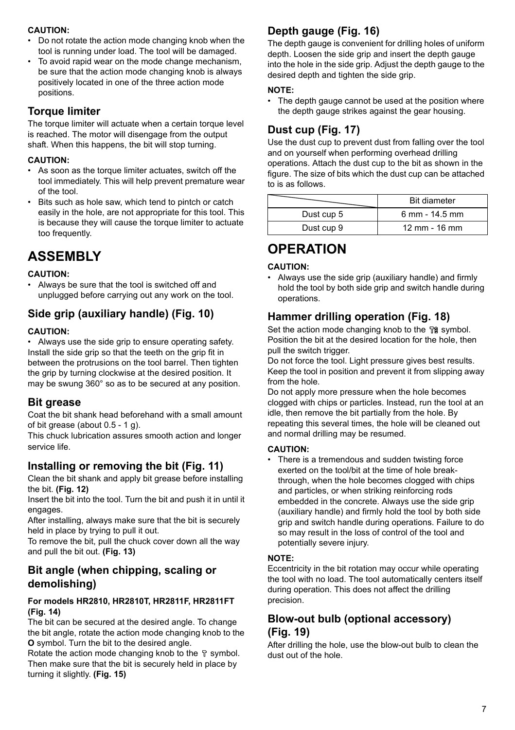**CAUTION:**

- Do not rotate the action mode changing knob when the tool is running under load. The tool will be damaged.
- To avoid rapid wear on the mode change mechanism, be sure that the action mode changing knob is always positively located in one of the three action mode positions.

## Torque limiter

The torque limiter will actuate when a certain torque level is reached. The motor will disengage from the output shaft. When this happens, the bit will stop turning.

**CAUTION:**

- As soon as the torque limiter actuates, switch off the tool immediately. This will help prevent premature wear of the tool.
- Bits such as hole saw, which tend to pintch or catch easily in the hole, are not appropriate for this tool. This is because they will cause the torque limiter to actuate too frequently.

# ASSEMBLY

**CAUTION:**

- Always be sure that the tool is switched off and unplugged before carrying out any work on the tool.

## Side grip (auxiliary handle) (Fig. 10)

**CAUTION:**

- Always use the side grip to ensure operating safety.

Install the side grip so that the teeth on the grip fit in between the protrusions on the tool barrel. Then tighten the grip by turning clockwise at the desired position. It may be swung 360° so as to be secured at any position.

## Bit grease

Coat the bit shank head beforehand with a small amount of bit grease (about 0.5 - 1 g).

This chuck lubrication assures smooth action and longer service life.

## Installing or removing the bit (Fig. 11)

Clean the bit shank and apply bit grease before installing the bit. **(Fig. 12)**

Insert the bit into the tool. Turn the bit and push it in until it engages.

After installing, always make sure that the bit is securely held in place by trying to pull it out.

To remove the bit, pull the chuck cover down all the way and pull the bit out. **(Fig. 13)**

## Bit angle (when chipping, scaling or demolishing)

**For models HR2810, HR2810T, HR2811F, HR2811FT (Fig. 14)**

The bit can be secured at the desired angle. To change the bit angle, rotate the action mode changing knob to the **O** symbol. Turn the bit to the desired angle.

Rotate the action mode changing knob to the symbol. Then make sure that the bit is securely held in place by turning it slightly. **(Fig. 15)**

## Depth gauge (Fig. 16)

The depth gauge is convenient for drilling holes of uniform depth. Loosen the side grip and insert the depth gauge into the hole in the side grip. Adjust the depth gauge to the desired depth and tighten the side grip.

**NOTE:**

- The depth gauge cannot be used at the position where the depth gauge strikes against the gear housing.

## Dust cup (Fig. 17)

Use the dust cup to prevent dust from falling over the tool and on yourself when performing overhead drilling operations. Attach the dust cup to the bit as shown in the figure. The size of bits which the dust cup can be attached to is as follows.

| | Bit diameter |
|---|---|
| Dust cup 5 | 6 mm - 14.5 mm |
| Dust cup 9 | 12 mm - 16 mm |

# OPERATION

**CAUTION:**

- Always use the side grip (auxiliary handle) and firmly hold the tool by both side grip and switch handle during operations.

## Hammer drilling operation (Fig. 18)

Set the action mode changing knob to the symbol. Position the bit at the desired location for the hole, then pull the switch trigger.

Do not force the tool. Light pressure gives best results. Keep the tool in position and prevent it from slipping away from the hole.

Do not apply more pressure when the hole becomes clogged with chips or particles. Instead, run the tool at an idle, then remove the bit partially from the hole. By repeating this several times, the hole will be cleaned out and normal drilling may be resumed.

**CAUTION:**

- There is a tremendous and sudden twisting force exerted on the tool/bit at the time of hole break-through, when the hole becomes clogged with chips and particles, or when striking reinforcing rods embedded in the concrete. Always use the side grip (auxiliary handle) and firmly hold the tool by both side grip and switch handle during operations. Failure to do so may result in the loss of control of the tool and potentially severe injury.

**NOTE:**

Eccentricity in the bit rotation may occur while operating the tool with no load. The tool automatically centers itself during operation. This does not affect the drilling precision.

## Blow-out bulb (optional accessory) (Fig. 19)

After drilling the hole, use the blow-out bulb to clean the dust out of the hole.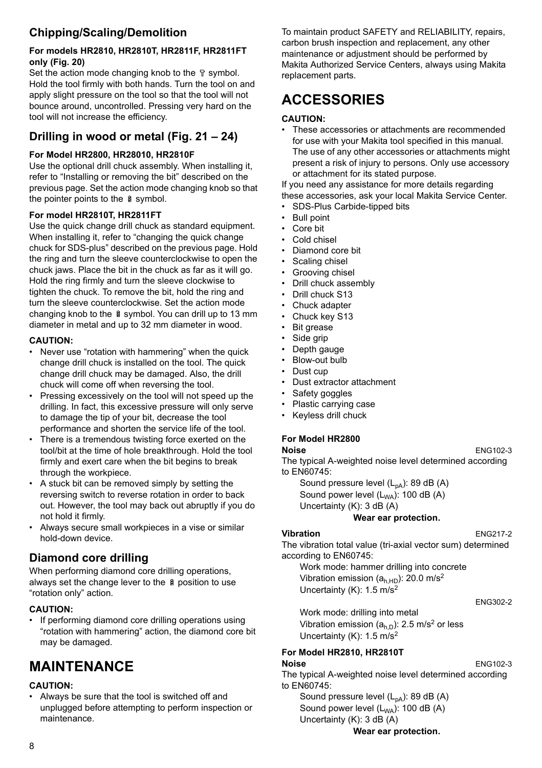## Chipping/Scaling/Demolition

**For models HR2810, HR2810T, HR2811F, HR2811FT only (Fig. 20)**

Set the action mode changing knob to the 🔨 symbol. Hold the tool firmly with both hands. Turn the tool on and apply slight pressure on the tool so that the tool will not bounce around, uncontrolled. Pressing very hard on the tool will not increase the efficiency.

## Drilling in wood or metal (Fig. 21 – 24)

**For Model HR2800, HR28010, HR2810F**

Use the optional drill chuck assembly. When installing it, refer to "Installing or removing the bit" described on the previous page. Set the action mode changing knob so that the pointer points to the 🔩 symbol.

**For model HR2810T, HR2811FT**

Use the quick change drill chuck as standard equipment. When installing it, refer to "changing the quick change chuck for SDS-plus" described on the previous page. Hold the ring and turn the sleeve counterclockwise to open the chuck jaws. Place the bit in the chuck as far as it will go. Hold the ring firmly and turn the sleeve clockwise to tighten the chuck. To remove the bit, hold the ring and turn the sleeve counterclockwise. Set the action mode changing knob to the 🔩 symbol. You can drill up to 13 mm diameter in metal and up to 32 mm diameter in wood.

**CAUTION:**

- Never use "rotation with hammering" when the quick change drill chuck is installed on the tool. The quick change drill chuck may be damaged. Also, the drill chuck will come off when reversing the tool.
- Pressing excessively on the tool will not speed up the drilling. In fact, this excessive pressure will only serve to damage the tip of your bit, decrease the tool performance and shorten the service life of the tool.
- There is a tremendous twisting force exerted on the tool/bit at the time of hole breakthrough. Hold the tool firmly and exert care when the bit begins to break through the workpiece.
- A stuck bit can be removed simply by setting the reversing switch to reverse rotation in order to back out. However, the tool may back out abruptly if you do not hold it firmly.
- Always secure small workpieces in a vise or similar hold-down device.

## Diamond core drilling

When performing diamond core drilling operations, always set the change lever to the 🔩 position to use "rotation only" action.

**CAUTION:**

- If performing diamond core drilling operations using "rotation with hammering" action, the diamond core bit may be damaged.

# MAINTENANCE

**CAUTION:**

- Always be sure that the tool is switched off and unplugged before attempting to perform inspection or maintenance.

To maintain product SAFETY and RELIABILITY, repairs, carbon brush inspection and replacement, any other maintenance or adjustment should be performed by Makita Authorized Service Centers, always using Makita replacement parts.

# ACCESSORIES

**CAUTION:**

- These accessories or attachments are recommended for use with your Makita tool specified in this manual. The use of any other accessories or attachments might present a risk of injury to persons. Only use accessory or attachment for its stated purpose.

If you need any assistance for more details regarding these accessories, ask your local Makita Service Center.

- SDS-Plus Carbide-tipped bits
- Bull point
- Core bit
- Cold chisel
- Diamond core bit
- Scaling chisel
- Grooving chisel
- Drill chuck assembly
- Drill chuck S13
- Chuck adapter
- Chuck key S13
- Bit grease
- Side grip
- Depth gauge
- Blow-out bulb
- Dust cup
- Dust extractor attachment
- Safety goggles
- Plastic carrying case
- Keyless drill chuck

**For Model HR2800**

**Noise** ENG102-3

The typical A-weighted noise level determined according to EN60745:

Sound pressure level ($L_{pA}$): 89 dB (A)
Sound power level ($L_{WA}$): 100 dB (A)
Uncertainty (K): 3 dB (A)

**Wear ear protection.**

**Vibration** ENG217-2

The vibration total value (tri-axial vector sum) determined according to EN60745:

Work mode: hammer drilling into concrete
Vibration emission ($a_{h,HD}$): 20.0 m/s$^2$
Uncertainty (K): 1.5 m/s$^2$

ENG302-2

Work mode: drilling into metal
Vibration emission ($a_{h,D}$): 2.5 m/s$^2$ or less
Uncertainty (K): 1.5 m/s$^2$

**For Model HR2810, HR2810T**

**Noise** ENG102-3

The typical A-weighted noise level determined according to EN60745:

Sound pressure level ($L_{pA}$): 89 dB (A)
Sound power level ($L_{WA}$): 100 dB (A)
Uncertainty (K): 3 dB (A)

**Wear ear protection.**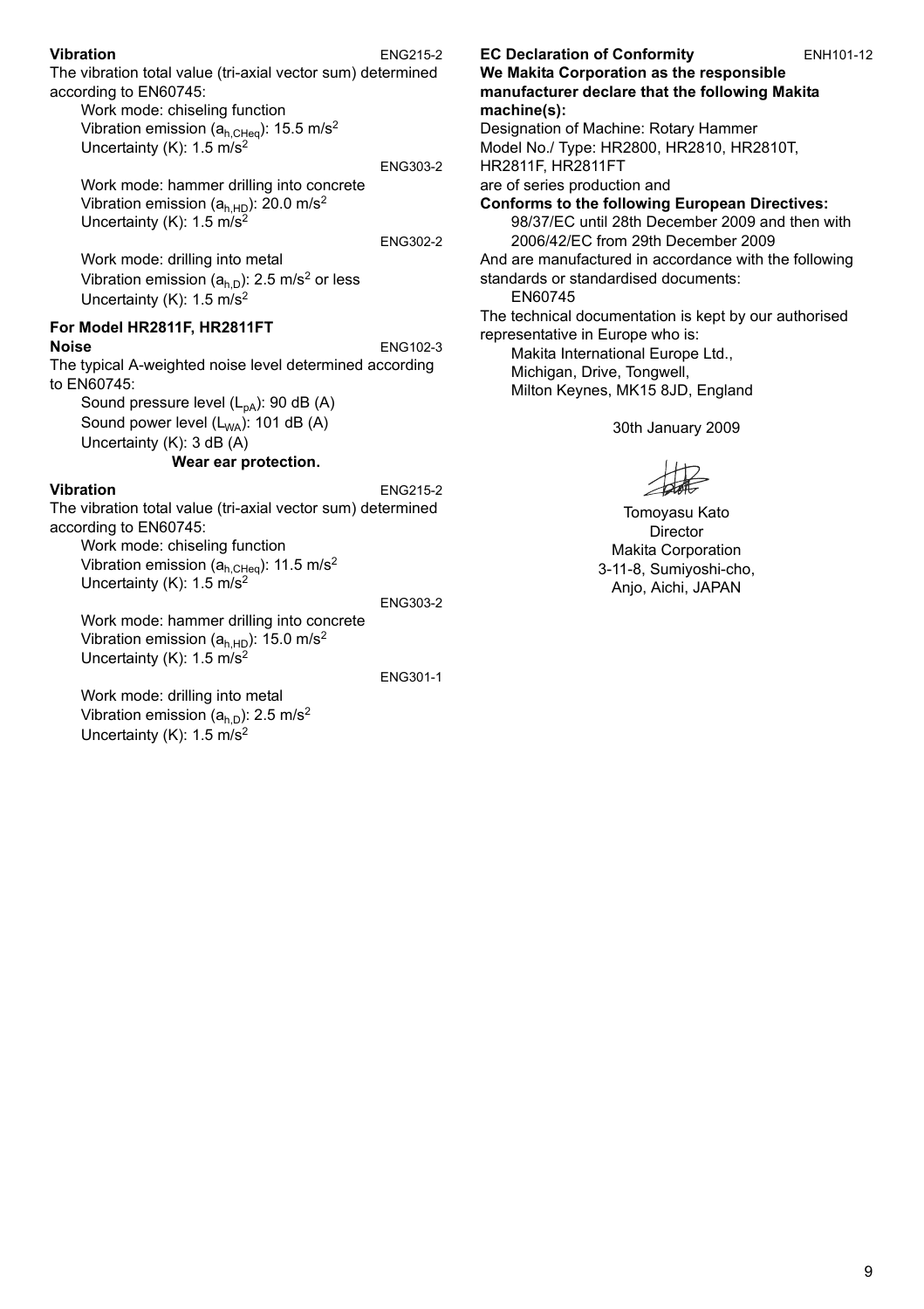**Vibration** ENG215-2

The vibration total value (tri-axial vector sum) determined according to EN60745:

Work mode: chiseling function
Vibration emission ($a_{h,CHeq}$): 15.5 $m/s^2$
Uncertainty (K): 1.5 $m/s^2$

ENG303-2

Work mode: hammer drilling into concrete
Vibration emission ($a_{h,HD}$): 20.0 $m/s^2$
Uncertainty (K): 1.5 $m/s^2$

ENG302-2

Work mode: drilling into metal
Vibration emission ($a_{h,D}$): 2.5 $m/s^2$ or less
Uncertainty (K): 1.5 $m/s^2$

**For Model HR2811F, HR2811FT**

**Noise** ENG102-3

The typical A-weighted noise level determined according to EN60745:

Sound pressure level ($L_{pA}$): 90 dB (A)
Sound power level ($L_{WA}$): 101 dB (A)
Uncertainty (K): 3 dB (A)

**Wear ear protection.**

**Vibration** ENG215-2

The vibration total value (tri-axial vector sum) determined according to EN60745:

Work mode: chiseling function
Vibration emission ($a_{h,CHeq}$): 11.5 $m/s^2$
Uncertainty (K): 1.5 $m/s^2$

ENG303-2

Work mode: hammer drilling into concrete
Vibration emission ($a_{h,HD}$): 15.0 $m/s^2$
Uncertainty (K): 1.5 $m/s^2$

ENG301-1

Work mode: drilling into metal
Vibration emission ($a_{h,D}$): 2.5 $m/s^2$
Uncertainty (K): 1.5 $m/s^2$

**EC Declaration of Conformity** ENH101-12

**We Makita Corporation as the responsible manufacturer declare that the following Makita machine(s):**

Designation of Machine: Rotary Hammer
Model No./ Type: HR2800, HR2810, HR2810T, HR2811F, HR2811FT
are of series production and

**Conforms to the following European Directives:**

98/37/EC until 28th December 2009 and then with 2006/42/EC from 29th December 2009

And are manufactured in accordance with the following standards or standardised documents:

EN60745

The technical documentation is kept by our authorised representative in Europe who is:

Makita International Europe Ltd.,
Michigan, Drive, Tongwell,
Milton Keynes, MK15 8JD, England

30th January 2009

Tomoyasu Kato
Director
Makita Corporation
3-11-8, Sumiyoshi-cho,
Anjo, Aichi, JAPAN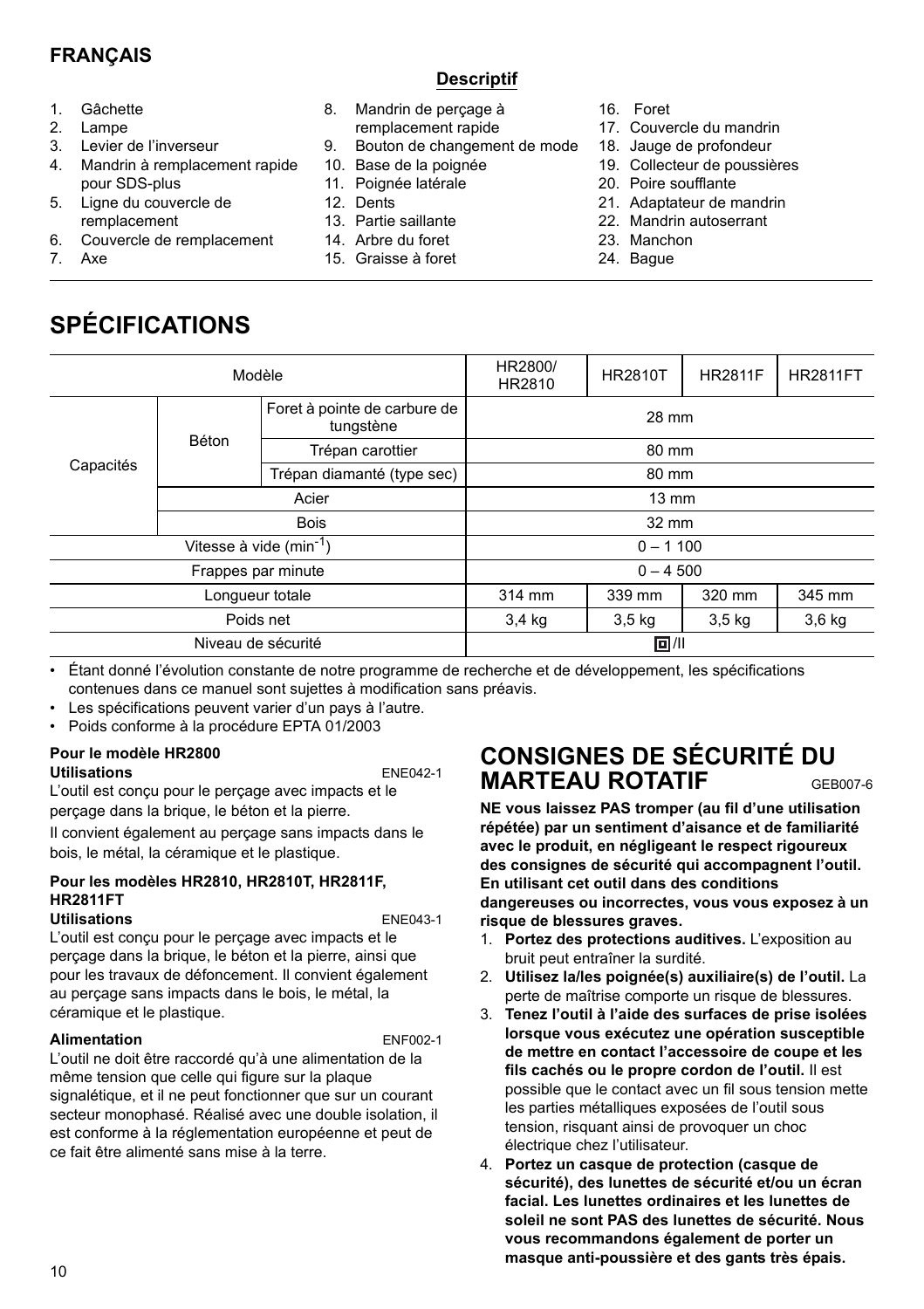## FRANÇAIS

### Descriptif

1. Gâchette
2. Lampe
3. Levier de l'inverseur
4. Mandrin à remplacement rapide pour SDS-plus
5. Ligne du couvercle de remplacement
6. Couvercle de remplacement
7. Axe
8. Mandrin de perçage à remplacement rapide
9. Bouton de changement de mode
10. Base de la poignée
11. Poignée latérale
12. Dents
13. Partie saillante
14. Arbre du foret
15. Graisse à foret
16. Foret
17. Couvercle du mandrin
18. Jauge de profondeur
19. Collecteur de poussières
20. Poire soufflante
21. Adaptateur de mandrin
22. Mandrin autoserrant
23. Manchon
24. Bague

# SPÉCIFICATIONS

| Modèle | | | HR2800/ HR2810 | HR2810T | HR2811F | HR2811FT |
|---|---|---|---|---|---|---|
| Capacités | Béton | Foret à pointe de carbure de tungstène | 28 mm | | | |
| | | Trépan carottier | 80 mm | | | |
| | | Trépan diamanté (type sec) | 80 mm | | | |
| | Acier | | 13 mm | | | |
| | Bois | | 32 mm | | | |
| Vitesse à vide (min$^{-1}$) | | | 0 – 1 100 | | | |
| Frappes par minute | | | 0 – 4 500 | | | |
| Longueur totale | | | 314 mm | 339 mm | 320 mm | 345 mm |
| Poids net | | | 3,4 kg | 3,5 kg | 3,5 kg | 3,6 kg |
| Niveau de sécurité | | | ⧈/II | | | |

- Étant donné l'évolution constante de notre programme de recherche et de développement, les spécifications contenues dans ce manuel sont sujettes à modification sans préavis.
- Les spécifications peuvent varier d'un pays à l'autre.
- Poids conforme à la procédure EPTA 01/2003

**Pour le modèle HR2800**

**Utilisations** ENE042-1

L'outil est conçu pour le perçage avec impacts et le perçage dans la brique, le béton et la pierre.

Il convient également au perçage sans impacts dans le bois, le métal, la céramique et le plastique.

**Pour les modèles HR2810, HR2810T, HR2811F, HR2811FT**

**Utilisations** ENE043-1

L'outil est conçu pour le perçage avec impacts et le perçage dans la brique, le béton et la pierre, ainsi que pour les travaux de défoncement. Il convient également au perçage sans impacts dans le bois, le métal, la céramique et le plastique.

**Alimentation** ENF002-1

L'outil ne doit être raccordé qu'à une alimentation de la même tension que celle qui figure sur la plaque signalétique, et il ne peut fonctionner que sur un courant secteur monophasé. Réalisé avec une double isolation, il est conforme à la réglementation européenne et peut de ce fait être alimenté sans mise à la terre.

## CONSIGNES DE SÉCURITÉ DU MARTEAU ROTATIF GEB007-6

**NE vous laissez PAS tromper (au fil d'une utilisation répétée) par un sentiment d'aisance et de familiarité avec le produit, en négligeant le respect rigoureux des consignes de sécurité qui accompagnent l'outil. En utilisant cet outil dans des conditions dangereuses ou incorrectes, vous vous exposez à un risque de blessures graves.**

1. **Portez des protections auditives.** L'exposition au bruit peut entraîner la surdité.
2. **Utilisez la/les poignée(s) auxiliaire(s) de l'outil.** La perte de maîtrise comporte un risque de blessures.
3. **Tenez l'outil à l'aide des surfaces de prise isolées lorsque vous exécutez une opération susceptible de mettre en contact l'accessoire de coupe et les fils cachés ou le propre cordon de l'outil.** Il est possible que le contact avec un fil sous tension mette les parties métalliques exposées de l'outil sous tension, risquant ainsi de provoquer un choc électrique chez l'utilisateur.
4. **Portez un casque de protection (casque de sécurité), des lunettes de sécurité et/ou un écran facial. Les lunettes ordinaires et les lunettes de soleil ne sont PAS des lunettes de sécurité. Nous vous recommandons également de porter un masque anti-poussière et des gants très épais.**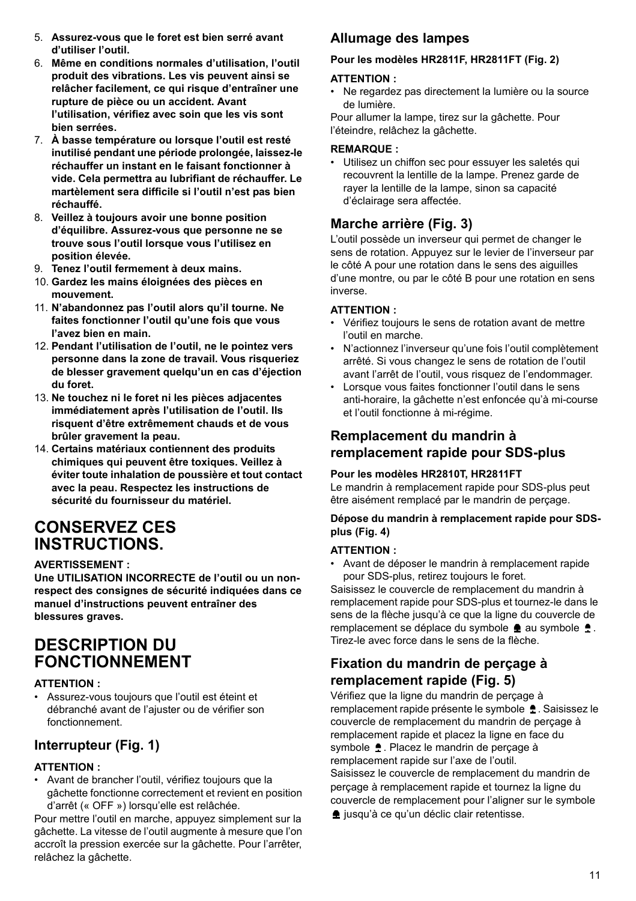5. **Assurez-vous que le foret est bien serré avant d'utiliser l'outil.**
6. **Même en conditions normales d'utilisation, l'outil produit des vibrations. Les vis peuvent ainsi se relâcher facilement, ce qui risque d'entraîner une rupture de pièce ou un accident. Avant l'utilisation, vérifiez avec soin que les vis sont bien serrées.**
7. **À basse température ou lorsque l'outil est resté inutilisé pendant une période prolongée, laissez-le réchauffer un instant en le faisant fonctionner à vide. Cela permettra au lubrifiant de réchauffer. Le martèlement sera difficile si l'outil n'est pas bien réchauffé.**
8. **Veillez à toujours avoir une bonne position d'équilibre. Assurez-vous que personne ne se trouve sous l'outil lorsque vous l'utilisez en position élevée.**
9. **Tenez l'outil fermement à deux mains.**
10. **Gardez les mains éloignées des pièces en mouvement.**
11. **N'abandonnez pas l'outil alors qu'il tourne. Ne faites fonctionner l'outil qu'une fois que vous l'avez bien en main.**
12. **Pendant l'utilisation de l'outil, ne le pointez vers personne dans la zone de travail. Vous risqueriez de blesser gravement quelqu'un en cas d'éjection du foret.**
13. **Ne touchez ni le foret ni les pièces adjacentes immédiatement après l'utilisation de l'outil. Ils risquent d'être extrêmement chauds et de vous brûler gravement la peau.**
14. **Certains matériaux contiennent des produits chimiques qui peuvent être toxiques. Veillez à éviter toute inhalation de poussière et tout contact avec la peau. Respectez les instructions de sécurité du fournisseur du matériel.**

# CONSERVEZ CES INSTRUCTIONS.

**AVERTISSEMENT :**
**Une UTILISATION INCORRECTE de l'outil ou un non-respect des consignes de sécurité indiquées dans ce manuel d'instructions peuvent entraîner des blessures graves.**

# DESCRIPTION DU FONCTIONNEMENT

**ATTENTION :**
- Assurez-vous toujours que l'outil est éteint et débranché avant de l'ajuster ou de vérifier son fonctionnement.

## Interrupteur (Fig. 1)

**ATTENTION :**
- Avant de brancher l'outil, vérifiez toujours que la gâchette fonctionne correctement et revient en position d'arrêt (« OFF ») lorsqu'elle est relâchée.

Pour mettre l'outil en marche, appuyez simplement sur la gâchette. La vitesse de l'outil augmente à mesure que l'on accroît la pression exercée sur la gâchette. Pour l'arrêter, relâchez la gâchette.

## Allumage des lampes

**Pour les modèles HR2811F, HR2811FT (Fig. 2)**

**ATTENTION :**
- Ne regardez pas directement la lumière ou la source de lumière.

Pour allumer la lampe, tirez sur la gâchette. Pour l'éteindre, relâchez la gâchette.

**REMARQUE :**
- Utilisez un chiffon sec pour essuyer les saletés qui recouvrent la lentille de la lampe. Prenez garde de rayer la lentille de la lampe, sinon sa capacité d'éclairage sera affectée.

## Marche arrière (Fig. 3)

L'outil possède un inverseur qui permet de changer le sens de rotation. Appuyez sur le levier de l'inverseur par le côté A pour une rotation dans le sens des aiguilles d'une montre, ou par le côté B pour une rotation en sens inverse.

**ATTENTION :**
- Vérifiez toujours le sens de rotation avant de mettre l'outil en marche.
- N'actionnez l'inverseur qu'une fois l'outil complètement arrêté. Si vous changez le sens de rotation de l'outil avant l'arrêt de l'outil, vous risquez de l'endommager.
- Lorsque vous faites fonctionner l'outil dans le sens anti-horaire, la gâchette n'est enfoncée qu'à mi-course et l'outil fonctionne à mi-régime.

## Remplacement du mandrin à remplacement rapide pour SDS-plus

**Pour les modèles HR2810T, HR2811FT**

Le mandrin à remplacement rapide pour SDS-plus peut être aisément remplacé par le mandrin de perçage.

**Dépose du mandrin à remplacement rapide pour SDS-plus (Fig. 4)**

**ATTENTION :**
- Avant de déposer le mandrin à remplacement rapide pour SDS-plus, retirez toujours le foret.

Saisissez le couvercle de remplacement du mandrin à remplacement rapide pour SDS-plus et tournez-le dans le sens de la flèche jusqu'à ce que la ligne du couvercle de remplacement se déplace du symbole 🔒 au symbole 🔓. Tirez-le avec force dans le sens de la flèche.

## Fixation du mandrin de perçage à remplacement rapide (Fig. 5)

Vérifiez que la ligne du mandrin de perçage à remplacement rapide présente le symbole 🔓. Saisissez le couvercle de remplacement du mandrin de perçage à remplacement rapide et placez la ligne en face du symbole 🔓. Placez le mandrin de perçage à remplacement rapide sur l'axe de l'outil.
Saisissez le couvercle de remplacement du mandrin de perçage à remplacement rapide et tournez la ligne du couvercle de remplacement pour l'aligner sur le symbole 🔒 jusqu'à ce qu'un déclic clair retentisse.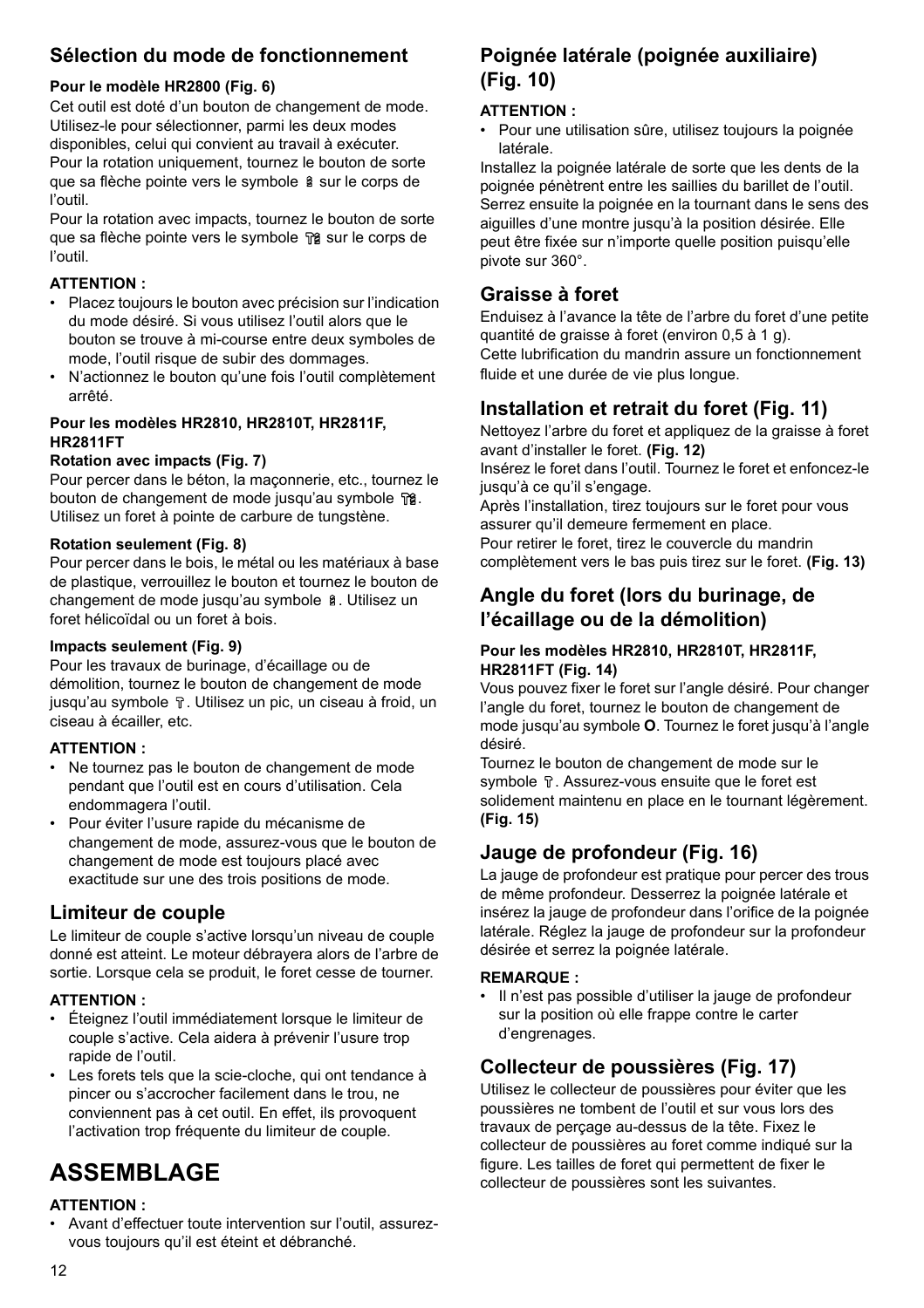### Sélection du mode de fonctionnement

**Pour le modèle HR2800 (Fig. 6)**

Cet outil est doté d'un bouton de changement de mode. Utilisez-le pour sélectionner, parmi les deux modes disponibles, celui qui convient au travail à exécuter.
Pour la rotation uniquement, tournez le bouton de sorte que sa flèche pointe vers le symbole sur le corps de l'outil.
Pour la rotation avec impacts, tournez le bouton de sorte que sa flèche pointe vers le symbole sur le corps de l'outil.

**ATTENTION :**

- Placez toujours le bouton avec précision sur l'indication du mode désiré. Si vous utilisez l'outil alors que le bouton se trouve à mi-course entre deux symboles de mode, l'outil risque de subir des dommages.
- N'actionnez le bouton qu'une fois l'outil complètement arrêté.

**Pour les modèles HR2810, HR2810T, HR2811F, HR2811FT**

**Rotation avec impacts (Fig. 7)**

Pour percer dans le béton, la maçonnerie, etc., tournez le bouton de changement de mode jusqu'au symbole . Utilisez un foret à pointe de carbure de tungstène.

**Rotation seulement (Fig. 8)**

Pour percer dans le bois, le métal ou les matériaux à base de plastique, verrouillez le bouton et tournez le bouton de changement de mode jusqu'au symbole . Utilisez un foret hélicoïdal ou un foret à bois.

**Impacts seulement (Fig. 9)**

Pour les travaux de burinage, d'écaillage ou de démolition, tournez le bouton de changement de mode jusqu'au symbole . Utilisez un pic, un ciseau à froid, un ciseau à écailler, etc.

**ATTENTION :**

- Ne tournez pas le bouton de changement de mode pendant que l'outil est en cours d'utilisation. Cela endommagera l'outil.
- Pour éviter l'usure rapide du mécanisme de changement de mode, assurez-vous que le bouton de changement de mode est toujours placé avec exactitude sur une des trois positions de mode.

### Limiteur de couple

Le limiteur de couple s'active lorsqu'un niveau de couple donné est atteint. Le moteur débrayera alors de l'arbre de sortie. Lorsque cela se produit, le foret cesse de tourner.

**ATTENTION :**

- Éteignez l'outil immédiatement lorsque le limiteur de couple s'active. Cela aidera à prévenir l'usure trop rapide de l'outil.
- Les forets tels que la scie-cloche, qui ont tendance à pincer ou s'accrocher facilement dans le trou, ne conviennent pas à cet outil. En effet, ils provoquent l'activation trop fréquente du limiteur de couple.

# ASSEMBLAGE

**ATTENTION :**

- Avant d'effectuer toute intervention sur l'outil, assurez-vous toujours qu'il est éteint et débranché.

### Poignée latérale (poignée auxiliaire) (Fig. 10)

**ATTENTION :**

- Pour une utilisation sûre, utilisez toujours la poignée latérale.

Installez la poignée latérale de sorte que les dents de la poignée pénètrent entre les saillies du barillet de l'outil. Serrez ensuite la poignée en la tournant dans le sens des aiguilles d'une montre jusqu'à la position désirée. Elle peut être fixée sur n'importe quelle position puisqu'elle pivote sur 360°.

### Graisse à foret

Enduisez à l'avance la tête de l'arbre du foret d'une petite quantité de graisse à foret (environ 0,5 à 1 g).
Cette lubrification du mandrin assure un fonctionnement fluide et une durée de vie plus longue.

### Installation et retrait du foret (Fig. 11)

Nettoyez l'arbre du foret et appliquez de la graisse à foret avant d'installer le foret. **(Fig. 12)**
Insérez le foret dans l'outil. Tournez le foret et enfoncez-le jusqu'à ce qu'il s'engage.
Après l'installation, tirez toujours sur le foret pour vous assurer qu'il demeure fermement en place.
Pour retirer le foret, tirez le couvercle du mandrin complètement vers le bas puis tirez sur le foret. **(Fig. 13)**

### Angle du foret (lors du burinage, de l'écaillage ou de la démolition)

**Pour les modèles HR2810, HR2810T, HR2811F, HR2811FT (Fig. 14)**

Vous pouvez fixer le foret sur l'angle désiré. Pour changer l'angle du foret, tournez le bouton de changement de mode jusqu'au symbole **O**. Tournez le foret jusqu'à l'angle désiré.
Tournez le bouton de changement de mode sur le symbole . Assurez-vous ensuite que le foret est solidement maintenu en place en le tournant légèrement. **(Fig. 15)**

### Jauge de profondeur (Fig. 16)

La jauge de profondeur est pratique pour percer des trous de même profondeur. Desserrez la poignée latérale et insérez la jauge de profondeur dans l'orifice de la poignée latérale. Réglez la jauge de profondeur sur la profondeur désirée et serrez la poignée latérale.

**REMARQUE :**

- Il n'est pas possible d'utiliser la jauge de profondeur sur la position où elle frappe contre le carter d'engrenages.

### Collecteur de poussières (Fig. 17)

Utilisez le collecteur de poussières pour éviter que les poussières ne tombent de l'outil et sur vous lors des travaux de perçage au-dessus de la tête. Fixez le collecteur de poussières au foret comme indiqué sur la figure. Les tailles de foret qui permettent de fixer le collecteur de poussières sont les suivantes.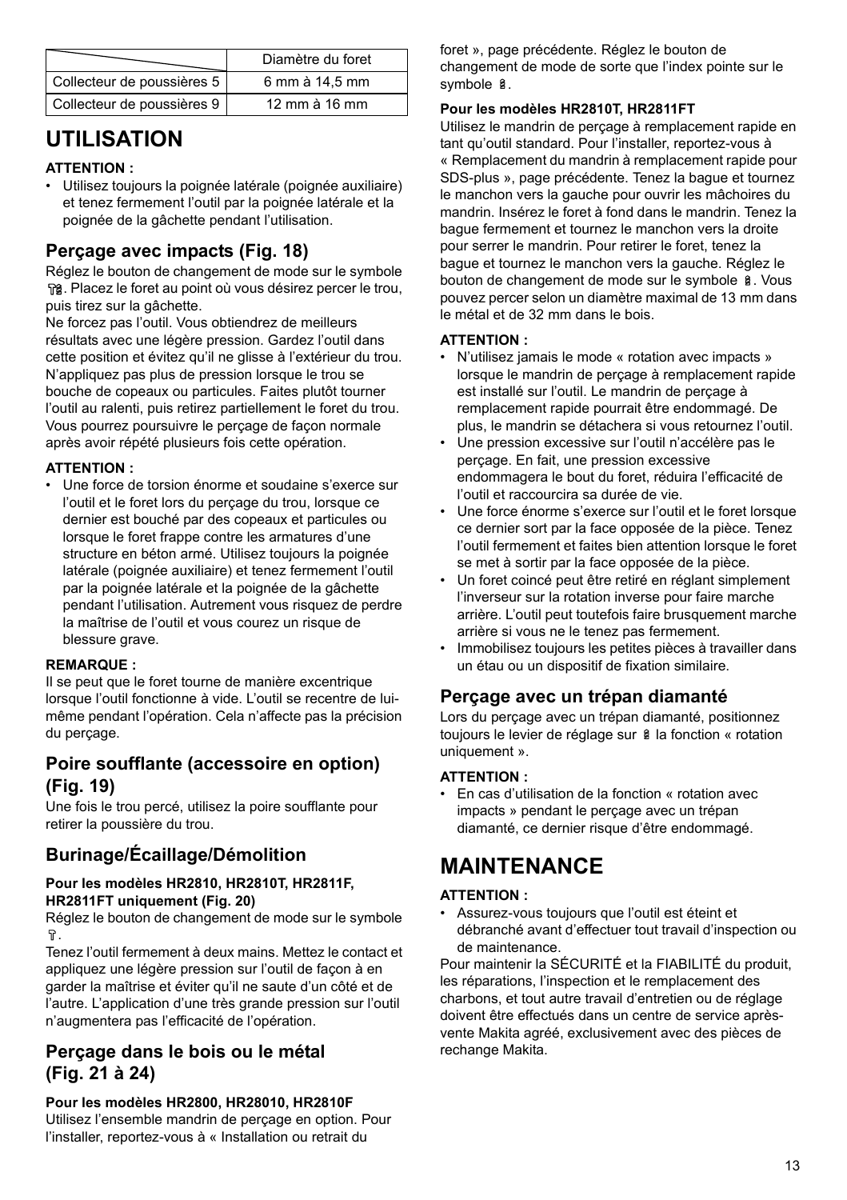| | Diamètre du foret |
|---|---|
| Collecteur de poussières 5 | 6 mm à 14,5 mm |
| Collecteur de poussières 9 | 12 mm à 16 mm |

# UTILISATION

**ATTENTION :**

- Utilisez toujours la poignée latérale (poignée auxiliaire) et tenez fermement l'outil par la poignée latérale et la poignée de la gâchette pendant l'utilisation.

## Perçage avec impacts (Fig. 18)

Réglez le bouton de changement de mode sur le symbole . Placez le foret au point où vous désirez percer le trou, puis tirez sur la gâchette.

Ne forcez pas l'outil. Vous obtiendrez de meilleurs résultats avec une légère pression. Gardez l'outil dans cette position et évitez qu'il ne glisse à l'extérieur du trou. N'appliquez pas plus de pression lorsque le trou se bouche de copeaux ou particules. Faites plutôt tourner l'outil au ralenti, puis retirez partiellement le foret du trou. Vous pourrez poursuivre le perçage de façon normale après avoir répété plusieurs fois cette opération.

**ATTENTION :**

- Une force de torsion énorme et soudaine s'exerce sur l'outil et le foret lors du perçage du trou, lorsque ce dernier est bouché par des copeaux et particules ou lorsque le foret frappe contre les armatures d'une structure en béton armé. Utilisez toujours la poignée latérale (poignée auxiliaire) et tenez fermement l'outil par la poignée latérale et la poignée de la gâchette pendant l'utilisation. Autrement vous risquez de perdre la maîtrise de l'outil et vous courez un risque de blessure grave.

**REMARQUE :**

Il se peut que le foret tourne de manière excentrique lorsque l'outil fonctionne à vide. L'outil se recentre de lui-même pendant l'opération. Cela n'affecte pas la précision du perçage.

## Poire soufflante (accessoire en option) (Fig. 19)

Une fois le trou percé, utilisez la poire soufflante pour retirer la poussière du trou.

## Burinage/Écaillage/Démolition

**Pour les modèles HR2810, HR2810T, HR2811F, HR2811FT uniquement (Fig. 20)**

Réglez le bouton de changement de mode sur le symbole .

Tenez l'outil fermement à deux mains. Mettez le contact et appliquez une légère pression sur l'outil de façon à en garder la maîtrise et éviter qu'il ne saute d'un côté et de l'autre. L'application d'une très grande pression sur l'outil n'augmentera pas l'efficacité de l'opération.

## Perçage dans le bois ou le métal (Fig. 21 à 24)

**Pour les modèles HR2800, HR28010, HR2810F**

Utilisez l'ensemble mandrin de perçage en option. Pour l'installer, reportez-vous à « Installation ou retrait du foret », page précédente. Réglez le bouton de changement de mode de sorte que l'index pointe sur le symbole .

**Pour les modèles HR2810T, HR2811FT**

Utilisez le mandrin de perçage à remplacement rapide en tant qu'outil standard. Pour l'installer, reportez-vous à « Remplacement du mandrin à remplacement rapide pour SDS-plus », page précédente. Tenez la bague et tournez le manchon vers la gauche pour ouvrir les mâchoires du mandrin. Insérez le foret à fond dans le mandrin. Tenez la bague fermement et tournez le manchon vers la droite pour serrer le mandrin. Pour retirer le foret, tenez la bague et tournez le manchon vers la gauche. Réglez le bouton de changement de mode sur le symbole . Vous pouvez percer selon un diamètre maximal de 13 mm dans le métal et de 32 mm dans le bois.

**ATTENTION :**

- N'utilisez jamais le mode « rotation avec impacts » lorsque le mandrin de perçage à remplacement rapide est installé sur l'outil. Le mandrin de perçage à remplacement rapide pourrait être endommagé. De plus, le mandrin se détachera si vous retournez l'outil.
- Une pression excessive sur l'outil n'accélère pas le perçage. En fait, une pression excessive endommagera le bout du foret, réduira l'efficacité de l'outil et raccourcira sa durée de vie.
- Une force énorme s'exerce sur l'outil et le foret lorsque ce dernier sort par la face opposée de la pièce. Tenez l'outil fermement et faites bien attention lorsque le foret se met à sortir par la face opposée de la pièce.
- Un foret coincé peut être retiré en réglant simplement l'inverseur sur la rotation inverse pour faire marche arrière. L'outil peut toutefois faire brusquement marche arrière si vous ne le tenez pas fermement.
- Immobilisez toujours les petites pièces à travailler dans un étau ou un dispositif de fixation similaire.

## Perçage avec un trépan diamanté

Lors du perçage avec un trépan diamanté, positionnez toujours le levier de réglage sur  la fonction « rotation uniquement ».

**ATTENTION :**

- En cas d'utilisation de la fonction « rotation avec impacts » pendant le perçage avec un trépan diamanté, ce dernier risque d'être endommagé.

# MAINTENANCE

**ATTENTION :**

- Assurez-vous toujours que l'outil est éteint et débranché avant d'effectuer tout travail d'inspection ou de maintenance.

Pour maintenir la SÉCURITÉ et la FIABILITÉ du produit, les réparations, l'inspection et le remplacement des charbons, et tout autre travail d'entretien ou de réglage doivent être effectués dans un centre de service après-vente Makita agréé, exclusivement avec des pièces de rechange Makita.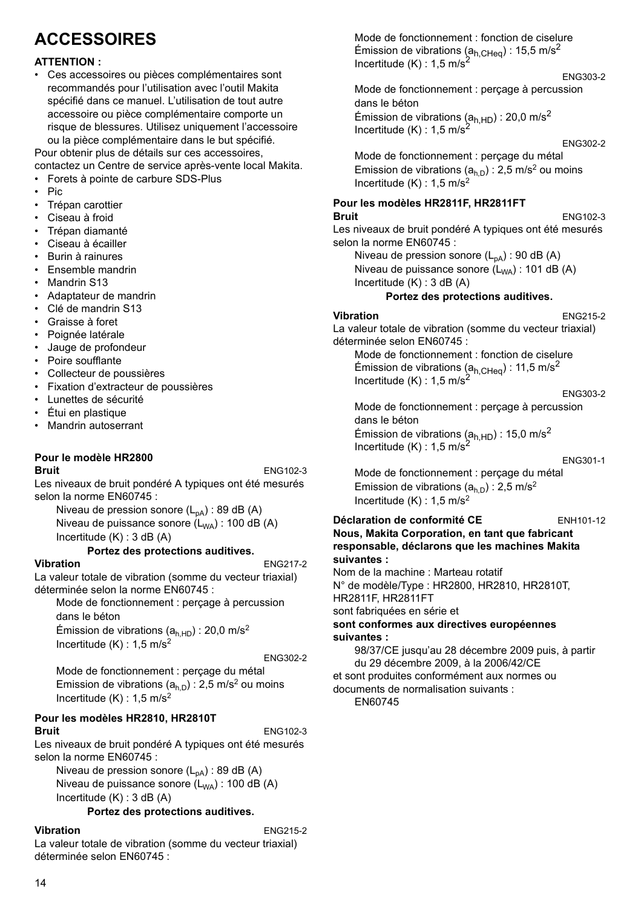## ACCESSOIRES

**ATTENTION :**

- Ces accessoires ou pièces complémentaires sont recommandés pour l'utilisation avec l'outil Makita spécifié dans ce manuel. L'utilisation de tout autre accessoire ou pièce complémentaire comporte un risque de blessures. Utilisez uniquement l'accessoire ou la pièce complémentaire dans le but spécifié.

Pour obtenir plus de détails sur ces accessoires, contactez un Centre de service après-vente local Makita.

- Forets à pointe de carbure SDS-Plus
- Pic
- Trépan carottier
- Ciseau à froid
- Trépan diamanté
- Ciseau à écailler
- Burin à rainures
- Ensemble mandrin
- Mandrin S13
- Adaptateur de mandrin
- Clé de mandrin S13
- Graisse à foret
- Poignée latérale
- Jauge de profondeur
- Poire soufflante
- Collecteur de poussières
- Fixation d'extracteur de poussières
- Lunettes de sécurité
- Étui en plastique
- Mandrin autoserrant

**Pour le modèle HR2800**

**Bruit** ENG102-3

Les niveaux de bruit pondéré A typiques ont été mesurés selon la norme EN60745 :

Niveau de pression sonore ($L_{pA}$) : 89 dB (A)
Niveau de puissance sonore ($L_{WA}$) : 100 dB (A)
Incertitude (K) : 3 dB (A)

**Portez des protections auditives.**

**Vibration** ENG217-2

La valeur totale de vibration (somme du vecteur triaxial) déterminée selon la norme EN60745 :

Mode de fonctionnement : perçage à percussion dans le béton
Émission de vibrations ($a_{h,HD}$) : 20,0 m/s$^2$
Incertitude (K) : 1,5 m/s$^2$

ENG302-2

Mode de fonctionnement : perçage du métal
Emission de vibrations ($a_{h,D}$) : 2,5 m/s$^2$ ou moins
Incertitude (K) : 1,5 m/s$^2$

**Pour les modèles HR2810, HR2810T**

**Bruit** ENG102-3

Les niveaux de bruit pondéré A typiques ont été mesurés selon la norme EN60745 :

Niveau de pression sonore ($L_{pA}$) : 89 dB (A)
Niveau de puissance sonore ($L_{WA}$) : 100 dB (A)
Incertitude (K) : 3 dB (A)

**Portez des protections auditives.**

**Vibration** ENG215-2

La valeur totale de vibration (somme du vecteur triaxial) déterminée selon EN60745 :

Mode de fonctionnement : fonction de ciselure
Émission de vibrations ($a_{h,CHeq}$) : 15,5 m/s$^2$
Incertitude (K) : 1,5 m/s$^2$

ENG303-2

Mode de fonctionnement : perçage à percussion dans le béton
Émission de vibrations ($a_{h,HD}$) : 20,0 m/s$^2$
Incertitude (K) : 1,5 m/s$^2$

ENG302-2

Mode de fonctionnement : perçage du métal
Emission de vibrations ($a_{h,D}$) : 2,5 m/s$^2$ ou moins
Incertitude (K) : 1,5 m/s$^2$

**Pour les modèles HR2811F, HR2811FT**

**Bruit** ENG102-3

Les niveaux de bruit pondéré A typiques ont été mesurés selon la norme EN60745 :

Niveau de pression sonore ($L_{pA}$) : 90 dB (A)
Niveau de puissance sonore ($L_{WA}$) : 101 dB (A)
Incertitude (K) : 3 dB (A)

**Portez des protections auditives.**

**Vibration** ENG215-2

La valeur totale de vibration (somme du vecteur triaxial) déterminée selon EN60745 :

Mode de fonctionnement : fonction de ciselure
Émission de vibrations ($a_{h,CHeq}$) : 11,5 m/s$^2$
Incertitude (K) : 1,5 m/s$^2$

ENG303-2

Mode de fonctionnement : perçage à percussion dans le béton
Émission de vibrations ($a_{h,HD}$) : 15,0 m/s$^2$
Incertitude (K) : 1,5 m/s$^2$

ENG301-1

Mode de fonctionnement : perçage du métal
Emission de vibrations ($a_{h,D}$) : 2,5 m/s$^2$
Incertitude (K) : 1,5 m/s$^2$

**Déclaration de conformité CE** ENH101-12

**Nous, Makita Corporation, en tant que fabricant responsable, déclarons que les machines Makita suivantes :**

Nom de la machine : Marteau rotatif
N° de modèle/Type : HR2800, HR2810, HR2810T, HR2811F, HR2811FT
sont fabriquées en série et

**sont conformes aux directives européennes suivantes :**

98/37/CE jusqu'au 28 décembre 2009 puis, à partir du 29 décembre 2009, à la 2006/42/CE

et sont produites conformément aux normes ou documents de normalisation suivants :

EN60745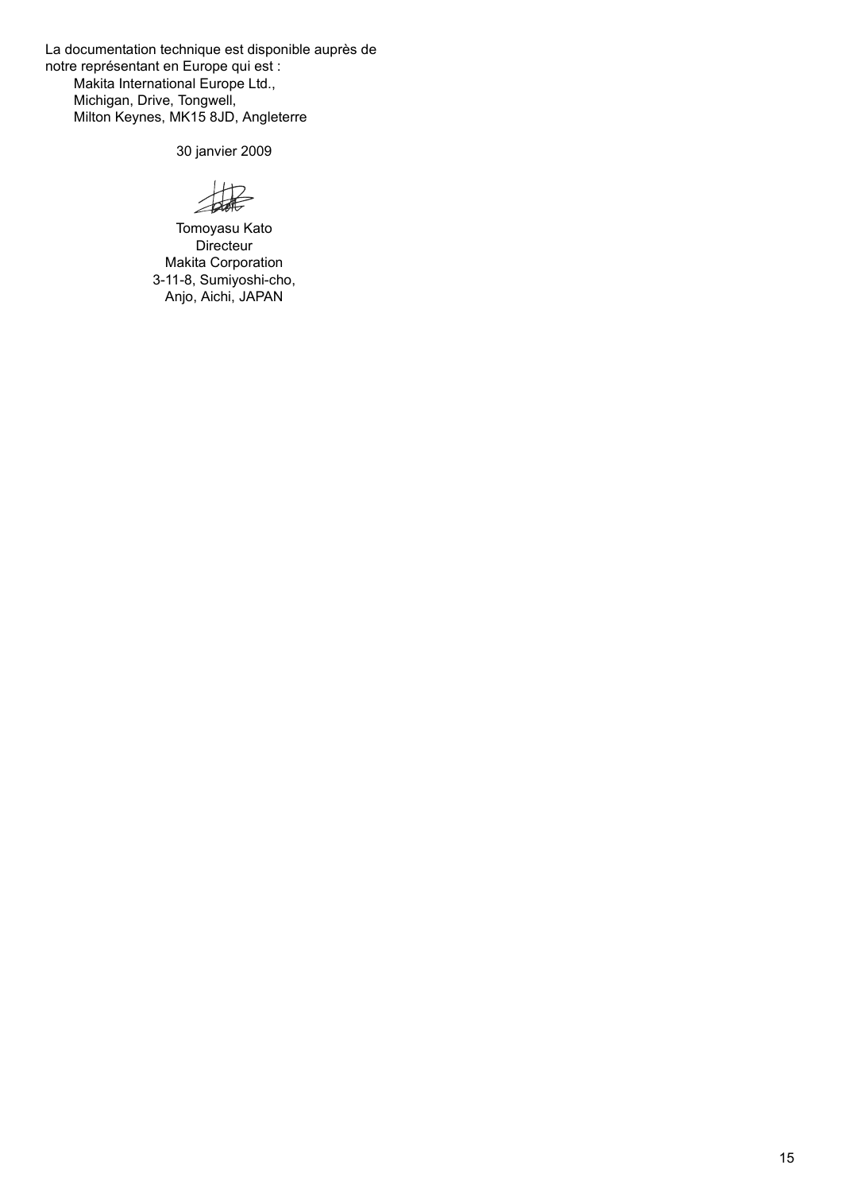La documentation technique est disponible auprès de notre représentant en Europe qui est :

Makita International Europe Ltd.,
Michigan, Drive, Tongwell,
Milton Keynes, MK15 8JD, Angleterre

30 janvier 2009

Tomoyasu Kato
Directeur
Makita Corporation
3-11-8, Sumiyoshi-cho,
Anjo, Aichi, JAPAN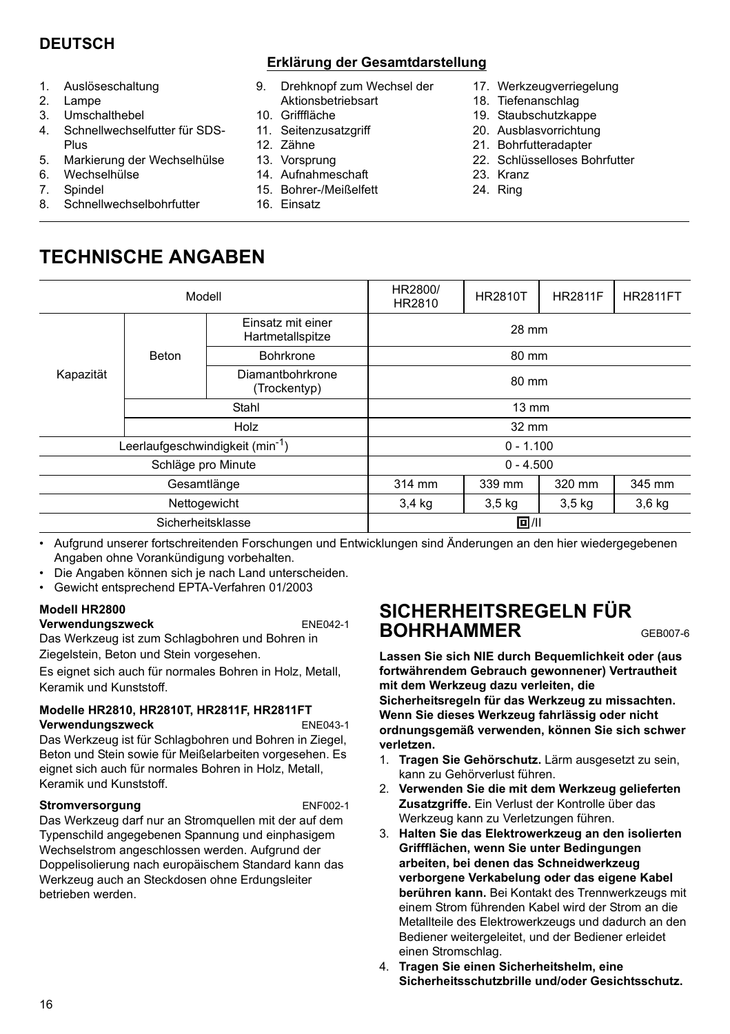**DEUTSCH**

**Erklärung der Gesamtdarstellung**

1. Auslöseschaltung
2. Lampe
3. Umschalthebel
4. Schnellwechselfutter für SDS-Plus
5. Markierung der Wechselhülse
6. Wechselhülse
7. Spindel
8. Schnellwechselbohrfutter
9. Drehknopf zum Wechsel der Aktionsbetriebsart
10. Grifffläche
11. Seitenzusatzgriff
12. Zähne
13. Vorsprung
14. Aufnahmeschaft
15. Bohrer-/Meißelfett
16. Einsatz
17. Werkzeugverriegelung
18. Tiefenanschlag
19. Staubschutzkappe
20. Ausblasvorrichtung
21. Bohrfutteradapter
22. Schlüsselloses Bohrfutter
23. Kranz
24. Ring

# TECHNISCHE ANGABEN

| Modell | | | HR2800/ HR2810 | HR2810T | HR2811F | HR2811FT |
|---|---|---|---|---|---|---|
| Kapazität | Beton | Einsatz mit einer Hartmetallspitze | 28 mm | | | |
| | | Bohrkrone | 80 mm | | | |
| | | Diamantbohrkrone (Trockentyp) | 80 mm | | | |
| | Stahl | | 13 mm | | | |
| | Holz | | 32 mm | | | |
| Leerlaufgeschwindigkeit ($min^{-1}$) | | | 0 - 1.100 | | | |
| Schläge pro Minute | | | 0 - 4.500 | | | |
| Gesamtlänge | | | 314 mm | 339 mm | 320 mm | 345 mm |
| Nettogewicht | | | 3,4 kg | 3,5 kg | 3,5 kg | 3,6 kg |
| Sicherheitsklasse | | | ⧈/II | | | |

- Aufgrund unserer fortschreitenden Forschungen und Entwicklungen sind Änderungen an den hier wiedergegebenen Angaben ohne Vorankündigung vorbehalten.
- Die Angaben können sich je nach Land unterscheiden.
- Gewicht entsprechend EPTA-Verfahren 01/2003

**Modell HR2800**

**Verwendungszweck** ENE042-1

Das Werkzeug ist zum Schlagbohren und Bohren in Ziegelstein, Beton und Stein vorgesehen.

Es eignet sich auch für normales Bohren in Holz, Metall, Keramik und Kunststoff.

**Modelle HR2810, HR2810T, HR2811F, HR2811FT**

**Verwendungszweck** ENE043-1

Das Werkzeug ist für Schlagbohren und Bohren in Ziegel, Beton und Stein sowie für Meißelarbeiten vorgesehen. Es eignet sich auch für normales Bohren in Holz, Metall, Keramik und Kunststoff.

**Stromversorgung** ENF002-1

Das Werkzeug darf nur an Stromquellen mit der auf dem Typenschild angegebenen Spannung und einphasigem Wechselstrom angeschlossen werden. Aufgrund der Doppelisolierung nach europäischem Standard kann das Werkzeug auch an Steckdosen ohne Erdungsleiter betrieben werden.

# SICHERHEITSREGELN FÜR BOHRHAMMER

GEB007-6

**Lassen Sie sich NIE durch Bequemlichkeit oder (aus fortwährendem Gebrauch gewonnener) Vertrautheit mit dem Werkzeug dazu verleiten, die Sicherheitsregeln für das Werkzeug zu missachten. Wenn Sie dieses Werkzeug fahrlässig oder nicht ordnungsgemäß verwenden, können Sie sich schwer verletzen.**

1. **Tragen Sie Gehörschutz.** Lärm ausgesetzt zu sein, kann zu Gehörverlust führen.
2. **Verwenden Sie die mit dem Werkzeug gelieferten Zusatzgriffe.** Ein Verlust der Kontrolle über das Werkzeug kann zu Verletzungen führen.
3. **Halten Sie das Elektrowerkzeug an den isolierten Griffflächen, wenn Sie unter Bedingungen arbeiten, bei denen das Schneidwerkzeug verborgene Verkabelung oder das eigene Kabel berühren kann.** Bei Kontakt des Trennwerkzeugs mit einem Strom führenden Kabel wird der Strom an die Metallteile des Elektrowerkzeugs und dadurch an den Bediener weitergeleitet, und der Bediener erleidet einen Stromschlag.
4. **Tragen Sie einen Sicherheitshelm, eine Sicherheitsschutzbrille und/oder Gesichtsschutz.**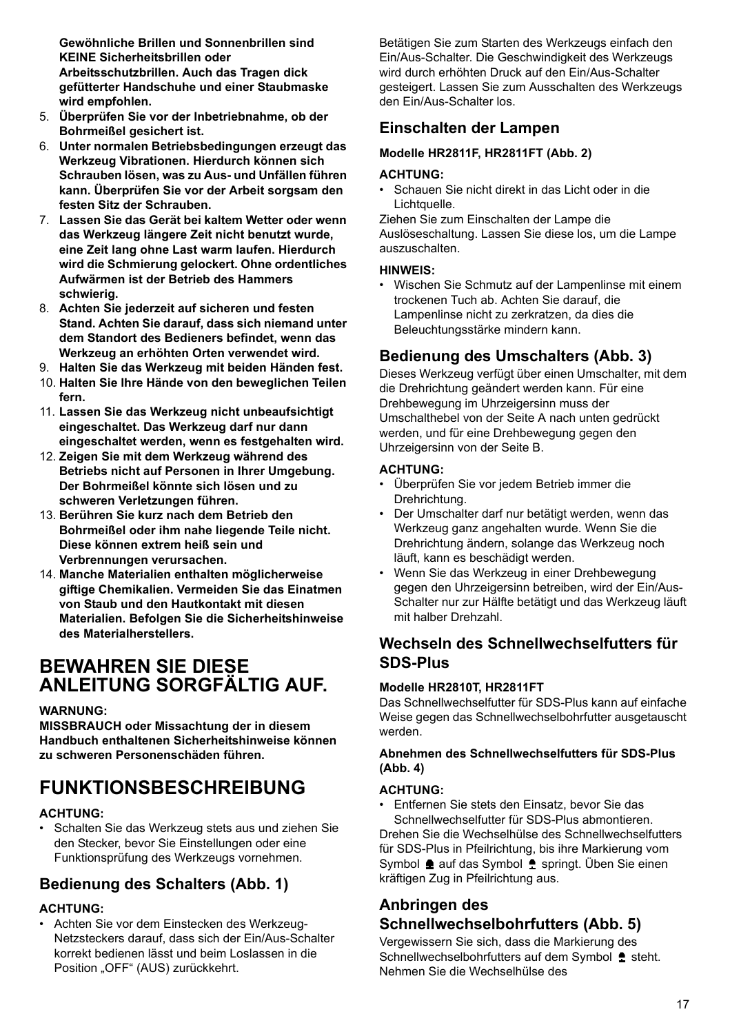**Gewöhnliche Brillen und Sonnenbrillen sind KEINE Sicherheitsbrillen oder Arbeitsschutzbrillen. Auch das Tragen dick gefütterter Handschuhe und einer Staubmaske wird empfohlen.**

5. **Überprüfen Sie vor der Inbetriebnahme, ob der Bohrmeißel gesichert ist.**
6. **Unter normalen Betriebsbedingungen erzeugt das Werkzeug Vibrationen. Hierdurch können sich Schrauben lösen, was zu Aus- und Unfällen führen kann. Überprüfen Sie vor der Arbeit sorgsam den festen Sitz der Schrauben.**
7. **Lassen Sie das Gerät bei kaltem Wetter oder wenn das Werkzeug längere Zeit nicht benutzt wurde, eine Zeit lang ohne Last warm laufen. Hierdurch wird die Schmierung gelockert. Ohne ordentliches Aufwärmen ist der Betrieb des Hammers schwierig.**
8. **Achten Sie jederzeit auf sicheren und festen Stand. Achten Sie darauf, dass sich niemand unter dem Standort des Bedieners befindet, wenn das Werkzeug an erhöhten Orten verwendet wird.**
9. **Halten Sie das Werkzeug mit beiden Händen fest.**
10. **Halten Sie Ihre Hände von den beweglichen Teilen fern.**
11. **Lassen Sie das Werkzeug nicht unbeaufsichtigt eingeschaltet. Das Werkzeug darf nur dann eingeschaltet werden, wenn es festgehalten wird.**
12. **Zeigen Sie mit dem Werkzeug während des Betriebs nicht auf Personen in Ihrer Umgebung. Der Bohrmeißel könnte sich lösen und zu schweren Verletzungen führen.**
13. **Berühren Sie kurz nach dem Betrieb den Bohrmeißel oder ihm nahe liegende Teile nicht. Diese können extrem heiß sein und Verbrennungen verursachen.**
14. **Manche Materialien enthalten möglicherweise giftige Chemikalien. Vermeiden Sie das Einatmen von Staub und den Hautkontakt mit diesen Materialien. Befolgen Sie die Sicherheitshinweise des Materialherstellers.**

# BEWAHREN SIE DIESE ANLEITUNG SORGFÄLTIG AUF.

**WARNUNG:**
**MISSBRAUCH oder Missachtung der in diesem Handbuch enthaltenen Sicherheitshinweise können zu schweren Personenschäden führen.**

# FUNKTIONSBESCHREIBUNG

**ACHTUNG:**
- Schalten Sie das Werkzeug stets aus und ziehen Sie den Stecker, bevor Sie Einstellungen oder eine Funktionsprüfung des Werkzeugs vornehmen.

## Bedienung des Schalters (Abb. 1)

**ACHTUNG:**
- Achten Sie vor dem Einstecken des Werkzeug-Netzsteckers darauf, dass sich der Ein/Aus-Schalter korrekt bedienen lässt und beim Loslassen in die Position „OFF“ (AUS) zurückkehrt.

Betätigen Sie zum Starten des Werkzeugs einfach den Ein/Aus-Schalter. Die Geschwindigkeit des Werkzeugs wird durch erhöhten Druck auf den Ein/Aus-Schalter gesteigert. Lassen Sie zum Ausschalten des Werkzeugs den Ein/Aus-Schalter los.

## Einschalten der Lampen

**Modelle HR2811F, HR2811FT (Abb. 2)**

**ACHTUNG:**
- Schauen Sie nicht direkt in das Licht oder in die Lichtquelle.

Ziehen Sie zum Einschalten der Lampe die Auslöseschaltung. Lassen Sie diese los, um die Lampe auszuschalten.

**HINWEIS:**
- Wischen Sie Schmutz auf der Lampenlinse mit einem trockenen Tuch ab. Achten Sie darauf, die Lampenlinse nicht zu zerkratzen, da dies die Beleuchtungsstärke mindern kann.

## Bedienung des Umschalters (Abb. 3)

Dieses Werkzeug verfügt über einen Umschalter, mit dem die Drehrichtung geändert werden kann. Für eine Drehbewegung im Uhrzeigersinn muss der Umschalthebel von der Seite A nach unten gedrückt werden, und für eine Drehbewegung gegen den Uhrzeigersinn von der Seite B.

**ACHTUNG:**
- Überprüfen Sie vor jedem Betrieb immer die Drehrichtung.
- Der Umschalter darf nur betätigt werden, wenn das Werkzeug ganz angehalten wurde. Wenn Sie die Drehrichtung ändern, solange das Werkzeug noch läuft, kann es beschädigt werden.
- Wenn Sie das Werkzeug in einer Drehbewegung gegen den Uhrzeigersinn betreiben, wird der Ein/Aus-Schalter nur zur Hälfte betätigt und das Werkzeug läuft mit halber Drehzahl.

## Wechseln des Schnellwechselfutters für SDS-Plus

**Modelle HR2810T, HR2811FT**

Das Schnellwechselfutter für SDS-Plus kann auf einfache Weise gegen das Schnellwechselbohrfutter ausgetauscht werden.

**Abnehmen des Schnellwechselfutters für SDS-Plus (Abb. 4)**

**ACHTUNG:**
- Entfernen Sie stets den Einsatz, bevor Sie das Schnellwechselfutter für SDS-Plus abmontieren.

Drehen Sie die Wechselhülse des Schnellwechselfutters für SDS-Plus in Pfeilrichtung, bis ihre Markierung vom Symbol ● auf das Symbol ● springt. Üben Sie einen kräftigen Zug in Pfeilrichtung aus.

## Anbringen des Schnellwechselbohrfutters (Abb. 5)

Vergewissern Sie sich, dass die Markierung des Schnellwechselbohrfutters auf dem Symbol ● steht. Nehmen Sie die Wechselhülse des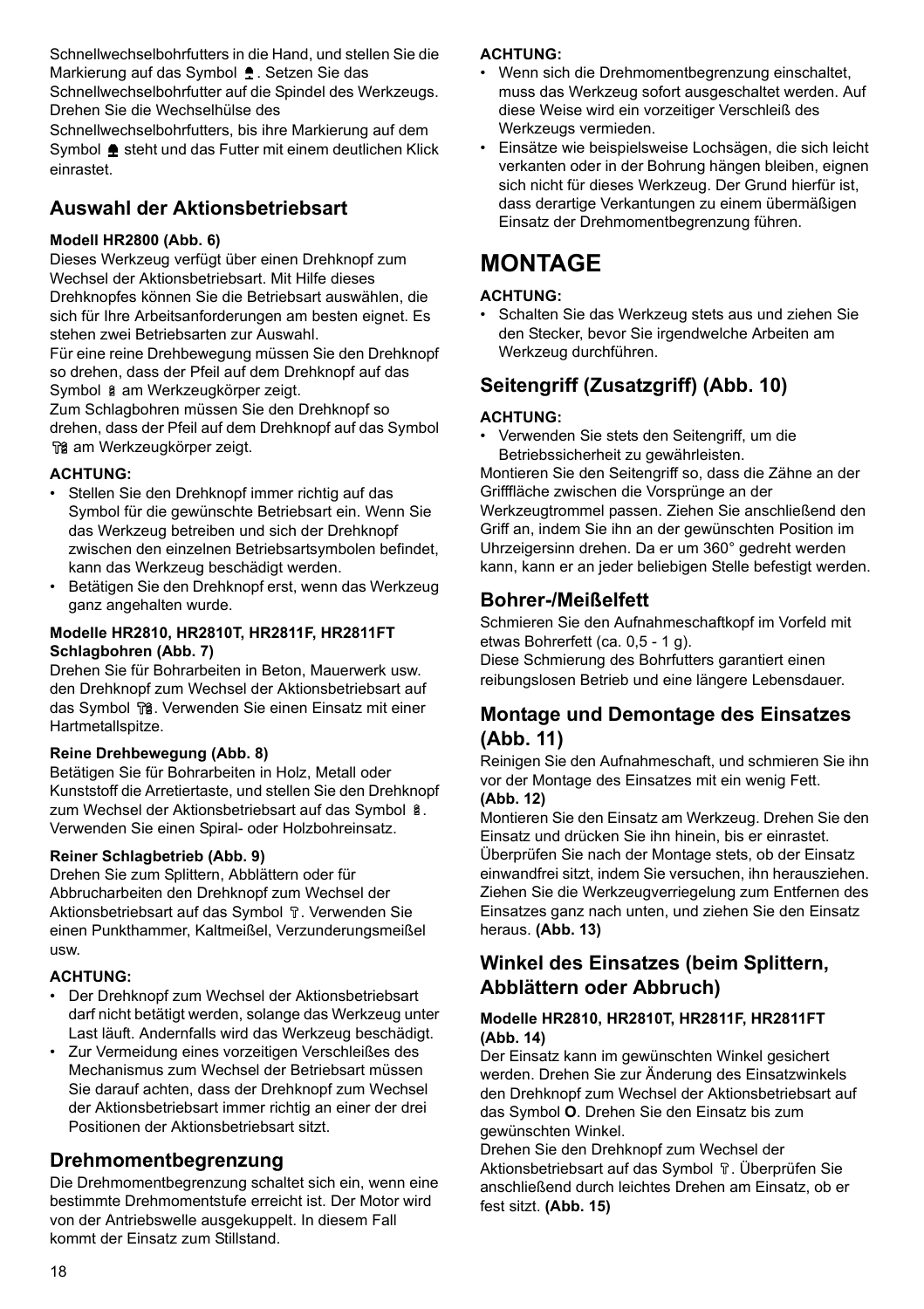Schnellwechselbohrfutters in die Hand, und stellen Sie die Markierung auf das Symbol . Setzen Sie das Schnellwechselbohrfutter auf die Spindel des Werkzeugs. Drehen Sie die Wechselhülse des Schnellwechselbohrfutters, bis ihre Markierung auf dem Symbol steht und das Futter mit einem deutlichen Klick einrastet.

## Auswahl der Aktionsbetriebsart

**Modell HR2800 (Abb. 6)**

Dieses Werkzeug verfügt über einen Drehknopf zum Wechsel der Aktionsbetriebsart. Mit Hilfe dieses Drehknopfes können Sie die Betriebsart auswählen, die sich für Ihre Arbeitsanforderungen am besten eignet. Es stehen zwei Betriebsarten zur Auswahl.

Für eine reine Drehbewegung müssen Sie den Drehknopf so drehen, dass der Pfeil auf dem Drehknopf auf das Symbol am Werkzeugkörper zeigt.

Zum Schlagbohren müssen Sie den Drehknopf so drehen, dass der Pfeil auf dem Drehknopf auf das Symbol am Werkzeugkörper zeigt.

**ACHTUNG:**

- Stellen Sie den Drehknopf immer richtig auf das Symbol für die gewünschte Betriebsart ein. Wenn Sie das Werkzeug betreiben und sich der Drehknopf zwischen den einzelnen Betriebsartsymbolen befindet, kann das Werkzeug beschädigt werden.
- Betätigen Sie den Drehknopf erst, wenn das Werkzeug ganz angehalten wurde.

**Modelle HR2810, HR2810T, HR2811F, HR2811FT Schlagbohren (Abb. 7)**

Drehen Sie für Bohrarbeiten in Beton, Mauerwerk usw. den Drehknopf zum Wechsel der Aktionsbetriebsart auf das Symbol . Verwenden Sie einen Einsatz mit einer Hartmetallspitze.

**Reine Drehbewegung (Abb. 8)**

Betätigen Sie für Bohrarbeiten in Holz, Metall oder Kunststoff die Arretiertaste, und stellen Sie den Drehknopf zum Wechsel der Aktionsbetriebsart auf das Symbol . Verwenden Sie einen Spiral- oder Holzbohreinsatz.

**Reiner Schlagbetrieb (Abb. 9)**

Drehen Sie zum Splittern, Abblättern oder für Abbrucharbeiten den Drehknopf zum Wechsel der Aktionsbetriebsart auf das Symbol . Verwenden Sie einen Punkthammer, Kaltmeißel, Verzunderungsmeißel usw.

**ACHTUNG:**

- Der Drehknopf zum Wechsel der Aktionsbetriebsart darf nicht betätigt werden, solange das Werkzeug unter Last läuft. Andernfalls wird das Werkzeug beschädigt.
- Zur Vermeidung eines vorzeitigen Verschleißes des Mechanismus zum Wechsel der Betriebsart müssen Sie darauf achten, dass der Drehknopf zum Wechsel der Aktionsbetriebsart immer richtig an einer der drei Positionen der Aktionsbetriebsart sitzt.

## Drehmomentbegrenzung

Die Drehmomentbegrenzung schaltet sich ein, wenn eine bestimmte Drehmomentstufe erreicht ist. Der Motor wird von der Antriebswelle ausgekuppelt. In diesem Fall kommt der Einsatz zum Stillstand.

**ACHTUNG:**

- Wenn sich die Drehmomentbegrenzung einschaltet, muss das Werkzeug sofort ausgeschaltet werden. Auf diese Weise wird ein vorzeitiger Verschleiß des Werkzeugs vermieden.
- Einsätze wie beispielsweise Lochsägen, die sich leicht verkanten oder in der Bohrung hängen bleiben, eignen sich nicht für dieses Werkzeug. Der Grund hierfür ist, dass derartige Verkantungen zu einem übermäßigen Einsatz der Drehmomentbegrenzung führen.

# MONTAGE

**ACHTUNG:**

- Schalten Sie das Werkzeug stets aus und ziehen Sie den Stecker, bevor Sie irgendwelche Arbeiten am Werkzeug durchführen.

## Seitengriff (Zusatzgriff) (Abb. 10)

**ACHTUNG:**

- Verwenden Sie stets den Seitengriff, um die Betriebssicherheit zu gewährleisten.

Montieren Sie den Seitengriff so, dass die Zähne an der Grifffläche zwischen die Vorsprünge an der Werkzeugtrommel passen. Ziehen Sie anschließend den Griff an, indem Sie ihn an der gewünschten Position im Uhrzeigersinn drehen. Da er um 360° gedreht werden kann, kann er an jeder beliebigen Stelle befestigt werden.

## Bohrer-/Meißelfett

Schmieren Sie den Aufnahmeschaftkopf im Vorfeld mit etwas Bohrerfett (ca. 0,5 - 1 g).

Diese Schmierung des Bohrfutters garantiert einen reibungslosen Betrieb und eine längere Lebensdauer.

## Montage und Demontage des Einsatzes (Abb. 11)

Reinigen Sie den Aufnahmeschaft, und schmieren Sie ihn vor der Montage des Einsatzes mit ein wenig Fett.

**(Abb. 12)**

Montieren Sie den Einsatz am Werkzeug. Drehen Sie den Einsatz und drücken Sie ihn hinein, bis er einrastet. Überprüfen Sie nach der Montage stets, ob der Einsatz einwandfrei sitzt, indem Sie versuchen, ihn herausziehen. Ziehen Sie die Werkzeugverriegelung zum Entfernen des Einsatzes ganz nach unten, und ziehen Sie den Einsatz heraus. **(Abb. 13)**

## Winkel des Einsatzes (beim Splittern, Abblättern oder Abbruch)

**Modelle HR2810, HR2810T, HR2811F, HR2811FT (Abb. 14)**

Der Einsatz kann im gewünschten Winkel gesichert werden. Drehen Sie zur Änderung des Einsatzwinkels den Drehknopf zum Wechsel der Aktionsbetriebsart auf das Symbol **O**. Drehen Sie den Einsatz bis zum gewünschten Winkel.

Drehen Sie den Drehknopf zum Wechsel der Aktionsbetriebsart auf das Symbol . Überprüfen Sie anschließend durch leichtes Drehen am Einsatz, ob er fest sitzt. **(Abb. 15)**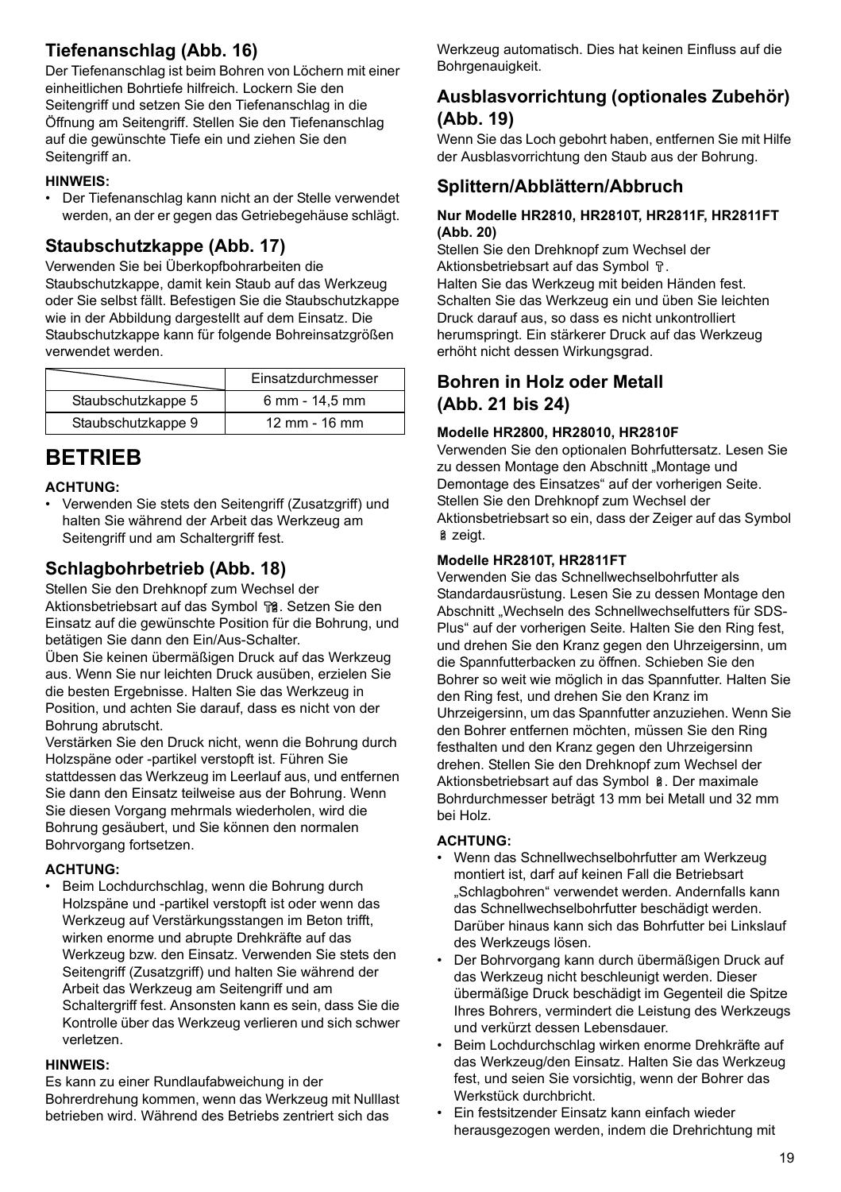### Tiefenanschlag (Abb. 16)

Der Tiefenanschlag ist beim Bohren von Löchern mit einer einheitlichen Bohrtiefe hilfreich. Lockern Sie den Seitengriff und setzen Sie den Tiefenanschlag in die Öffnung am Seitengriff. Stellen Sie den Tiefenanschlag auf die gewünschte Tiefe ein und ziehen Sie den Seitengriff an.

**HINWEIS:**

- Der Tiefenanschlag kann nicht an der Stelle verwendet werden, an der er gegen das Getriebegehäuse schlägt.

### Staubschutzkappe (Abb. 17)

Verwenden Sie bei Überkopfbohrarbeiten die Staubschutzkappe, damit kein Staub auf das Werkzeug oder Sie selbst fällt. Befestigen Sie die Staubschutzkappe wie in der Abbildung dargestellt auf dem Einsatz. Die Staubschutzkappe kann für folgende Bohreinsatzgrößen verwendet werden.

| | Einsatzdurchmesser |
|---|---|
| Staubschutzkappe 5 | 6 mm - 14,5 mm |
| Staubschutzkappe 9 | 12 mm - 16 mm |

## BETRIEB

**ACHTUNG:**

- Verwenden Sie stets den Seitengriff (Zusatzgriff) und halten Sie während der Arbeit das Werkzeug am Seitengriff und am Schaltergriff fest.

### Schlagbohrbetrieb (Abb. 18)

Stellen Sie den Drehknopf zum Wechsel der Aktionsbetriebsart auf das Symbol . Setzen Sie den Einsatz auf die gewünschte Position für die Bohrung, und betätigen Sie dann den Ein/Aus-Schalter.

Üben Sie keinen übermäßigen Druck auf das Werkzeug aus. Wenn Sie nur leichten Druck ausüben, erzielen Sie die besten Ergebnisse. Halten Sie das Werkzeug in Position, und achten Sie darauf, dass es nicht von der Bohrung abrutscht.

Verstärken Sie den Druck nicht, wenn die Bohrung durch Holzspäne oder -partikel verstopft ist. Führen Sie stattdessen das Werkzeug im Leerlauf aus, und entfernen Sie dann den Einsatz teilweise aus der Bohrung. Wenn Sie diesen Vorgang mehrmals wiederholen, wird die Bohrung gesäubert, und Sie können den normalen Bohrvorgang fortsetzen.

**ACHTUNG:**

- Beim Lochdurchschlag, wenn die Bohrung durch Holzspäne und -partikel verstopft ist oder wenn das Werkzeug auf Verstärkungsstangen im Beton trifft, wirken enorme und abrupte Drehkräfte auf das Werkzeug bzw. den Einsatz. Verwenden Sie stets den Seitengriff (Zusatzgriff) und halten Sie während der Arbeit das Werkzeug am Seitengriff und am Schaltergriff fest. Ansonsten kann es sein, dass Sie die Kontrolle über das Werkzeug verlieren und sich schwer verletzen.

**HINWEIS:**

Es kann zu einer Rundlaufabweichung in der Bohrerdrehung kommen, wenn das Werkzeug mit Nulllast betrieben wird. Während des Betriebs zentriert sich das Werkzeug automatisch. Dies hat keinen Einfluss auf die Bohrgenauigkeit.

### Ausblasvorrichtung (optionales Zubehör) (Abb. 19)

Wenn Sie das Loch gebohrt haben, entfernen Sie mit Hilfe der Ausblasvorrichtung den Staub aus der Bohrung.

### Splittern/Abblättern/Abbruch

**Nur Modelle HR2810, HR2810T, HR2811F, HR2811FT (Abb. 20)**

Stellen Sie den Drehknopf zum Wechsel der Aktionsbetriebsart auf das Symbol .

Halten Sie das Werkzeug mit beiden Händen fest. Schalten Sie das Werkzeug ein und üben Sie leichten Druck darauf aus, so dass es nicht unkontrolliert herumspringt. Ein stärkerer Druck auf das Werkzeug erhöht nicht dessen Wirkungsgrad.

### Bohren in Holz oder Metall (Abb. 21 bis 24)

**Modelle HR2800, HR28010, HR2810F**

Verwenden Sie den optionalen Bohrfuttersatz. Lesen Sie zu dessen Montage den Abschnitt „Montage und Demontage des Einsatzes" auf der vorherigen Seite. Stellen Sie den Drehknopf zum Wechsel der Aktionsbetriebsart so ein, dass der Zeiger auf das Symbol zeigt.

**Modelle HR2810T, HR2811FT**

Verwenden Sie das Schnellwechselbohrfutter als Standardausrüstung. Lesen Sie zu dessen Montage den Abschnitt „Wechseln des Schnellwechselfutters für SDS-Plus" auf der vorherigen Seite. Halten Sie den Ring fest, und drehen Sie den Kranz gegen den Uhrzeigersinn, um die Spannfutterbacken zu öffnen. Schieben Sie den Bohrer so weit wie möglich in das Spannfutter. Halten Sie den Ring fest, und drehen Sie den Kranz im Uhrzeigersinn, um das Spannfutter anzuziehen. Wenn Sie den Bohrer entfernen möchten, müssen Sie den Ring festhalten und den Kranz gegen den Uhrzeigersinn drehen. Stellen Sie den Drehknopf zum Wechsel der Aktionsbetriebsart auf das Symbol . Der maximale Bohrdurchmesser beträgt 13 mm bei Metall und 32 mm bei Holz.

**ACHTUNG:**

- Wenn das Schnellwechselbohrfutter am Werkzeug montiert ist, darf auf keinen Fall die Betriebsart „Schlagbohren" verwendet werden. Andernfalls kann das Schnellwechselbohrfutter beschädigt werden. Darüber hinaus kann sich das Bohrfutter bei Linkslauf des Werkzeugs lösen.
- Der Bohrvorgang kann durch übermäßigen Druck auf das Werkzeug nicht beschleunigt werden. Dieser übermäßige Druck beschädigt im Gegenteil die Spitze Ihres Bohrers, vermindert die Leistung des Werkzeugs und verkürzt dessen Lebensdauer.
- Beim Lochdurchschlag wirken enorme Drehkräfte auf das Werkzeug/den Einsatz. Halten Sie das Werkzeug fest, und seien Sie vorsichtig, wenn der Bohrer das Werkstück durchbricht.
- Ein festsitzender Einsatz kann einfach wieder herausgezogen werden, indem die Drehrichtung mit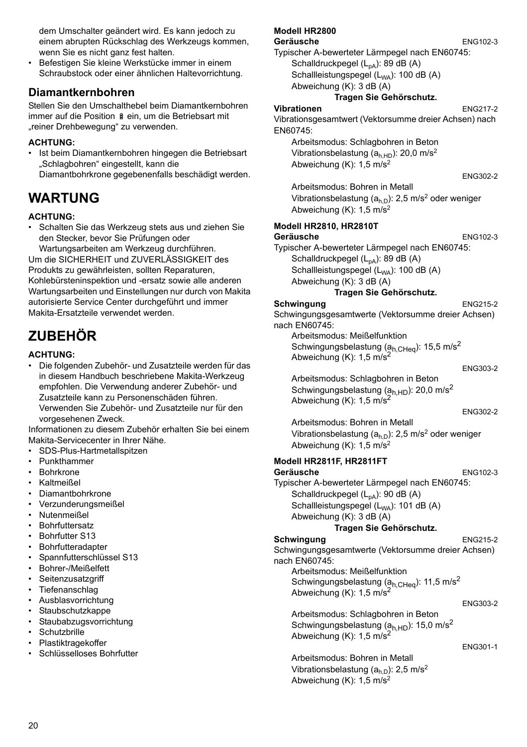dem Umschalter geändert wird. Es kann jedoch zu einem abrupten Rückschlag des Werkzeugs kommen, wenn Sie es nicht ganz fest halten.

- Befestigen Sie kleine Werkstücke immer in einem Schraubstock oder einer ähnlichen Haltevorrichtung.

### Diamantkernbohren

Stellen Sie den Umschalthebel beim Diamantkernbohren immer auf die Position ⚿ ein, um die Betriebsart mit „reiner Drehbewegung" zu verwenden.

**ACHTUNG:**

- Ist beim Diamantkernbohren hingegen die Betriebsart „Schlagbohren" eingestellt, kann die Diamantbohrkrone gegebenenfalls beschädigt werden.

## WARTUNG

**ACHTUNG:**

- Schalten Sie das Werkzeug stets aus und ziehen Sie den Stecker, bevor Sie Prüfungen oder Wartungsarbeiten am Werkzeug durchführen.

Um die SICHERHEIT und ZUVERLÄSSIGKEIT des Produkts zu gewährleisten, sollten Reparaturen, Kohlebürsteninspektion und -ersatz sowie alle anderen Wartungsarbeiten und Einstellungen nur durch von Makita autorisierte Service Center durchgeführt und immer Makita-Ersatzteile verwendet werden.

## ZUBEHÖR

**ACHTUNG:**

- Die folgenden Zubehör- und Zusatzteile werden für das in diesem Handbuch beschriebene Makita-Werkzeug empfohlen. Die Verwendung anderer Zubehör- und Zusatzteile kann zu Personenschäden führen. Verwenden Sie Zubehör- und Zusatzteile nur für den vorgesehenen Zweck.

Informationen zu diesem Zubehör erhalten Sie bei einem Makita-Servicecenter in Ihrer Nähe.

- SDS-Plus-Hartmetallspitzen
- Punkthammer
- Bohrkrone
- Kaltmeißel
- Diamantbohrkrone
- Verzunderungsmeißel
- Nutenmeißel
- Bohrfuttersatz
- Bohrfutter S13
- Bohrfutteradapter
- Spannfutterschlüssel S13
- Bohrer-/Meißelfett
- Seitenzusatzgriff
- Tiefenanschlag
- Ausblasvorrichtung
- Staubschutzkappe
- Staubabzugsvorrichtung
- Schutzbrille
- Plastiktragekoffer
- Schlüsselloses Bohrfutter

**Modell HR2800**

**Geräusche** ENG102-3

Typischer A-bewerteter Lärmpegel nach EN60745:

Schalldruckpegel ($L_{pA}$): 89 dB (A)
Schallleistungspegel ($L_{WA}$): 100 dB (A)
Abweichung (K): 3 dB (A)

**Tragen Sie Gehörschutz.**

**Vibrationen** ENG217-2

Vibrationsgesamtwert (Vektorsumme dreier Achsen) nach EN60745:

Arbeitsmodus: Schlagbohren in Beton
Vibrationsbelastung ($a_{h,HD}$): 20,0 m/s$^2$
Abweichung (K): 1,5 m/s$^2$

ENG302-2

Arbeitsmodus: Bohren in Metall
Vibrationsbelastung ($a_{h,D}$): 2,5 m/s$^2$ oder weniger
Abweichung (K): 1,5 m/s$^2$

**Modell HR2810, HR2810T**

**Geräusche** ENG102-3

Typischer A-bewerteter Lärmpegel nach EN60745:

Schalldruckpegel ($L_{pA}$): 89 dB (A)
Schallleistungspegel ($L_{WA}$): 100 dB (A)
Abweichung (K): 3 dB (A)

**Tragen Sie Gehörschutz.**

**Schwingung** ENG215-2

Schwingungsgesamtwerte (Vektorsumme dreier Achsen) nach EN60745:

Arbeitsmodus: Meißelfunktion
Schwingungsbelastung ($a_{h,CHeq}$): 15,5 m/s$^2$
Abweichung (K): 1,5 m/s$^2$

ENG303-2

Arbeitsmodus: Schlagbohren in Beton
Schwingungsbelastung ($a_{h,HD}$): 20,0 m/s$^2$
Abweichung (K): 1,5 m/s$^2$

ENG302-2

Arbeitsmodus: Bohren in Metall
Vibrationsbelastung ($a_{h,D}$): 2,5 m/s$^2$ oder weniger
Abweichung (K): 1,5 m/s$^2$

**Modell HR2811F, HR2811FT**

**Geräusche** ENG102-3

Typischer A-bewerteter Lärmpegel nach EN60745:

Schalldruckpegel ($L_{pA}$): 90 dB (A)
Schallleistungspegel ($L_{WA}$): 101 dB (A)
Abweichung (K): 3 dB (A)

**Tragen Sie Gehörschutz.**

**Schwingung** ENG215-2

Schwingungsgesamtwerte (Vektorsumme dreier Achsen) nach EN60745:

Arbeitsmodus: Meißelfunktion
Schwingungsbelastung ($a_{h,CHeq}$): 11,5 m/s$^2$
Abweichung (K): 1,5 m/s$^2$

ENG303-2

Arbeitsmodus: Schlagbohren in Beton
Schwingungsbelastung ($a_{h,HD}$): 15,0 m/s$^2$
Abweichung (K): 1,5 m/s$^2$

ENG301-1

Arbeitsmodus: Bohren in Metall
Vibrationsbelastung ($a_{h,D}$): 2,5 m/s$^2$
Abweichung (K): 1,5 m/s$^2$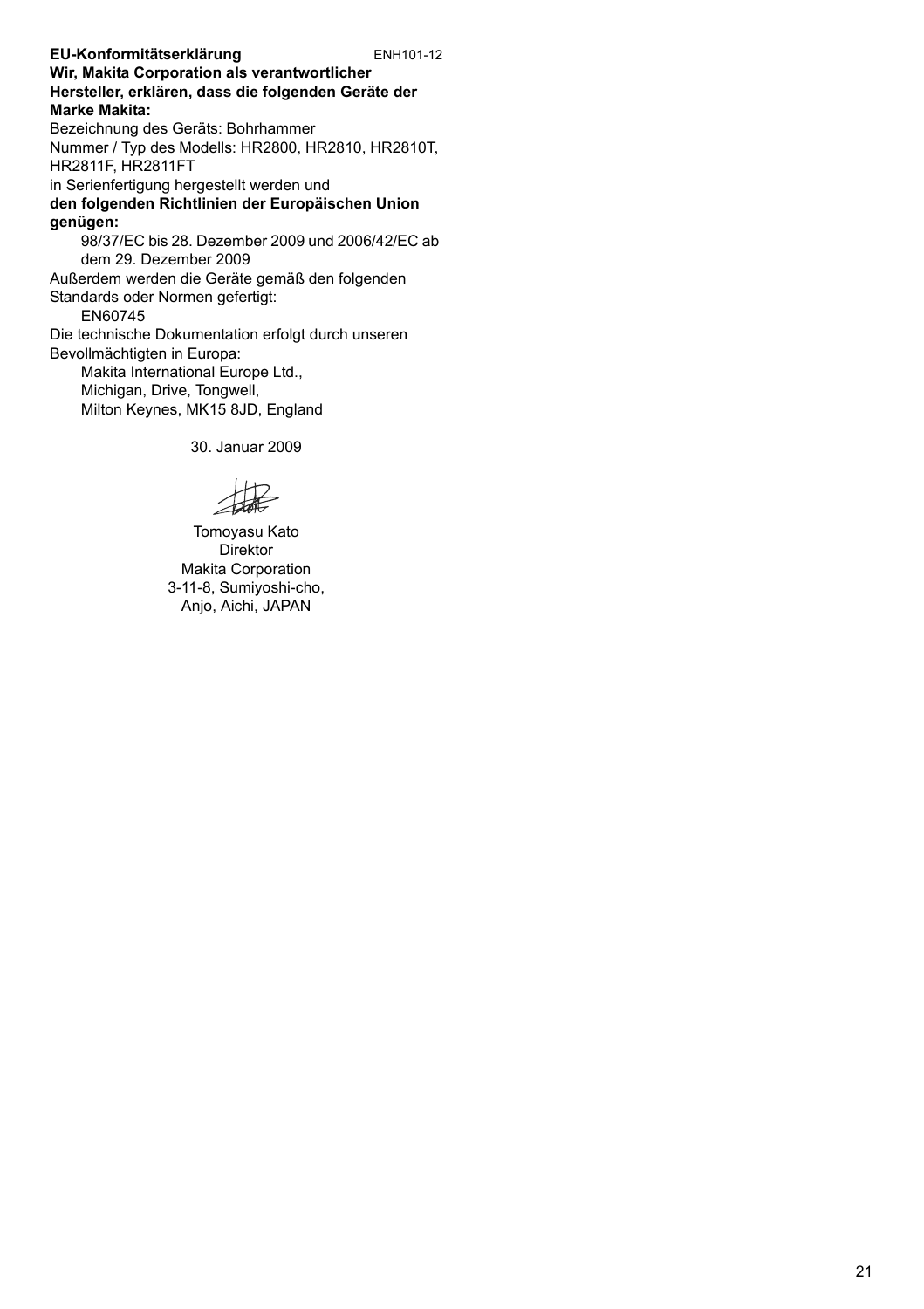**EU-Konformitätserklärung** ENH101-12

**Wir, Makita Corporation als verantwortlicher Hersteller, erklären, dass die folgenden Geräte der Marke Makita:**

Bezeichnung des Geräts: Bohrhammer

Nummer / Typ des Modells: HR2800, HR2810, HR2810T, HR2811F, HR2811FT

in Serienfertigung hergestellt werden und

**den folgenden Richtlinien der Europäischen Union genügen:**

98/37/EC bis 28. Dezember 2009 und 2006/42/EC ab dem 29. Dezember 2009

Außerdem werden die Geräte gemäß den folgenden Standards oder Normen gefertigt:

EN60745

Die technische Dokumentation erfolgt durch unseren Bevollmächtigten in Europa:

Makita International Europe Ltd.,
Michigan, Drive, Tongwell,
Milton Keynes, MK15 8JD, England

30. Januar 2009

Tomoyasu Kato
Direktor
Makita Corporation
3-11-8, Sumiyoshi-cho,
Anjo, Aichi, JAPAN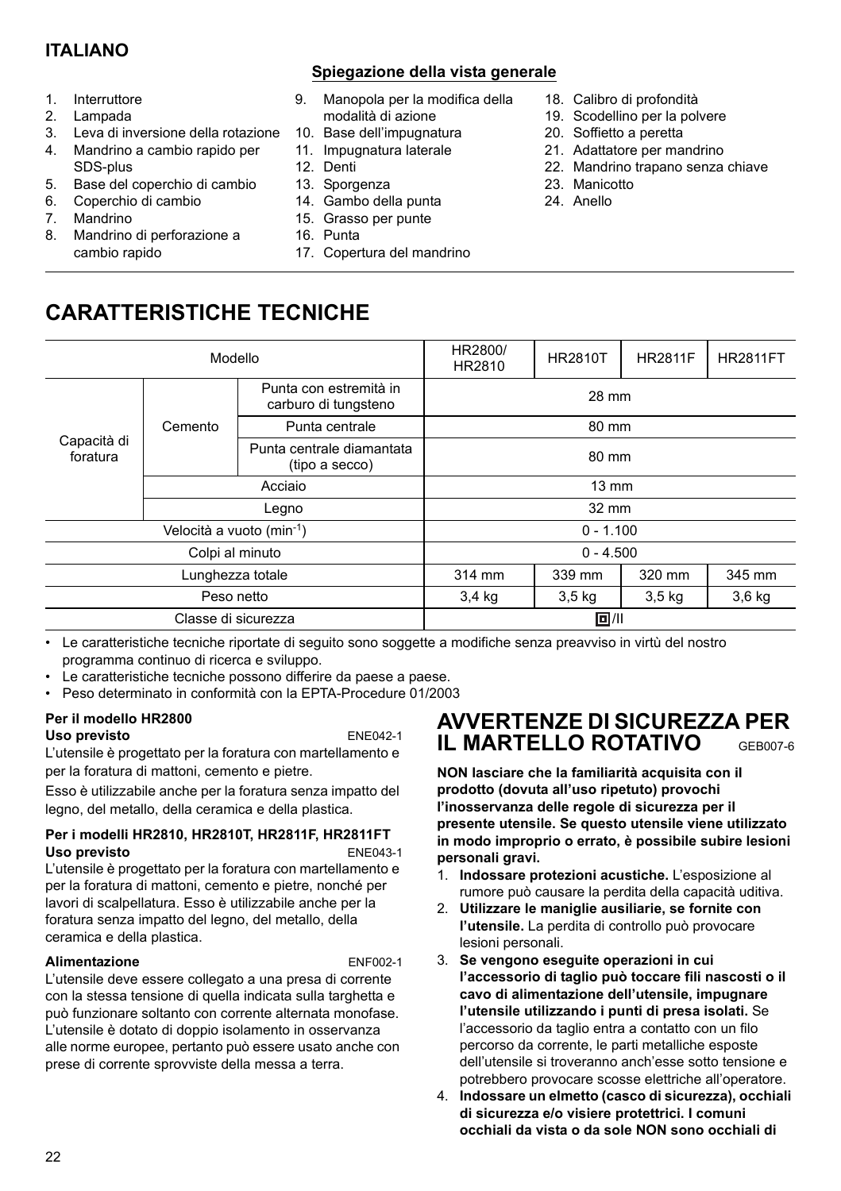## ITALIANO

### Spiegazione della vista generale

1. Interruttore
2. Lampada
3. Leva di inversione della rotazione
4. Mandrino a cambio rapido per SDS-plus
5. Base del coperchio di cambio
6. Coperchio di cambio
7. Mandrino
8. Mandrino di perforazione a cambio rapido
9. Manopola per la modifica della modalità di azione
10. Base dell'impugnatura
11. Impugnatura laterale
12. Denti
13. Sporgenza
14. Gambo della punta
15. Grasso per punte
16. Punta
17. Copertura del mandrino
18. Calibro di profondità
19. Scodellino per la polvere
20. Soffietto a peretta
21. Adattatore per mandrino
22. Mandrino trapano senza chiave
23. Manicotto
24. Anello

# CARATTERISTICHE TECNICHE

| Modello | | | HR2800/ HR2810 | HR2810T | HR2811F | HR2811FT |
|---|---|---|---|---|---|---|
| Capacità di foratura | Cemento | Punta con estremità in carburo di tungsteno | 28 mm | | | |
| | | Punta centrale | 80 mm | | | |
| | | Punta centrale diamantata (tipo a secco) | 80 mm | | | |
| | Acciaio | | 13 mm | | | |
| | Legno | | 32 mm | | | |
| Velocità a vuoto ($min^{-1}$) | | | 0 - 1.100 | | | |
| Colpi al minuto | | | 0 - 4.500 | | | |
| Lunghezza totale | | | 314 mm | 339 mm | 320 mm | 345 mm |
| Peso netto | | | 3,4 kg | 3,5 kg | 3,5 kg | 3,6 kg |
| Classe di sicurezza | | | ⧈/II | | | |

- Le caratteristiche tecniche riportate di seguito sono soggette a modifiche senza preavviso in virtù del nostro programma continuo di ricerca e sviluppo.
- Le caratteristiche tecniche possono differire da paese a paese.
- Peso determinato in conformità con la EPTA-Procedure 01/2003

**Per il modello HR2800**
**Uso previsto** ENE042-1

L'utensile è progettato per la foratura con martellamento e per la foratura di mattoni, cemento e pietre.

Esso è utilizzabile anche per la foratura senza impatto del legno, del metallo, della ceramica e della plastica.

**Per i modelli HR2810, HR2810T, HR2811F, HR2811FT**
**Uso previsto** ENE043-1

L'utensile è progettato per la foratura con martellamento e per la foratura di mattoni, cemento e pietre, nonché per lavori di scalpellatura. Esso è utilizzabile anche per la foratura senza impatto del legno, del metallo, della ceramica e della plastica.

**Alimentazione** ENF002-1

L'utensile deve essere collegato a una presa di corrente con la stessa tensione di quella indicata sulla targhetta e può funzionare soltanto con corrente alternata monofase. L'utensile è dotato di doppio isolamento in osservanza alle norme europee, pertanto può essere usato anche con prese di corrente sprovviste della messa a terra.

# AVVERTENZE DI SICUREZZA PER IL MARTELLO ROTATIVO
GEB007-6

**NON lasciare che la familiarità acquisita con il prodotto (dovuta all'uso ripetuto) provochi l'inosservanza delle regole di sicurezza per il presente utensile. Se questo utensile viene utilizzato in modo improprio o errato, è possibile subire lesioni personali gravi.**

1. **Indossare protezioni acustiche.** L'esposizione al rumore può causare la perdita della capacità uditiva.
2. **Utilizzare le maniglie ausiliarie, se fornite con l'utensile.** La perdita di controllo può provocare lesioni personali.
3. **Se vengono eseguite operazioni in cui l'accessorio di taglio può toccare fili nascosti o il cavo di alimentazione dell'utensile, impugnare l'utensile utilizzando i punti di presa isolati.** Se l'accessorio da taglio entra a contatto con un filo percorso da corrente, le parti metalliche esposte dell'utensile si troveranno anch'esse sotto tensione e potrebbero provocare scosse elettriche all'operatore.
4. **Indossare un elmetto (casco di sicurezza), occhiali di sicurezza e/o visiere protettrici. I comuni occhiali da vista o da sole NON sono occhiali di**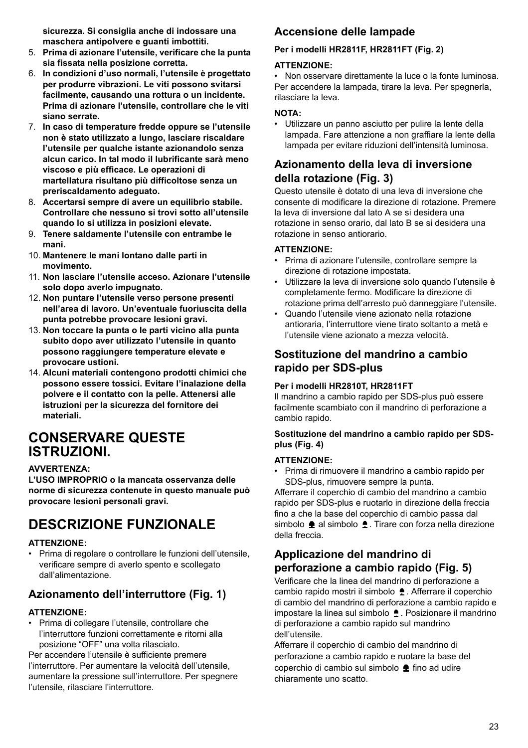**sicurezza. Si consiglia anche di indossare una maschera antipolvere e guanti imbottiti.**

5. **Prima di azionare l'utensile, verificare che la punta sia fissata nella posizione corretta.**
6. **In condizioni d'uso normali, l'utensile è progettato per produrre vibrazioni. Le viti possono svitarsi facilmente, causando una rottura o un incidente. Prima di azionare l'utensile, controllare che le viti siano serrate.**
7. **In caso di temperature fredde oppure se l'utensile non è stato utilizzato a lungo, lasciare riscaldare l'utensile per qualche istante azionandolo senza alcun carico. In tal modo il lubrificante sarà meno viscoso e più efficace. Le operazioni di martellatura risultano più difficoltose senza un preriscaldamento adeguato.**
8. **Accertarsi sempre di avere un equilibrio stabile. Controllare che nessuno si trovi sotto all'utensile quando lo si utilizza in posizioni elevate.**
9. **Tenere saldamente l'utensile con entrambe le mani.**
10. **Mantenere le mani lontano dalle parti in movimento.**
11. **Non lasciare l'utensile acceso. Azionare l'utensile solo dopo averlo impugnato.**
12. **Non puntare l'utensile verso persone presenti nell'area di lavoro. Un'eventuale fuoriuscita della punta potrebbe provocare lesioni gravi.**
13. **Non toccare la punta o le parti vicino alla punta subito dopo aver utilizzato l'utensile in quanto possono raggiungere temperature elevate e provocare ustioni.**
14. **Alcuni materiali contengono prodotti chimici che possono essere tossici. Evitare l'inalazione della polvere e il contatto con la pelle. Attenersi alle istruzioni per la sicurezza del fornitore dei materiali.**

# CONSERVARE QUESTE ISTRUZIONI.

**AVVERTENZA:**
**L'USO IMPROPRIO o la mancata osservanza delle norme di sicurezza contenute in questo manuale può provocare lesioni personali gravi.**

# DESCRIZIONE FUNZIONALE

**ATTENZIONE:**
- Prima di regolare o controllare le funzioni dell'utensile, verificare sempre di averlo spento e scollegato dall'alimentazione.

## Azionamento dell'interruttore (Fig. 1)

**ATTENZIONE:**
- Prima di collegare l'utensile, controllare che l'interruttore funzioni correttamente e ritorni alla posizione "OFF" una volta rilasciato.

Per accendere l'utensile è sufficiente premere l'interruttore. Per aumentare la velocità dell'utensile, aumentare la pressione sull'interruttore. Per spegnere l'utensile, rilasciare l'interruttore.

## Accensione delle lampade

**Per i modelli HR2811F, HR2811FT (Fig. 2)**

**ATTENZIONE:**
- Non osservare direttamente la luce o la fonte luminosa.

Per accendere la lampada, tirare la leva. Per spegnerla, rilasciare la leva.

**NOTA:**
- Utilizzare un panno asciutto per pulire la lente della lampada. Fare attenzione a non graffiare la lente della lampada per evitare riduzioni dell'intensità luminosa.

## Azionamento della leva di inversione della rotazione (Fig. 3)

Questo utensile è dotato di una leva di inversione che consente di modificare la direzione di rotazione. Premere la leva di inversione dal lato A se si desidera una rotazione in senso orario, dal lato B se si desidera una rotazione in senso antiorario.

**ATTENZIONE:**
- Prima di azionare l'utensile, controllare sempre la direzione di rotazione impostata.
- Utilizzare la leva di inversione solo quando l'utensile è completamente fermo. Modificare la direzione di rotazione prima dell'arresto può danneggiare l'utensile.
- Quando l'utensile viene azionato nella rotazione antioraria, l'interruttore viene tirato soltanto a metà e l'utensile viene azionato a mezza velocità.

## Sostituzione del mandrino a cambio rapido per SDS-plus

**Per i modelli HR2810T, HR2811FT**

Il mandrino a cambio rapido per SDS-plus può essere facilmente scambiato con il mandrino di perforazione a cambio rapido.

**Sostituzione del mandrino a cambio rapido per SDS-plus (Fig. 4)**

**ATTENZIONE:**
- Prima di rimuovere il mandrino a cambio rapido per SDS-plus, rimuovere sempre la punta.

Afferrare il coperchio di cambio del mandrino a cambio rapido per SDS-plus e ruotarlo in direzione della freccia fino a che la base del coperchio di cambio passa dal simbolo al simbolo . Tirare con forza nella direzione della freccia.

## Applicazione del mandrino di perforazione a cambio rapido (Fig. 5)

Verificare che la linea del mandrino di perforazione a cambio rapido mostri il simbolo . Afferrare il coperchio di cambio del mandrino di perforazione a cambio rapido e impostare la linea sul simbolo . Posizionare il mandrino di perforazione a cambio rapido sul mandrino dell'utensile.

Afferrare il coperchio di cambio del mandrino di perforazione a cambio rapido e ruotare la base del coperchio di cambio sul simbolo fino ad udire chiaramente uno scatto.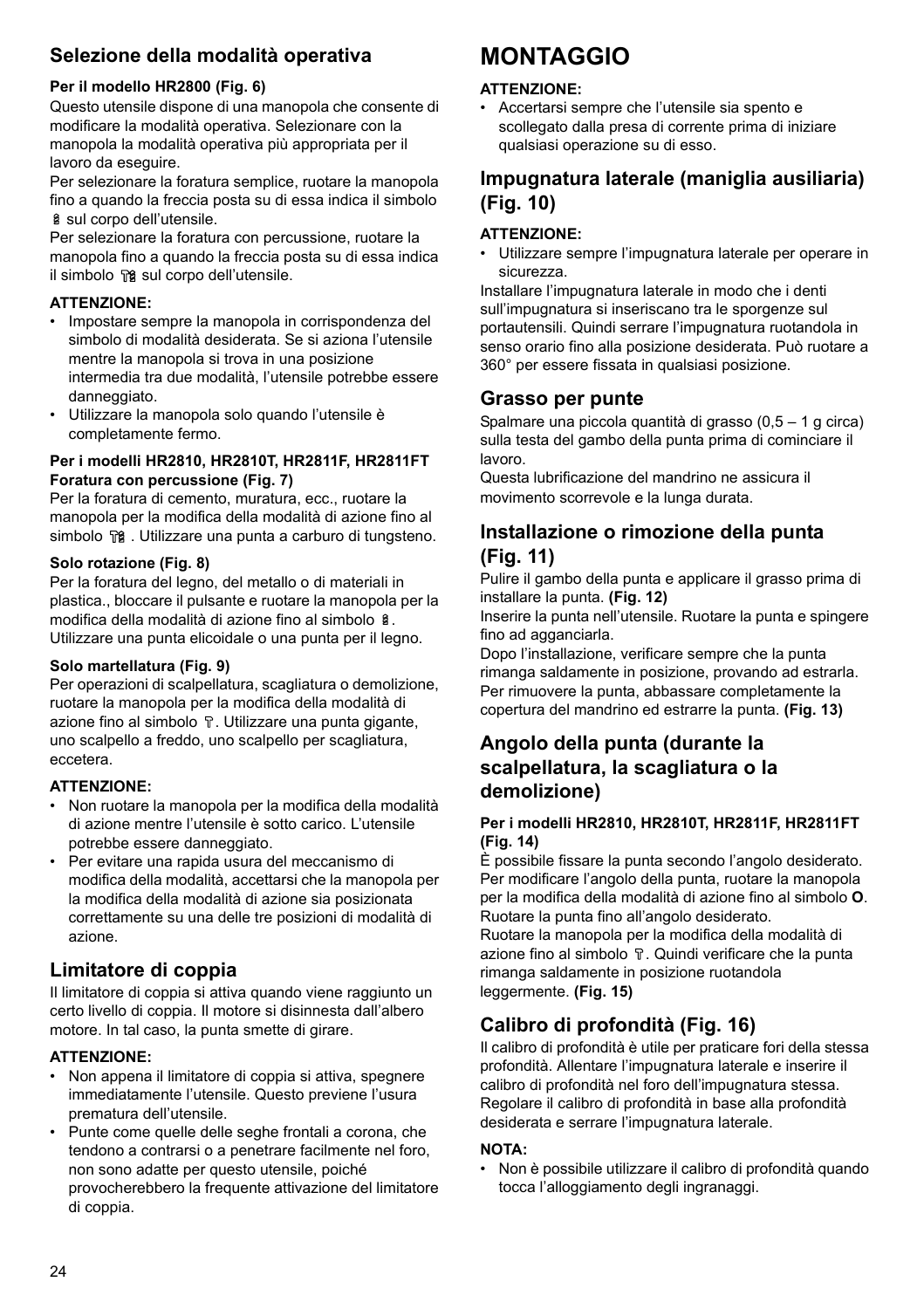### Selezione della modalità operativa

**Per il modello HR2800 (Fig. 6)**

Questo utensile dispone di una manopola che consente di modificare la modalità operativa. Selezionare con la manopola la modalità operativa più appropriata per il lavoro da eseguire.

Per selezionare la foratura semplice, ruotare la manopola fino a quando la freccia posta su di essa indica il simbolo sul corpo dell'utensile.

Per selezionare la foratura con percussione, ruotare la manopola fino a quando la freccia posta su di essa indica il simbolo sul corpo dell'utensile.

**ATTENZIONE:**

- Impostare sempre la manopola in corrispondenza del simbolo di modalità desiderata. Se si aziona l'utensile mentre la manopola si trova in una posizione intermedia tra due modalità, l'utensile potrebbe essere danneggiato.
- Utilizzare la manopola solo quando l'utensile è completamente fermo.

**Per i modelli HR2810, HR2810T, HR2811F, HR2811FT Foratura con percussione (Fig. 7)**

Per la foratura di cemento, muratura, ecc., ruotare la manopola per la modifica della modalità di azione fino al simbolo . Utilizzare una punta a carburo di tungsteno.

**Solo rotazione (Fig. 8)**

Per la foratura del legno, del metallo o di materiali in plastica., bloccare il pulsante e ruotare la manopola per la modifica della modalità di azione fino al simbolo . Utilizzare una punta elicoidale o una punta per il legno.

**Solo martellatura (Fig. 9)**

Per operazioni di scalpellatura, scagliatura o demolizione, ruotare la manopola per la modifica della modalità di azione fino al simbolo . Utilizzare una punta gigante, uno scalpello a freddo, uno scalpello per scagliatura, eccetera.

**ATTENZIONE:**

- Non ruotare la manopola per la modifica della modalità di azione mentre l'utensile è sotto carico. L'utensile potrebbe essere danneggiato.
- Per evitare una rapida usura del meccanismo di modifica della modalità, accertarsi che la manopola per la modifica della modalità di azione sia posizionata correttamente su una delle tre posizioni di modalità di azione.

### Limitatore di coppia

Il limitatore di coppia si attiva quando viene raggiunto un certo livello di coppia. Il motore si disinnesta dall'albero motore. In tal caso, la punta smette di girare.

**ATTENZIONE:**

- Non appena il limitatore di coppia si attiva, spegnere immediatamente l'utensile. Questo previene l'usura prematura dell'utensile.
- Punte come quelle delle seghe frontali a corona, che tendono a contrarsi o a penetrare facilmente nel foro, non sono adatte per questo utensile, poiché provocherebbero la frequente attivazione del limitatore di coppia.

# MONTAGGIO

**ATTENZIONE:**

- Accertarsi sempre che l'utensile sia spento e scollegato dalla presa di corrente prima di iniziare qualsiasi operazione su di esso.

### Impugnatura laterale (maniglia ausiliaria) (Fig. 10)

**ATTENZIONE:**

- Utilizzare sempre l'impugnatura laterale per operare in sicurezza.

Installare l'impugnatura laterale in modo che i denti sull'impugnatura si inseriscano tra le sporgenze sul portautensili. Quindi serrare l'impugnatura ruotandola in senso orario fino alla posizione desiderata. Può ruotare a 360° per essere fissata in qualsiasi posizione.

### Grasso per punte

Spalmare una piccola quantità di grasso (0,5 – 1 g circa) sulla testa del gambo della punta prima di cominciare il lavoro.

Questa lubrificazione del mandrino ne assicura il movimento scorrevole e la lunga durata.

### Installazione o rimozione della punta (Fig. 11)

Pulire il gambo della punta e applicare il grasso prima di installare la punta. **(Fig. 12)**

Inserire la punta nell'utensile. Ruotare la punta e spingere fino ad agganciarla.

Dopo l'installazione, verificare sempre che la punta rimanga saldamente in posizione, provando ad estrarla.

Per rimuovere la punta, abbassare completamente la copertura del mandrino ed estrarre la punta. **(Fig. 13)**

### Angolo della punta (durante la scalpellatura, la scagliatura o la demolizione)

**Per i modelli HR2810, HR2810T, HR2811F, HR2811FT (Fig. 14)**

È possibile fissare la punta secondo l'angolo desiderato. Per modificare l'angolo della punta, ruotare la manopola per la modifica della modalità di azione fino al simbolo **O**. Ruotare la punta fino all'angolo desiderato.

Ruotare la manopola per la modifica della modalità di azione fino al simbolo . Quindi verificare che la punta rimanga saldamente in posizione ruotandola leggermente. **(Fig. 15)**

### Calibro di profondità (Fig. 16)

Il calibro di profondità è utile per praticare fori della stessa profondità. Allentare l'impugnatura laterale e inserire il calibro di profondità nel foro dell'impugnatura stessa. Regolare il calibro di profondità in base alla profondità desiderata e serrare l'impugnatura laterale.

**NOTA:**

- Non è possibile utilizzare il calibro di profondità quando tocca l'alloggiamento degli ingranaggi.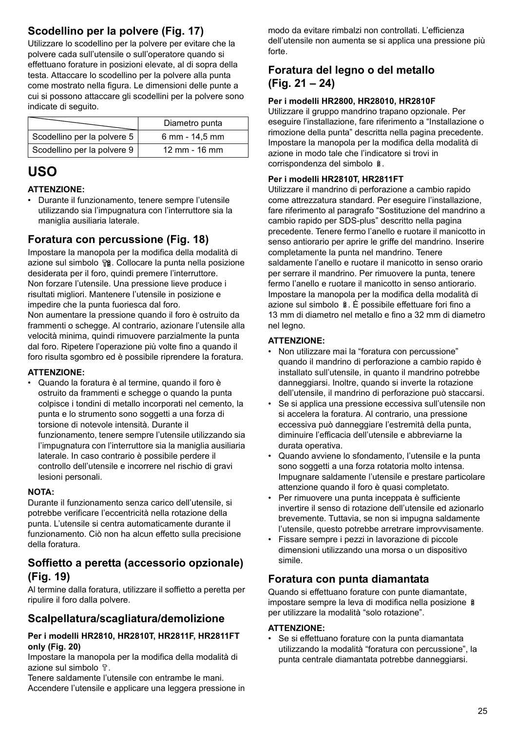## Scodellino per la polvere (Fig. 17)

Utilizzare lo scodellino per la polvere per evitare che la polvere cada sull'utensile o sull'operatore quando si effettuano forature in posizioni elevate, al di sopra della testa. Attaccare lo scodellino per la polvere alla punta come mostrato nella figura. Le dimensioni delle punte a cui si possono attaccare gli scodellini per la polvere sono indicate di seguito.

| | Diametro punta |
|---|---|
| Scodellino per la polvere 5 | 6 mm - 14,5 mm |
| Scodellino per la polvere 9 | 12 mm - 16 mm |

# USO

**ATTENZIONE:**

- Durante il funzionamento, tenere sempre l'utensile utilizzando sia l'impugnatura con l'interruttore sia la maniglia ausiliaria laterale.

## Foratura con percussione (Fig. 18)

Impostare la manopola per la modifica della modalità di azione sul simbolo . Collocare la punta nella posizione desiderata per il foro, quindi premere l'interruttore. Non forzare l'utensile. Una pressione lieve produce i risultati migliori. Mantenere l'utensile in posizione e impedire che la punta fuoriesca dal foro.
Non aumentare la pressione quando il foro è ostruito da frammenti o schegge. Al contrario, azionare l'utensile alla velocità minima, quindi rimuovere parzialmente la punta dal foro. Ripetere l'operazione più volte fino a quando il foro risulta sgombro ed è possibile riprendere la foratura.

**ATTENZIONE:**

- Quando la foratura è al termine, quando il foro è ostruito da frammenti e schegge o quando la punta colpisce i tondini di metallo incorporati nel cemento, la punta e lo strumento sono soggetti a una forza di torsione di notevole intensità. Durante il funzionamento, tenere sempre l'utensile utilizzando sia l'impugnatura con l'interruttore sia la maniglia ausiliaria laterale. In caso contrario è possibile perdere il controllo dell'utensile e incorrere nel rischio di gravi lesioni personali.

**NOTA:**

Durante il funzionamento senza carico dell'utensile, si potrebbe verificare l'eccentricità nella rotazione della punta. L'utensile si centra automaticamente durante il funzionamento. Ciò non ha alcun effetto sulla precisione della foratura.

## Soffietto a peretta (accessorio opzionale) (Fig. 19)

Al termine dalla foratura, utilizzare il soffietto a peretta per ripulire il foro dalla polvere.

## Scalpellatura/scagliatura/demolizione

**Per i modelli HR2810, HR2810T, HR2811F, HR2811FT only (Fig. 20)**

Impostare la manopola per la modifica della modalità di azione sul simbolo .
Tenere saldamente l'utensile con entrambe le mani. Accendere l'utensile e applicare una leggera pressione in modo da evitare rimbalzi non controllati. L'efficienza dell'utensile non aumenta se si applica una pressione più forte.

## Foratura del legno o del metallo (Fig. 21 – 24)

**Per i modelli HR2800, HR28010, HR2810F**

Utilizzare il gruppo mandrino trapano opzionale. Per eseguire l'installazione, fare riferimento a "Installazione o rimozione della punta" descritta nella pagina precedente. Impostare la manopola per la modifica della modalità di azione in modo tale che l'indicatore si trovi in corrispondenza del simbolo .

**Per i modelli HR2810T, HR2811FT**

Utilizzare il mandrino di perforazione a cambio rapido come attrezzatura standard. Per eseguire l'installazione, fare riferimento al paragrafo "Sostituzione del mandrino a cambio rapido per SDS-plus" descritto nella pagina precedente. Tenere fermo l'anello e ruotare il manicotto in senso antiorario per aprire le griffe del mandrino. Inserire completamente la punta nel mandrino. Tenere saldamente l'anello e ruotare il manicotto in senso orario per serrare il mandrino. Per rimuovere la punta, tenere fermo l'anello e ruotare il manicotto in senso antiorario. Impostare la manopola per la modifica della modalità di azione sul simbolo . È possibile effettuare fori fino a 13 mm di diametro nel metallo e fino a 32 mm di diametro nel legno.

**ATTENZIONE:**

- Non utilizzare mai la "foratura con percussione" quando il mandrino di perforazione a cambio rapido è installato sull'utensile, in quanto il mandrino potrebbe danneggiarsi. Inoltre, quando si inverte la rotazione dell'utensile, il mandrino di perforazione può staccarsi.
- Se si applica una pressione eccessiva sull'utensile non si accelera la foratura. Al contrario, una pressione eccessiva può danneggiare l'estremità della punta, diminuire l'efficacia dell'utensile e abbreviarne la durata operativa.
- Quando avviene lo sfondamento, l'utensile e la punta sono soggetti a una forza rotatoria molto intensa. Impugnare saldamente l'utensile e prestare particolare attenzione quando il foro è quasi completato.
- Per rimuovere una punta inceppata è sufficiente invertire il senso di rotazione dell'utensile ed azionarlo brevemente. Tuttavia, se non si impugna saldamente l'utensile, questo potrebbe arretrare improvvisamente.
- Fissare sempre i pezzi in lavorazione di piccole dimensioni utilizzando una morsa o un dispositivo simile.

## Foratura con punta diamantata

Quando si effettuano forature con punte diamantate, impostare sempre la leva di modifica nella posizione  per utilizzare la modalità "solo rotazione".

**ATTENZIONE:**

- Se si effettuano forature con la punta diamantata utilizzando la modalità "foratura con percussione", la punta centrale diamantata potrebbe danneggiarsi.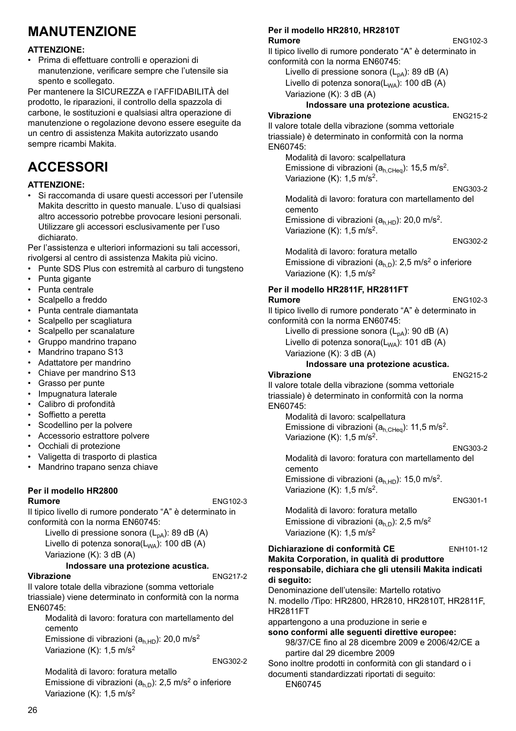## MANUTENZIONE

**ATTENZIONE:**

- Prima di effettuare controlli e operazioni di manutenzione, verificare sempre che l'utensile sia spento e scollegato.

Per mantenere la SICUREZZA e l'AFFIDABILITÀ del prodotto, le riparazioni, il controllo della spazzola di carbone, le sostituzioni e qualsiasi altra operazione di manutenzione o regolazione devono essere eseguite da un centro di assistenza Makita autorizzato usando sempre ricambi Makita.

## ACCESSORI

**ATTENZIONE:**

- Si raccomanda di usare questi accessori per l'utensile Makita descritto in questo manuale. L'uso di qualsiasi altro accessorio potrebbe provocare lesioni personali. Utilizzare gli accessori esclusivamente per l'uso dichiarato.

Per l'assistenza e ulteriori informazioni su tali accessori, rivolgersi al centro di assistenza Makita più vicino.

- Punte SDS Plus con estremità al carburo di tungsteno
- Punta gigante
- Punta centrale
- Scalpello a freddo
- Punta centrale diamantata
- Scalpello per scagliatura
- Scalpello per scanalature
- Gruppo mandrino trapano
- Mandrino trapano S13
- Adattatore per mandrino
- Chiave per mandrino S13
- Grasso per punte
- Impugnatura laterale
- Calibro di profondità
- Soffietto a peretta
- Scodellino per la polvere
- Accessorio estrattore polvere
- Occhiali di protezione
- Valigetta di trasporto di plastica
- Mandrino trapano senza chiave

**Per il modello HR2800**

**Rumore** ENG102-3

Il tipico livello di rumore ponderato "A" è determinato in conformità con la norma EN60745:

Livello di pressione sonora ($L_{pA}$): 89 dB (A)
Livello di potenza sonora($L_{WA}$): 100 dB (A)
Variazione (K): 3 dB (A)

**Indossare una protezione acustica.**

**Vibrazione** ENG217-2

Il valore totale della vibrazione (somma vettoriale triassiale) viene determinato in conformità con la norma EN60745:

Modalità di lavoro: foratura con martellamento del cemento
Emissione di vibrazioni ($a_{h,HD}$): 20,0 $m/s^2$
Variazione (K): 1,5 $m/s^2$

ENG302-2

Modalità di lavoro: foratura metallo
Emissione di vibrazioni ($a_{h,D}$): 2,5 $m/s^2$ o inferiore
Variazione (K): 1,5 $m/s^2$

**Per il modello HR2810, HR2810T**

**Rumore** ENG102-3

Il tipico livello di rumore ponderato "A" è determinato in conformità con la norma EN60745:

Livello di pressione sonora ($L_{pA}$): 89 dB (A)
Livello di potenza sonora($L_{WA}$): 100 dB (A)
Variazione (K): 3 dB (A)

**Indossare una protezione acustica.**

**Vibrazione** ENG215-2

Il valore totale della vibrazione (somma vettoriale triassiale) è determinato in conformità con la norma EN60745:

Modalità di lavoro: scalpellatura
Emissione di vibrazioni ($a_{h,CHeq}$): 15,5 $m/s^2$.
Variazione (K): 1,5 $m/s^2$.

ENG303-2

Modalità di lavoro: foratura con martellamento del cemento
Emissione di vibrazioni ($a_{h,HD}$): 20,0 $m/s^2$.
Variazione (K): 1,5 $m/s^2$.

ENG302-2

Modalità di lavoro: foratura metallo
Emissione di vibrazioni ($a_{h,D}$): 2,5 $m/s^2$ o inferiore
Variazione (K): 1,5 $m/s^2$

**Per il modello HR2811F, HR2811FT**

**Rumore** ENG102-3

Il tipico livello di rumore ponderato "A" è determinato in conformità con la norma EN60745:

Livello di pressione sonora ($L_{pA}$): 90 dB (A)
Livello di potenza sonora($L_{WA}$): 101 dB (A)
Variazione (K): 3 dB (A)

**Indossare una protezione acustica.**

**Vibrazione** ENG215-2

Il valore totale della vibrazione (somma vettoriale triassiale) è determinato in conformità con la norma EN60745:

Modalità di lavoro: scalpellatura
Emissione di vibrazioni ($a_{h,CHeq}$): 11,5 $m/s^2$.
Variazione (K): 1,5 $m/s^2$.

ENG303-2

Modalità di lavoro: foratura con martellamento del cemento
Emissione di vibrazioni ($a_{h,HD}$): 15,0 $m/s^2$.
Variazione (K): 1,5 $m/s^2$.

ENG301-1

Modalità di lavoro: foratura metallo
Emissione di vibrazioni ($a_{h,D}$): 2,5 $m/s^2$
Variazione (K): 1,5 $m/s^2$

**Dichiarazione di conformità CE** ENH101-12

**Makita Corporation, in qualità di produttore responsabile, dichiara che gli utensili Makita indicati di seguito:**

Denominazione dell'utensile: Martello rotativo
N. modello /Tipo: HR2800, HR2810, HR2810T, HR2811F, HR2811FT
appartengono a una produzione in serie e
**sono conformi alle seguenti direttive europee:**

98/37/CE fino al 28 dicembre 2009 e 2006/42/CE a partire dal 29 dicembre 2009

Sono inoltre prodotti in conformità con gli standard o i documenti standardizzati riportati di seguito:

EN60745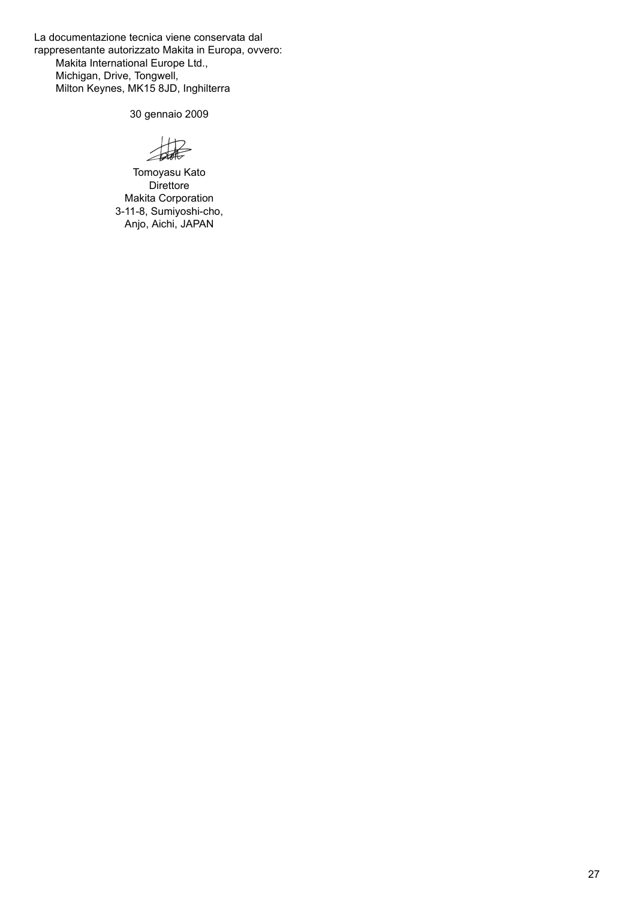La documentazione tecnica viene conservata dal rappresentante autorizzato Makita in Europa, ovvero:

Makita International Europe Ltd.,
Michigan, Drive, Tongwell,
Milton Keynes, MK15 8JD, Inghilterra

30 gennaio 2009

Tomoyasu Kato
Direttore
Makita Corporation
3-11-8, Sumiyoshi-cho,
Anjo, Aichi, JAPAN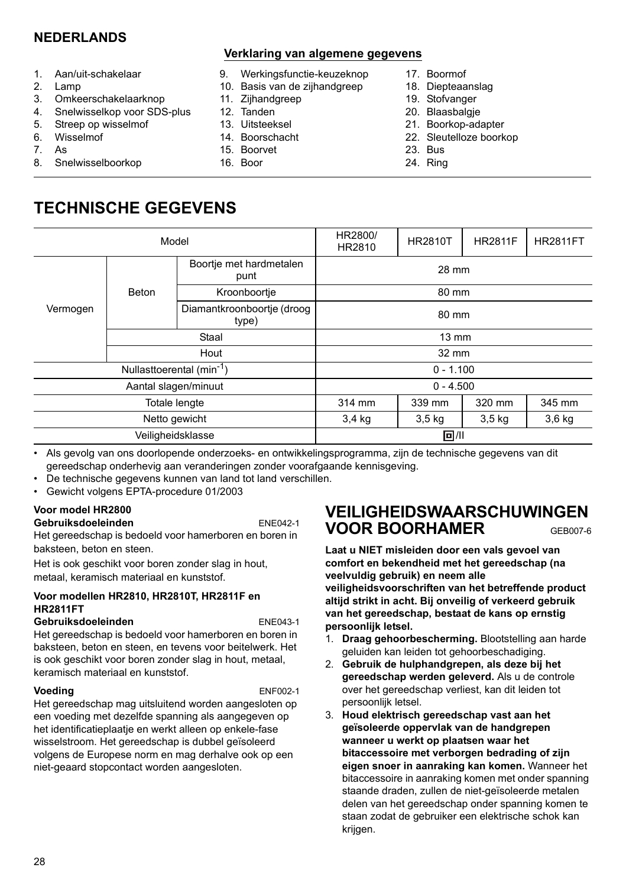## NEDERLANDS

### Verklaring van algemene gegevens

1. Aan/uit-schakelaar
2. Lamp
3. Omkeerschakelaarknop
4. Snelwisselkop voor SDS-plus
5. Streep op wisselmof
6. Wisselmof
7. As
8. Snelwisselboorkop
9. Werkingsfunctie-keuzeknop
10. Basis van de zijhandgreep
11. Zijhandgreep
12. Tanden
13. Uitsteeksel
14. Boorschacht
15. Boorvet
16. Boor
17. Boormof
18. Diepteaanslag
19. Stofvanger
20. Blaasbalgje
21. Boorkop-adapter
22. Sleutelloze boorkop
23. Bus
24. Ring

# TECHNISCHE GEGEVENS

| Model | | | HR2800/ HR2810 | HR2810T | HR2811F | HR2811FT |
|---|---|---|---|---|---|---|
| Vermogen | Beton | Boortje met hardmetalen punt | 28 mm | | | |
| | | Kroonboortje | 80 mm | | | |
| | | Diamantkroonboortje (droog type) | 80 mm | | | |
| | Staal | | 13 mm | | | |
| | Hout | | 32 mm | | | |
| Nullasttoerental (min$^{-1}$) | | | 0 - 1.100 | | | |
| Aantal slagen/minuut | | | 0 - 4.500 | | | |
| Totale lengte | | | 314 mm | 339 mm | 320 mm | 345 mm |
| Netto gewicht | | | 3,4 kg | 3,5 kg | 3,5 kg | 3,6 kg |
| Veiligheidsklasse | | | ⧈/II | | | |

- Als gevolg van ons doorlopende onderzoeks- en ontwikkelingsprogramma, zijn de technische gegevens van dit gereedschap onderhevig aan veranderingen zonder voorafgaande kennisgeving.
- De technische gegevens kunnen van land tot land verschillen.
- Gewicht volgens EPTA-procedure 01/2003

**Voor model HR2800**

**Gebruiksdoeleinden** ENE042-1

Het gereedschap is bedoeld voor hamerboren en boren in baksteen, beton en steen.

Het is ook geschikt voor boren zonder slag in hout, metaal, keramisch materiaal en kunststof.

**Voor modellen HR2810, HR2810T, HR2811F en HR2811FT**

**Gebruiksdoeleinden** ENE043-1

Het gereedschap is bedoeld voor hamerboren en boren in baksteen, beton en steen, en tevens voor beitelwerk. Het is ook geschikt voor boren zonder slag in hout, metaal, keramisch materiaal en kunststof.

**Voeding** ENF002-1

Het gereedschap mag uitsluitend worden aangesloten op een voeding met dezelfde spanning als aangegeven op het identificatieplaatje en werkt alleen op enkele-fase wisselstroom. Het gereedschap is dubbel geïsoleerd volgens de Europese norm en mag derhalve ook op een niet-geaard stopcontact worden aangesloten.

# VEILIGHEIDSWAARSCHUWINGEN VOOR BOORHAMER

GEB007-6

**Laat u NIET misleiden door een vals gevoel van comfort en bekendheid met het gereedschap (na veelvuldig gebruik) en neem alle veiligheidsvoorschriften van het betreffende product altijd strikt in acht. Bij onveilig of verkeerd gebruik van het gereedschap, bestaat de kans op ernstig persoonlijk letsel.**

1. **Draag gehoorbescherming.** Blootstelling aan harde geluiden kan leiden tot gehoorbeschadiging.
2. **Gebruik de hulphandgrepen, als deze bij het gereedschap werden geleverd.** Als u de controle over het gereedschap verliest, kan dit leiden tot persoonlijk letsel.
3. **Houd elektrisch gereedschap vast aan het geïsoleerde oppervlak van de handgrepen wanneer u werkt op plaatsen waar het bitaccessoire met verborgen bedrading of zijn eigen snoer in aanraking kan komen.** Wanneer het bitaccessoire in aanraking komen met onder spanning staande draden, zullen de niet-geïsoleerde metalen delen van het gereedschap onder spanning komen te staan zodat de gebruiker een elektrische schok kan krijgen.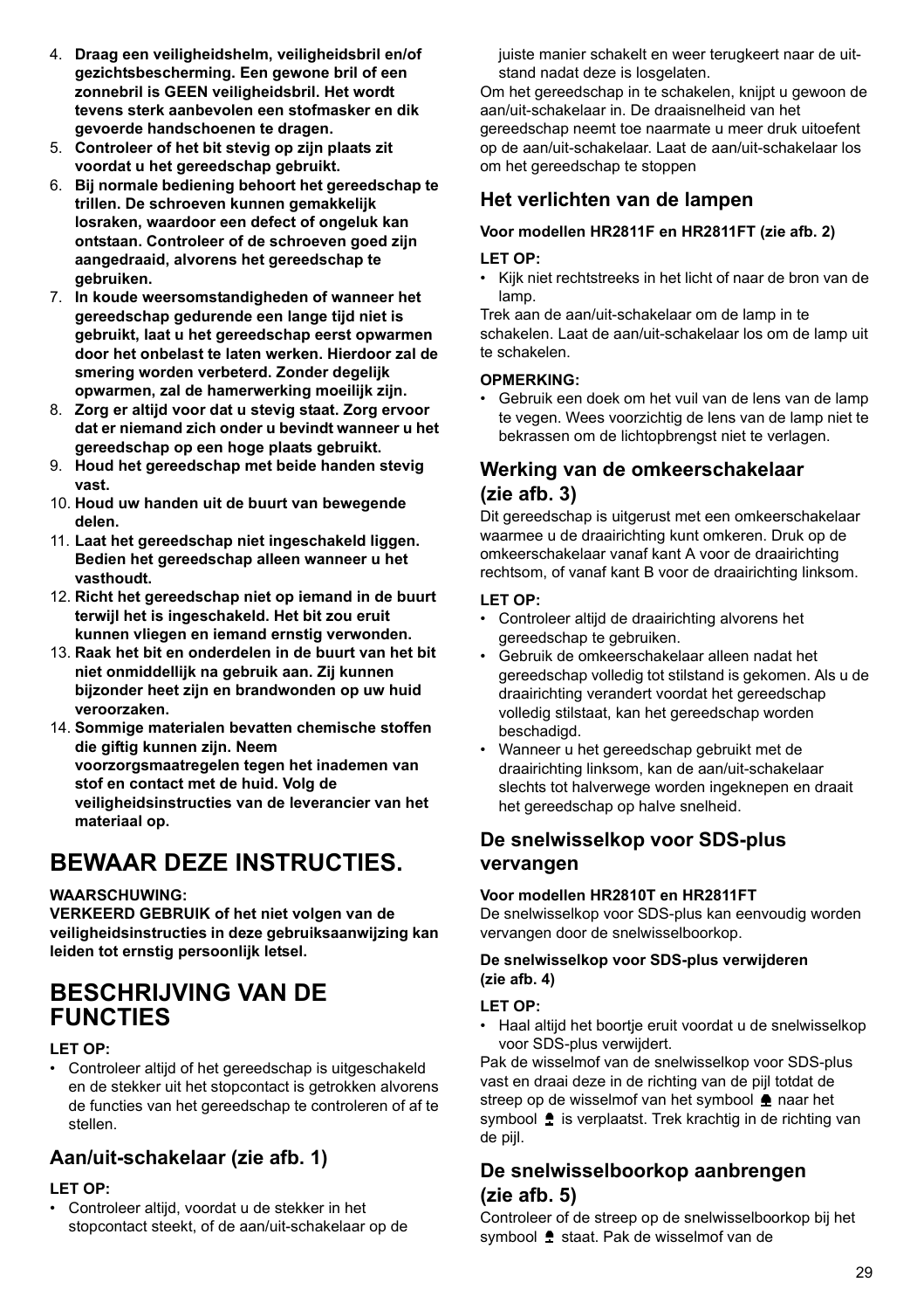4. **Draag een veiligheidshelm, veiligheidsbril en/of gezichtsbescherming. Een gewone bril of een zonnebril is GEEN veiligheidsbril. Het wordt tevens sterk aanbevolen een stofmasker en dik gevoerde handschoenen te dragen.**
5. **Controleer of het bit stevig op zijn plaats zit voordat u het gereedschap gebruikt.**
6. **Bij normale bediening behoort het gereedschap te trillen. De schroeven kunnen gemakkelijk losraken, waardoor een defect of ongeluk kan ontstaan. Controleer of de schroeven goed zijn aangedraaid, alvorens het gereedschap te gebruiken.**
7. **In koude weersomstandigheden of wanneer het gereedschap gedurende een lange tijd niet is gebruikt, laat u het gereedschap eerst opwarmen door het onbelast te laten werken. Hierdoor zal de smering worden verbeterd. Zonder degelijk opwarmen, zal de hamerwerking moeilijk zijn.**
8. **Zorg er altijd voor dat u stevig staat. Zorg ervoor dat er niemand zich onder u bevindt wanneer u het gereedschap op een hoge plaats gebruikt.**
9. **Houd het gereedschap met beide handen stevig vast.**
10. **Houd uw handen uit de buurt van bewegende delen.**
11. **Laat het gereedschap niet ingeschakeld liggen. Bedien het gereedschap alleen wanneer u het vasthoudt.**
12. **Richt het gereedschap niet op iemand in de buurt terwijl het is ingeschakeld. Het bit zou eruit kunnen vliegen en iemand ernstig verwonden.**
13. **Raak het bit en onderdelen in de buurt van het bit niet onmiddellijk na gebruik aan. Zij kunnen bijzonder heet zijn en brandwonden op uw huid veroorzaken.**
14. **Sommige materialen bevatten chemische stoffen die giftig kunnen zijn. Neem voorzorgsmaatregelen tegen het inademen van stof en contact met de huid. Volg de veiligheidsinstructies van de leverancier van het materiaal op.**

# BEWAAR DEZE INSTRUCTIES.

**WAARSCHUWING:**
**VERKEERD GEBRUIK of het niet volgen van de veiligheidsinstructies in deze gebruiksaanwijzing kan leiden tot ernstig persoonlijk letsel.**

# BESCHRIJVING VAN DE FUNCTIES

**LET OP:**
- Controleer altijd of het gereedschap is uitgeschakeld en de stekker uit het stopcontact is getrokken alvorens de functies van het gereedschap te controleren of af te stellen.

## Aan/uit-schakelaar (zie afb. 1)

**LET OP:**
- Controleer altijd, voordat u de stekker in het stopcontact steekt, of de aan/uit-schakelaar op de juiste manier schakelt en weer terugkeert naar de uit-stand nadat deze is losgelaten.

Om het gereedschap in te schakelen, knijpt u gewoon de aan/uit-schakelaar in. De draaisnelheid van het gereedschap neemt toe naarmate u meer druk uitoefent op de aan/uit-schakelaar. Laat de aan/uit-schakelaar los om het gereedschap te stoppen

## Het verlichten van de lampen

**Voor modellen HR2811F en HR2811FT (zie afb. 2)**

**LET OP:**
- Kijk niet rechtstreeks in het licht of naar de bron van de lamp.

Trek aan de aan/uit-schakelaar om de lamp in te schakelen. Laat de aan/uit-schakelaar los om de lamp uit te schakelen.

**OPMERKING:**
- Gebruik een doek om het vuil van de lens van de lamp te vegen. Wees voorzichtig de lens van de lamp niet te bekrassen om de lichtopbrengst niet te verlagen.

## Werking van de omkeerschakelaar (zie afb. 3)

Dit gereedschap is uitgerust met een omkeerschakelaar waarmee u de draairichting kunt omkeren. Druk op de omkeerschakelaar vanaf kant A voor de draairichting rechtsom, of vanaf kant B voor de draairichting linksom.

**LET OP:**
- Controleer altijd de draairichting alvorens het gereedschap te gebruiken.
- Gebruik de omkeerschakelaar alleen nadat het gereedschap volledig tot stilstand is gekomen. Als u de draairichting verandert voordat het gereedschap volledig stilstaat, kan het gereedschap worden beschadigd.
- Wanneer u het gereedschap gebruikt met de draairichting linksom, kan de aan/uit-schakelaar slechts tot halverwege worden ingeknepen en draait het gereedschap op halve snelheid.

## De snelwisselkop voor SDS-plus vervangen

**Voor modellen HR2810T en HR2811FT**

De snelwisselkop voor SDS-plus kan eenvoudig worden vervangen door de snelwisselboorkop.

**De snelwisselkop voor SDS-plus verwijderen (zie afb. 4)**

**LET OP:**
- Haal altijd het boortje eruit voordat u de snelwisselkop voor SDS-plus verwijdert.

Pak de wisselmof van de snelwisselkop voor SDS-plus vast en draai deze in de richting van de pijl totdat de streep op de wisselmof van het symbool 🔒 naar het symbool 🔓 is verplaatst. Trek krachtig in de richting van de pijl.

## De snelwisselboorkop aanbrengen (zie afb. 5)

Controleer of de streep op de snelwisselboorkop bij het symbool 🔓 staat. Pak de wisselmof van de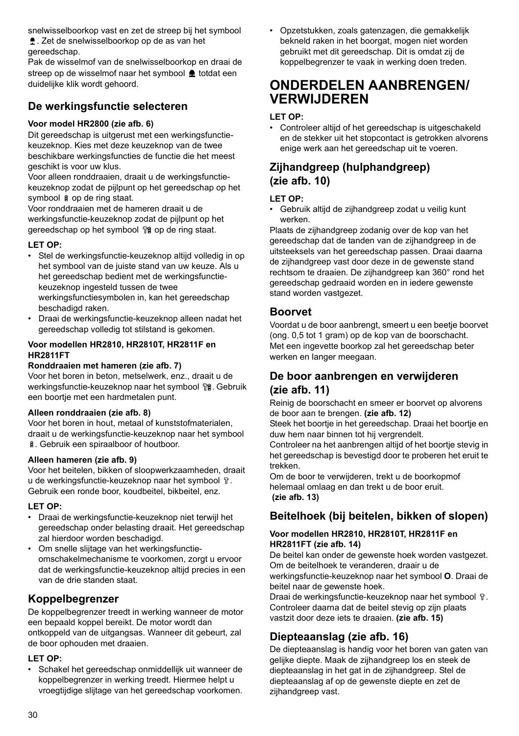snelwisselboorkop vast en zet de streep bij het symbool . Zet de snelwisselboorkop op de as van het gereedschap.
Pak de wisselmof van de snelwisselboorkop en draai de streep op de wisselmof naar het symbool  totdat een duidelijke klik wordt gehoord.

## De werkingsfunctie selecteren

**Voor model HR2800 (zie afb. 6)**

Dit gereedschap is uitgerust met een werkingsfunctie-keuzeknop. Kies met deze keuzeknop van de twee beschikbare werkingsfuncties de functie die het meest geschikt is voor uw klus.
Voor alleen ronddraaien, draait u de werkingsfunctie-keuzeknop zodat de pijlpunt op het gereedschap op het symbool  op de ring staat.
Voor ronddraaien met de hameren draait u de werkingsfunctie-keuzeknop zodat de pijlpunt op het gereedschap op het symbool  op de ring staat.

**LET OP:**

- Stel de werkingsfunctie-keuzeknop altijd volledig in op het symbool van de juiste stand van uw keuze. Als u het gereedschap bedient met de werkingsfunctie-keuzeknop ingesteld tussen de twee werkingsfunctiesymbolen in, kan het gereedschap beschadigd raken.
- Draai de werkingsfunctie-keuzeknop alleen nadat het gereedschap volledig tot stilstand is gekomen.

**Voor modellen HR2810, HR2810T, HR2811F en HR2811FT**

**Ronddraaien met hameren (zie afb. 7)**

Voor het boren in beton, metselwerk, enz., draait u de werkingsfunctie-keuzeknop naar het symbool . Gebruik een boortje met een hardmetalen punt.

**Alleen ronddraaien (zie afb. 8)**

Voor het boren in hout, metaal of kunststofmaterialen, draait u de werkingsfunctie-keuzeknop naar het symbool . Gebruik een spiraalboor of houtboor.

**Alleen hameren (zie afb. 9)**

Voor het beitelen, bikken of sloopwerkzaamheden, draait u de werkingsfunctie-keuzeknop naar het symbool . Gebruik een ronde boor, koudbeitel, bikbeitel, enz.

**LET OP:**

- Draai de werkingsfunctie-keuzeknop niet terwijl het gereedschap onder belasting draait. Het gereedschap zal hierdoor worden beschadigd.
- Om snelle slijtage van het werkingsfunctie-omschakelmechanisme te voorkomen, zorgt u ervoor dat de werkingsfunctie-keuzeknop altijd precies in een van de drie standen staat.

## Koppelbegrenzer

De koppelbegrenzer treedt in werking wanneer de motor een bepaald koppel bereikt. De motor wordt dan ontkoppeld van de uitgangsas. Wanneer dit gebeurt, zal de boor ophouden met draaien.

**LET OP:**

- Schakel het gereedschap onmiddellijk uit wanneer de koppelbegrenzer in werking treedt. Hiermee helpt u vroegtijdige slijtage van het gereedschap voorkomen.
- Opzetstukken, zoals gatenzagen, die gemakkelijk bekneld raken in het boorgat, mogen niet worden gebruikt met dit gereedschap. Dit is omdat zij de koppelbegrenzer te vaak in werking doen treden.

# ONDERDELEN AANBRENGEN/ VERWIJDEREN

**LET OP:**

- Controleer altijd of het gereedschap is uitgeschakeld en de stekker uit het stopcontact is getrokken alvorens enige werk aan het gereedschap uit te voeren.

## Zijhandgreep (hulphandgreep) (zie afb. 10)

**LET OP:**

- Gebruik altijd de zijhandgreep zodat u veilig kunt werken.

Plaats de zijhandgreep zodanig over de kop van het gereedschap dat de tanden van de zijhandgreep in de uitsteeksels van het gereedschap passen. Draai daarna de zijhandgreep vast door deze in de gewenste stand rechtsom te draaien. De zijhandgreep kan 360° rond het gereedschap gedraaid worden en in iedere gewenste stand worden vastgezet.

## Boorvet

Voordat u de boor aanbrengt, smeert u een beetje boorvet (ong. 0,5 tot 1 gram) op de kop van de boorschacht. Met een ingevette boorkop zal het gereedschap beter werken en langer meegaan.

## De boor aanbrengen en verwijderen (zie afb. 11)

Reinig de boorschacht en smeer er boorvet op alvorens de boor aan te brengen. **(zie afb. 12)**
Steek het boortje in het gereedschap. Draai het boortje en duw hem naar binnen tot hij vergrendelt.
Controleer na het aanbrengen altijd of het boortje stevig in het gereedschap is bevestigd door te proberen het eruit te trekken.
Om de boor te verwijderen, trekt u de boorkopmof helemaal omlaag en dan trekt u de boor eruit.
**(zie afb. 13)**

## Beitelhoek (bij beitelen, bikken of slopen)

**Voor modellen HR2810, HR2810T, HR2811F en HR2811FT (zie afb. 14)**

De beitel kan onder de gewenste hoek worden vastgezet. Om de beitelhoek te veranderen, draair u de werkingsfunctie-keuzeknop naar het symbool **O**. Draai de beitel naar de gewenste hoek.
Draai de werkingsfunctie-keuzeknop naar het symbool . Controleer daarna dat de beitel stevig op zijn plaats vastzit door deze iets te draaien. **(zie afb. 15)**

## Diepteaanslag (zie afb. 16)

De diepteaanslag is handig voor het boren van gaten van gelijke diepte. Maak de zijhandgreep los en steek de diepteaanslag in het gat in de zijhandgreep. Stel de diepteaanslag af op de gewenste diepte en zet de zijhandgreep vast.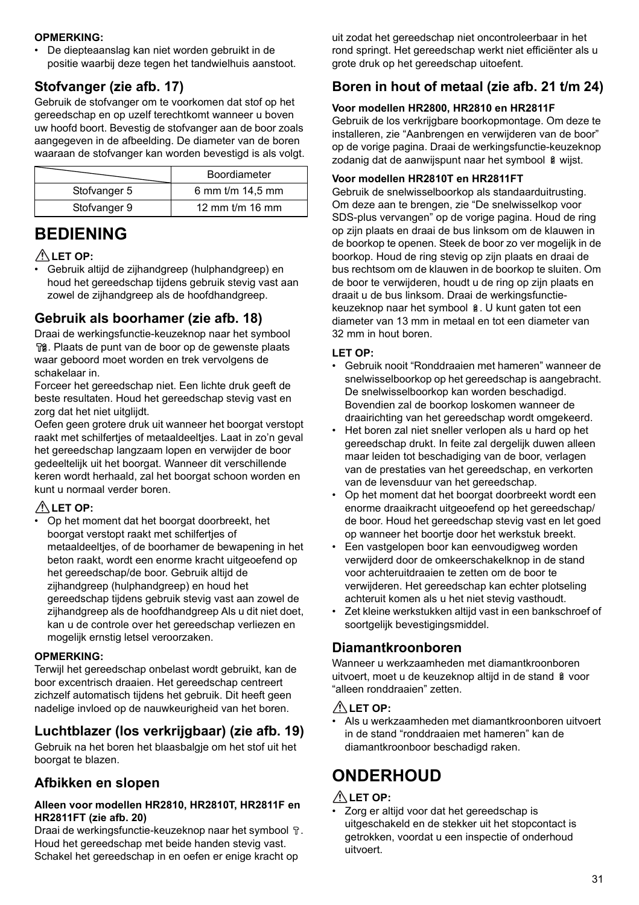**OPMERKING:**

- De diepteaanslag kan niet worden gebruikt in de positie waarbij deze tegen het tandwielhuis aanstoot.

## Stofvanger (zie afb. 17)

Gebruik de stofvanger om te voorkomen dat stof op het gereedschap en op uzelf terechtkomt wanneer u boven uw hoofd boort. Bevestig de stofvanger aan de boor zoals aangegeven in de afbeelding. De diameter van de boren waaraan de stofvanger kan worden bevestigd is als volgt.

| | Boordiameter |
|---|---|
| Stofvanger 5 | 6 mm t/m 14,5 mm |
| Stofvanger 9 | 12 mm t/m 16 mm |

# BEDIENING

**⚠LET OP:**

- Gebruik altijd de zijhandgreep (hulphandgreep) en houd het gereedschap tijdens gebruik stevig vast aan zowel de zijhandgreep als de hoofdhandgreep.

## Gebruik als boorhamer (zie afb. 18)

Draai de werkingsfunctie-keuzeknop naar het symbool . Plaats de punt van de boor op de gewenste plaats waar geboord moet worden en trek vervolgens de schakelaar in.

Forceer het gereedschap niet. Een lichte druk geeft de beste resultaten. Houd het gereedschap stevig vast en zorg dat het niet uitglijdt.

Oefen geen grotere druk uit wanneer het boorgat verstopt raakt met schilfertjes of metaaldeeltjes. Laat in zo'n geval het gereedschap langzaam lopen en verwijder de boor gedeeltelijk uit het boorgat. Wanneer dit verschillende keren wordt herhaald, zal het boorgat schoon worden en kunt u normaal verder boren.

**⚠LET OP:**

- Op het moment dat het boorgat doorbreekt, het boorgat verstopt raakt met schilfertjes of metaaldeeltjes, of de boorhamer de bewapening in het beton raakt, wordt een enorme kracht uitgeoefend op het gereedschap/de boor. Gebruik altijd de zijhandgreep (hulphandgreep) en houd het gereedschap tijdens gebruik stevig vast aan zowel de zijhandgreep als de hoofdhandgreep Als u dit niet doet, kan u de controle over het gereedschap verliezen en mogelijk ernstig letsel veroorzaken.

**OPMERKING:**

Terwijl het gereedschap onbelast wordt gebruikt, kan de boor excentrisch draaien. Het gereedschap centreert zichzelf automatisch tijdens het gebruik. Dit heeft geen nadelige invloed op de nauwkeurigheid van het boren.

## Luchtblazer (los verkrijgbaar) (zie afb. 19)

Gebruik na het boren het blaasbalgje om het stof uit het boorgat te blazen.

## Afbikken en slopen

**Alleen voor modellen HR2810, HR2810T, HR2811F en HR2811FT (zie afb. 20)**

Draai de werkingsfunctie-keuzeknop naar het symbool . Houd het gereedschap met beide handen stevig vast. Schakel het gereedschap in en oefen er enige kracht op uit zodat het gereedschap niet oncontroleerbaar in het rond springt. Het gereedschap werkt niet efficiënter als u grote druk op het gereedschap uitoefent.

## Boren in hout of metaal (zie afb. 21 t/m 24)

**Voor modellen HR2800, HR2810 en HR2811F**

Gebruik de los verkrijgbare boorkopmontage. Om deze te installeren, zie "Aanbrengen en verwijderen van de boor" op de vorige pagina. Draai de werkingsfunctie-keuzeknop zodanig dat de aanwijspunt naar het symbool  wijst.

**Voor modellen HR2810T en HR2811FT**

Gebruik de snelwisselboorkop als standaarduitrusting. Om deze aan te brengen, zie "De snelwisselkop voor SDS-plus vervangen" op de vorige pagina. Houd de ring op zijn plaats en draai de bus linksom om de klauwen in de boorkop te openen. Steek de boor zo ver mogelijk in de boorkop. Houd de ring stevig op zijn plaats en draai de bus rechtsom om de klauwen in de boorkop te sluiten. Om de boor te verwijderen, houdt u de ring op zijn plaats en draait u de bus linksom. Draai de werkingsfunctie-keuzeknop naar het symbool . U kunt gaten tot een diameter van 13 mm in metaal en tot een diameter van 32 mm in hout boren.

**LET OP:**

- Gebruik nooit "Ronddraaien met hameren" wanneer de snelwisselboorkop op het gereedschap is aangebracht. De snelwisselboorkop kan worden beschadigd. Bovendien zal de boorkop loskomen wanneer de draairichting van het gereedschap wordt omgekeerd.
- Het boren zal niet sneller verlopen als u hard op het gereedschap drukt. In feite zal dergelijk duwen alleen maar leiden tot beschadiging van de boor, verlagen van de prestaties van het gereedschap, en verkorten van de levensduur van het gereedschap.
- Op het moment dat het boorgat doorbreekt wordt een enorme draaikracht uitgeoefend op het gereedschap/ de boor. Houd het gereedschap stevig vast en let goed op wanneer het boortje door het werkstuk breekt.
- Een vastgelopen boor kan eenvoudigweg worden verwijderd door de omkeerschakelknop in de stand voor achteruitdraaien te zetten om de boor te verwijderen. Het gereedschap kan echter plotseling achteruit komen als u het niet stevig vasthoudt.
- Zet kleine werkstukken altijd vast in een bankschroef of soortgelijk bevestigingsmiddel.

## Diamantkroonboren

Wanneer u werkzaamheden met diamantkroonboren uitvoert, moet u de keuzeknop altijd in de stand  voor "alleen ronddraaien" zetten.

**⚠LET OP:**

- Als u werkzaamheden met diamantkroonboren uitvoert in de stand "ronddraaien met hameren" kan de diamantkroonboor beschadigd raken.

# ONDERHOUD

**⚠LET OP:**

- Zorg er altijd voor dat het gereedschap is uitgeschakeld en de stekker uit het stopcontact is getrokken, voordat u een inspectie of onderhoud uitvoert.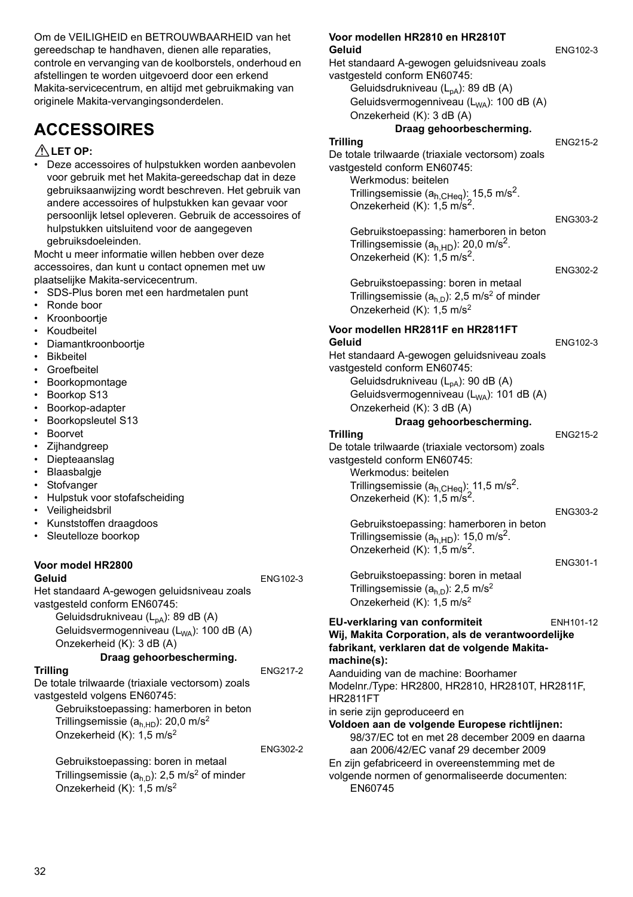Om de VEILIGHEID en BETROUWBAARHEID van het gereedschap te handhaven, dienen alle reparaties, controle en vervanging van de koolborstels, onderhoud en afstellingen te worden uitgevoerd door een erkend Makita-servicecentrum, en altijd met gebruikmaking van originele Makita-vervangingsonderdelen.

# ACCESSOIRES

**⚠ LET OP:**

- Deze accessoires of hulpstukken worden aanbevolen voor gebruik met het Makita-gereedschap dat in deze gebruiksaanwijzing wordt beschreven. Het gebruik van andere accessoires of hulpstukken kan gevaar voor persoonlijk letsel opleveren. Gebruik de accessoires of hulpstukken uitsluitend voor de aangegeven gebruiksdoeleinden.

Mocht u meer informatie willen hebben over deze accessoires, dan kunt u contact opnemen met uw plaatselijke Makita-servicecentrum.

- SDS-Plus boren met een hardmetalen punt
- Ronde boor
- Kroonboortje
- Koudbeitel
- Diamantkroonboortje
- Bikbeitel
- Groefbeitel
- Boorkopmontage
- Boorkop S13
- Boorkop-adapter
- Boorkopsleutel S13
- Boorvet
- Zijhandgreep
- Diepteaanslag
- Blaasbalgje
- Stofvanger
- Hulpstuk voor stofafscheiding
- Veiligheidsbril
- Kunststoffen draagdoos
- Sleutelloze boorkop

**Voor model HR2800**

**Geluid** ENG102-3

Het standaard A-gewogen geluidsniveau zoals vastgesteld conform EN60745:

Geluidsdrukniveau ($L_{pA}$): 89 dB (A)
Geluidsvermogenniveau ($L_{WA}$): 100 dB (A)
Onzekerheid (K): 3 dB (A)

**Draag gehoorbescherming.**

**Trilling** ENG217-2

De totale trilwaarde (triaxiale vectorsom) zoals vastgesteld volgens EN60745:

Gebruikstoepassing: hamerboren in beton
Trillingsemissie ($a_{h,HD}$): 20,0 m/s$^2$
Onzekerheid (K): 1,5 m/s$^2$

ENG302-2

Gebruikstoepassing: boren in metaal
Trillingsemissie ($a_{h,D}$): 2,5 m/s$^2$ of minder
Onzekerheid (K): 1,5 m/s$^2$

**Voor modellen HR2810 en HR2810T**

**Geluid** ENG102-3

Het standaard A-gewogen geluidsniveau zoals vastgesteld conform EN60745:

Geluidsdrukniveau ($L_{pA}$): 89 dB (A)
Geluidsvermogenniveau ($L_{WA}$): 100 dB (A)
Onzekerheid (K): 3 dB (A)

**Draag gehoorbescherming.**

**Trilling** ENG215-2

De totale trilwaarde (triaxiale vectorsom) zoals vastgesteld conform EN60745:

Werkmodus: beitelen
Trillingsemissie ($a_{h,CHeq}$): 15,5 m/s$^2$.
Onzekerheid (K): 1,5 m/s$^2$.

ENG303-2

Gebruikstoepassing: hamerboren in beton
Trillingsemissie ($a_{h,HD}$): 20,0 m/s$^2$.
Onzekerheid (K): 1,5 m/s$^2$.

ENG302-2

Gebruikstoepassing: boren in metaal
Trillingsemissie ($a_{h,D}$): 2,5 m/s$^2$ of minder
Onzekerheid (K): 1,5 m/s$^2$

**Voor modellen HR2811F en HR2811FT**

**Geluid** ENG102-3

Het standaard A-gewogen geluidsniveau zoals vastgesteld conform EN60745:

Geluidsdrukniveau ($L_{pA}$): 90 dB (A)
Geluidsvermogenniveau ($L_{WA}$): 101 dB (A)
Onzekerheid (K): 3 dB (A)

**Draag gehoorbescherming.**

**Trilling** ENG215-2

De totale trilwaarde (triaxiale vectorsom) zoals vastgesteld conform EN60745:

Werkmodus: beitelen
Trillingsemissie ($a_{h,CHeq}$): 11,5 m/s$^2$.
Onzekerheid (K): 1,5 m/s$^2$.

ENG303-2

Gebruikstoepassing: hamerboren in beton
Trillingsemissie ($a_{h,HD}$): 15,0 m/s$^2$.
Onzekerheid (K): 1,5 m/s$^2$.

ENG301-1

Gebruikstoepassing: boren in metaal
Trillingsemissie ($a_{h,D}$): 2,5 m/s$^2$
Onzekerheid (K): 1,5 m/s$^2$

**EU-verklaring van conformiteit** ENH101-12

**Wij, Makita Corporation, als de verantwoordelijke fabrikant, verklaren dat de volgende Makita-machine(s):**

Aanduiding van de machine: Boorhamer
Modelnr./Type: HR2800, HR2810, HR2810T, HR2811F, HR2811FT
in serie zijn geproduceerd en

**Voldoen aan de volgende Europese richtlijnen:**

98/37/EC tot en met 28 december 2009 en daarna aan 2006/42/EC vanaf 29 december 2009

En zijn gefabriceerd in overeenstemming met de volgende normen of genormaliseerde documenten:

EN60745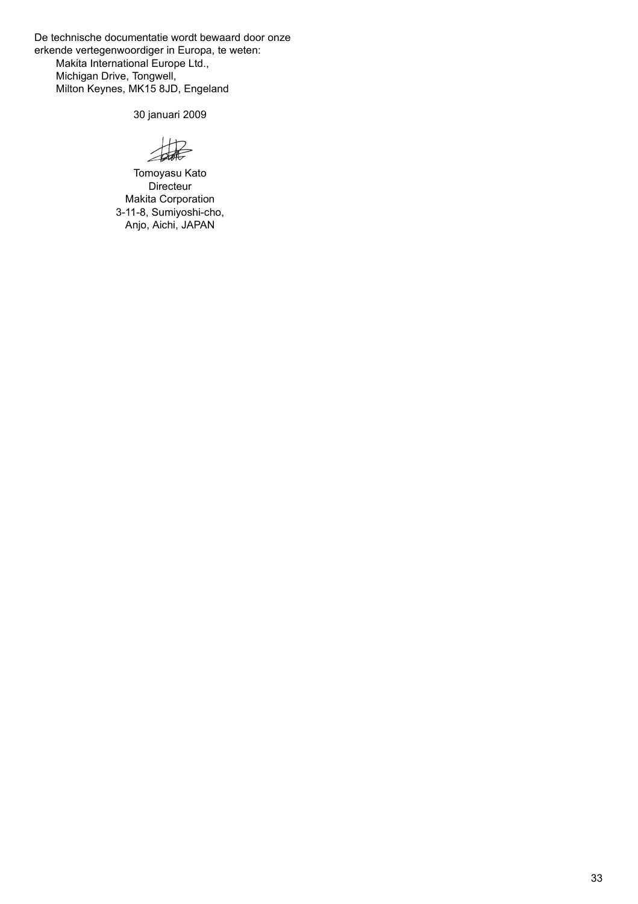De technische documentatie wordt bewaard door onze erkende vertegenwoordiger in Europa, te weten:

Makita International Europe Ltd.,
Michigan Drive, Tongwell,
Milton Keynes, MK15 8JD, Engeland

30 januari 2009

Tomoyasu Kato
Directeur
Makita Corporation
3-11-8, Sumiyoshi-cho,
Anjo, Aichi, JAPAN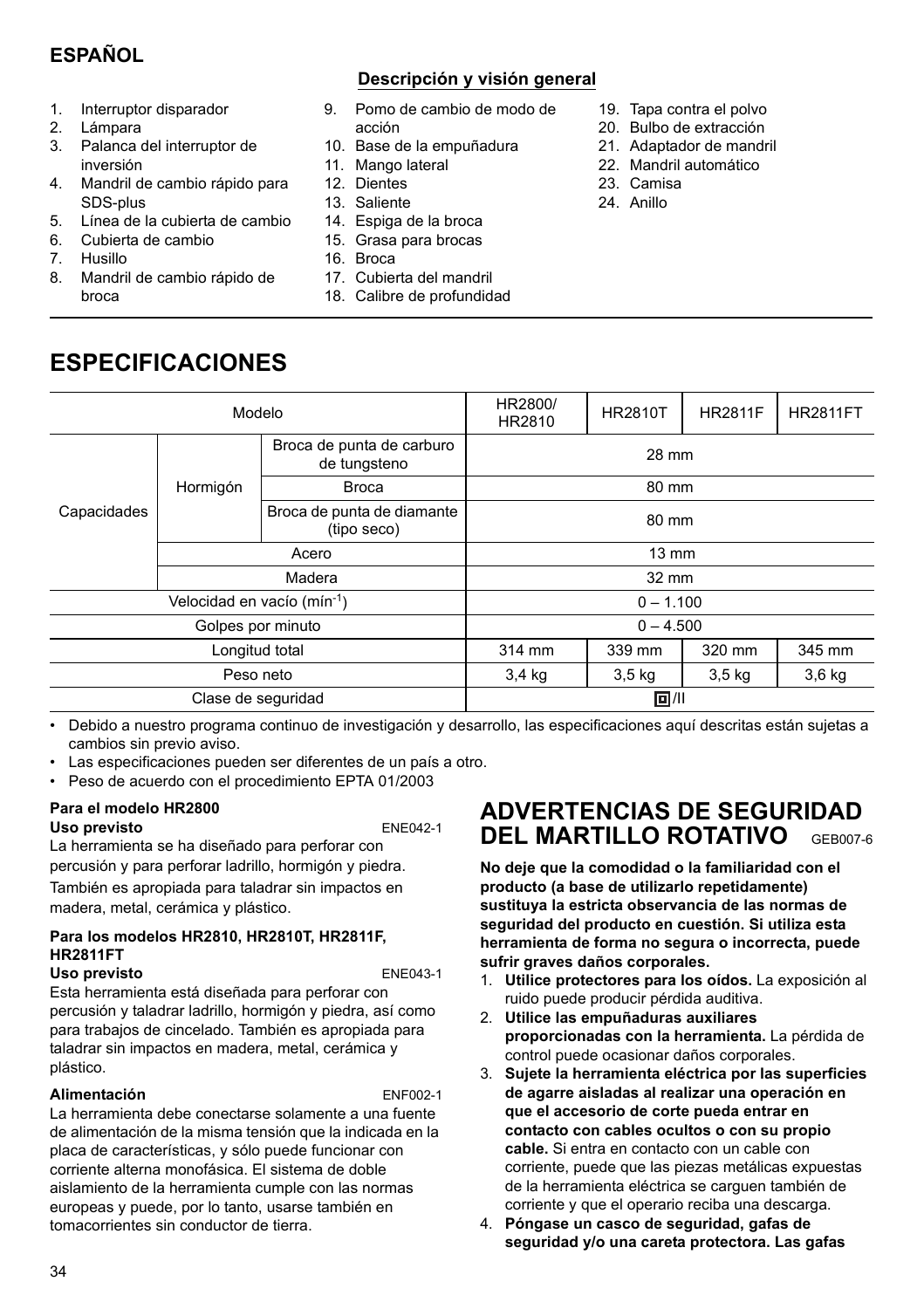## ESPAÑOL

### Descripción y visión general

1. Interruptor disparador
2. Lámpara
3. Palanca del interruptor de inversión
4. Mandril de cambio rápido para SDS-plus
5. Línea de la cubierta de cambio
6. Cubierta de cambio
7. Husillo
8. Mandril de cambio rápido de broca
9. Pomo de cambio de modo de acción
10. Base de la empuñadura
11. Mango lateral
12. Dientes
13. Saliente
14. Espiga de la broca
15. Grasa para brocas
16. Broca
17. Cubierta del mandril
18. Calibre de profundidad
19. Tapa contra el polvo
20. Bulbo de extracción
21. Adaptador de mandril
22. Mandril automático
23. Camisa
24. Anillo

# ESPECIFICACIONES

| Modelo | | | HR2800/ HR2810 | HR2810T | HR2811F | HR2811FT |
|---|---|---|---|---|---|---|
| Capacidades | Hormigón | Broca de punta de carburo de tungsteno | 28 mm | | | |
| | | Broca | 80 mm | | | |
| | | Broca de punta de diamante (tipo seco) | 80 mm | | | |
| | Acero | | 13 mm | | | |
| | Madera | | 32 mm | | | |
| Velocidad en vacío ($mín^{-1}$) | | | 0 – 1.100 | | | |
| Golpes por minuto | | | 0 – 4.500 | | | |
| Longitud total | | | 314 mm | 339 mm | 320 mm | 345 mm |
| Peso neto | | | 3,4 kg | 3,5 kg | 3,5 kg | 3,6 kg |
| Clase de seguridad | | | ⧈/II | | | |

- Debido a nuestro programa continuo de investigación y desarrollo, las especificaciones aquí descritas están sujetas a cambios sin previo aviso.
- Las especificaciones pueden ser diferentes de un país a otro.
- Peso de acuerdo con el procedimiento EPTA 01/2003

**Para el modelo HR2800**

**Uso previsto** ENE042-1

La herramienta se ha diseñado para perforar con percusión y para perforar ladrillo, hormigón y piedra. También es apropiada para taladrar sin impactos en madera, metal, cerámica y plástico.

**Para los modelos HR2810, HR2810T, HR2811F, HR2811FT**

**Uso previsto** ENE043-1

Esta herramienta está diseñada para perforar con percusión y taladrar ladrillo, hormigón y piedra, así como para trabajos de cincelado. También es apropiada para taladrar sin impactos en madera, metal, cerámica y plástico.

**Alimentación** ENF002-1

La herramienta debe conectarse solamente a una fuente de alimentación de la misma tensión que la indicada en la placa de características, y sólo puede funcionar con corriente alterna monofásica. El sistema de doble aislamiento de la herramienta cumple con las normas europeas y puede, por lo tanto, usarse también en tomacorrientes sin conductor de tierra.

# ADVERTENCIAS DE SEGURIDAD DEL MARTILLO ROTATIVO GEB007-6

**No deje que la comodidad o la familiaridad con el producto (a base de utilizarlo repetidamente) sustituya la estricta observancia de las normas de seguridad del producto en cuestión. Si utiliza esta herramienta de forma no segura o incorrecta, puede sufrir graves daños corporales.**

1. **Utilice protectores para los oídos.** La exposición al ruido puede producir pérdida auditiva.
2. **Utilice las empuñaduras auxiliares proporcionadas con la herramienta.** La pérdida de control puede ocasionar daños corporales.
3. **Sujete la herramienta eléctrica por las superficies de agarre aisladas al realizar una operación en que el accesorio de corte pueda entrar en contacto con cables ocultos o con su propio cable.** Si entra en contacto con un cable con corriente, puede que las piezas metálicas expuestas de la herramienta eléctrica se carguen también de corriente y que el operario reciba una descarga.
4. **Póngase un casco de seguridad, gafas de seguridad y/o una careta protectora. Las gafas**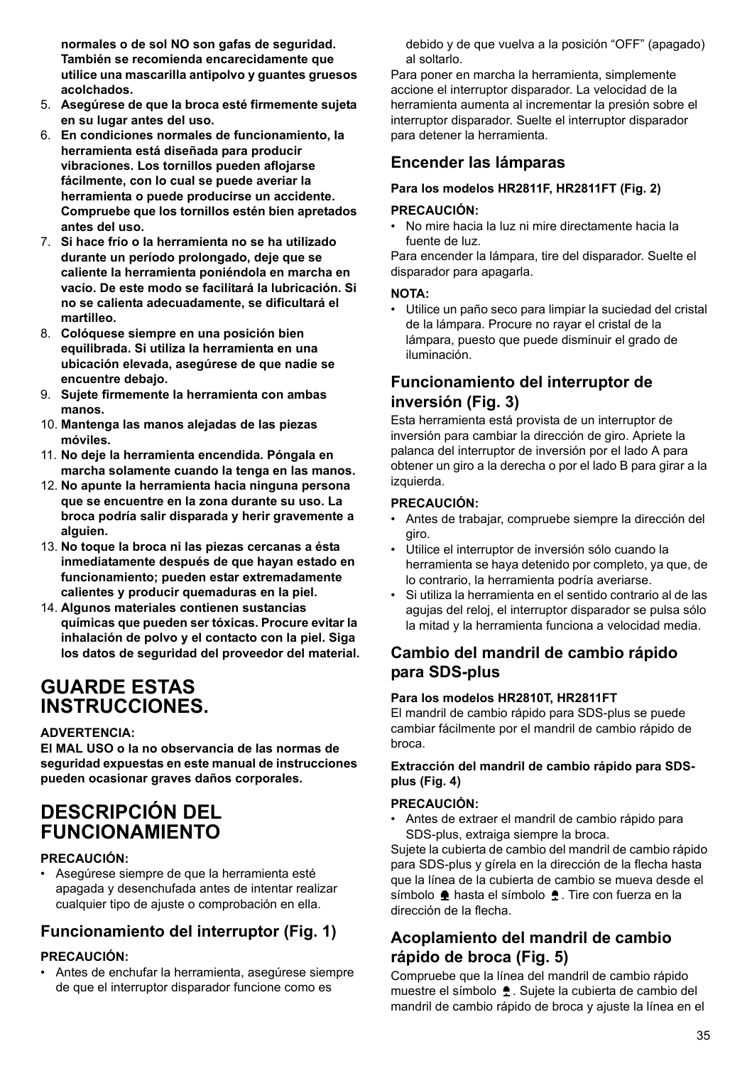**normales o de sol NO son gafas de seguridad. También se recomienda encarecidamente que utilice una mascarilla antipolvo y guantes gruesos acolchados.**

5. **Asegúrese de que la broca esté firmemente sujeta en su lugar antes del uso.**
6. **En condiciones normales de funcionamiento, la herramienta está diseñada para producir vibraciones. Los tornillos pueden aflojarse fácilmente, con lo cual se puede averiar la herramienta o puede producirse un accidente. Compruebe que los tornillos estén bien apretados antes del uso.**
7. **Si hace frío o la herramienta no se ha utilizado durante un período prolongado, deje que se caliente la herramienta poniéndola en marcha en vacío. De este modo se facilitará la lubricación. Si no se calienta adecuadamente, se dificultará el martilleo.**
8. **Colóquese siempre en una posición bien equilibrada. Si utiliza la herramienta en una ubicación elevada, asegúrese de que nadie se encuentre debajo.**
9. **Sujete firmemente la herramienta con ambas manos.**
10. **Mantenga las manos alejadas de las piezas móviles.**
11. **No deje la herramienta encendida. Póngala en marcha solamente cuando la tenga en las manos.**
12. **No apunte la herramienta hacia ninguna persona que se encuentre en la zona durante su uso. La broca podría salir disparada y herir gravemente a alguien.**
13. **No toque la broca ni las piezas cercanas a ésta inmediatamente después de que hayan estado en funcionamiento; pueden estar extremadamente calientes y producir quemaduras en la piel.**
14. **Algunos materiales contienen sustancias químicas que pueden ser tóxicas. Procure evitar la inhalación de polvo y el contacto con la piel. Siga los datos de seguridad del proveedor del material.**

# GUARDE ESTAS INSTRUCCIONES.

**ADVERTENCIA:**

**El MAL USO o la no observancia de las normas de seguridad expuestas en este manual de instrucciones pueden ocasionar graves daños corporales.**

# DESCRIPCIÓN DEL FUNCIONAMIENTO

**PRECAUCIÓN:**

- Asegúrese siempre de que la herramienta esté apagada y desenchufada antes de intentar realizar cualquier tipo de ajuste o comprobación en ella.

## Funcionamiento del interruptor (Fig. 1)

**PRECAUCIÓN:**

- Antes de enchufar la herramienta, asegúrese siempre de que el interruptor disparador funcione como es debido y de que vuelva a la posición “OFF” (apagado) al soltarlo.

Para poner en marcha la herramienta, simplemente accione el interruptor disparador. La velocidad de la herramienta aumenta al incrementar la presión sobre el interruptor disparador. Suelte el interruptor disparador para detener la herramienta.

## Encender las lámparas

**Para los modelos HR2811F, HR2811FT (Fig. 2)**

**PRECAUCIÓN:**

- No mire hacia la luz ni mire directamente hacia la fuente de luz.

Para encender la lámpara, tire del disparador. Suelte el disparador para apagarla.

**NOTA:**

- Utilice un paño seco para limpiar la suciedad del cristal de la lámpara. Procure no rayar el cristal de la lámpara, puesto que puede disminuir el grado de iluminación.

## Funcionamiento del interruptor de inversión (Fig. 3)

Esta herramienta está provista de un interruptor de inversión para cambiar la dirección de giro. Apriete la palanca del interruptor de inversión por el lado A para obtener un giro a la derecha o por el lado B para girar a la izquierda.

**PRECAUCIÓN:**

- Antes de trabajar, compruebe siempre la dirección del giro.
- Utilice el interruptor de inversión sólo cuando la herramienta se haya detenido por completo, ya que, de lo contrario, la herramienta podría averiarse.
- Si utiliza la herramienta en el sentido contrario al de las agujas del reloj, el interruptor disparador se pulsa sólo la mitad y la herramienta funciona a velocidad media.

## Cambio del mandril de cambio rápido para SDS-plus

**Para los modelos HR2810T, HR2811FT**

El mandril de cambio rápido para SDS-plus se puede cambiar fácilmente por el mandril de cambio rápido de broca.

**Extracción del mandril de cambio rápido para SDS-plus (Fig. 4)**

**PRECAUCIÓN:**

- Antes de extraer el mandril de cambio rápido para SDS-plus, extraiga siempre la broca.

Sujete la cubierta de cambio del mandril de cambio rápido para SDS-plus y gírela en la dirección de la flecha hasta que la línea de la cubierta de cambio se mueva desde el símbolo 🔒 hasta el símbolo 🔓. Tire con fuerza en la dirección de la flecha.

## Acoplamiento del mandril de cambio rápido de broca (Fig. 5)

Compruebe que la línea del mandril de cambio rápido muestre el símbolo 🔓. Sujete la cubierta de cambio del mandril de cambio rápido de broca y ajuste la línea en el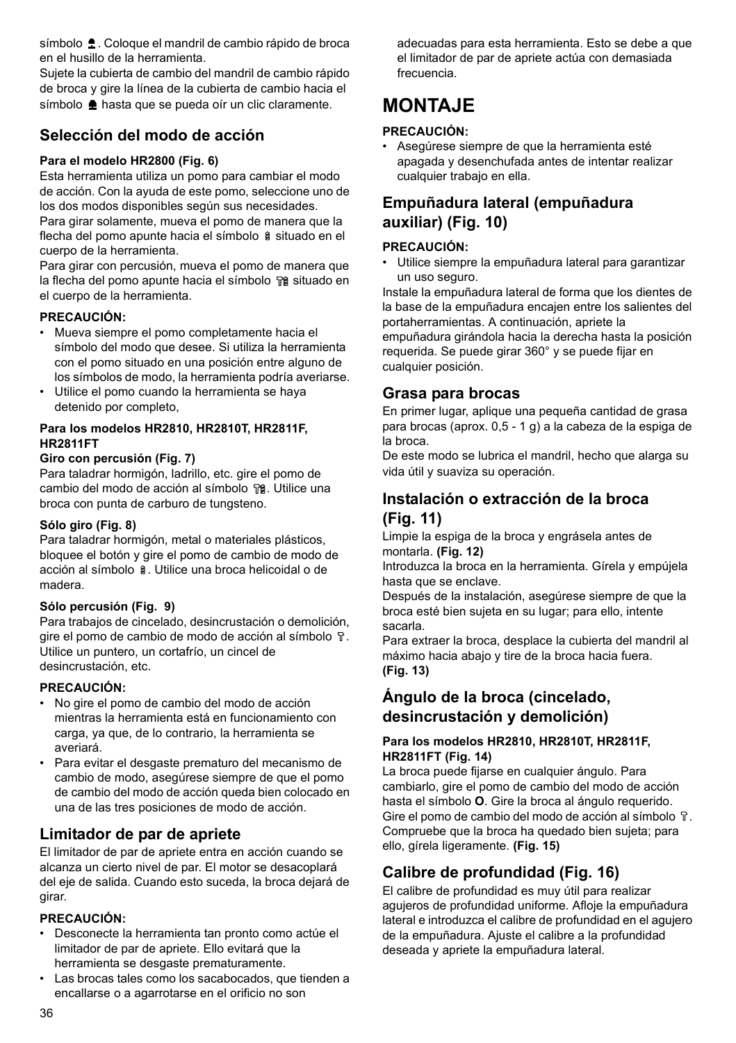símbolo ♠. Coloque el mandril de cambio rápido de broca en el husillo de la herramienta.
Sujete la cubierta de cambio del mandril de cambio rápido de broca y gire la línea de la cubierta de cambio hacia el símbolo ♠ hasta que se pueda oír un clic claramente.

## Selección del modo de acción

**Para el modelo HR2800 (Fig. 6)**

Esta herramienta utiliza un pomo para cambiar el modo de acción. Con la ayuda de este pomo, seleccione uno de los dos modos disponibles según sus necesidades.
Para girar solamente, mueva el pomo de manera que la flecha del pomo apunte hacia el símbolo situado en el cuerpo de la herramienta.
Para girar con percusión, mueva el pomo de manera que la flecha del pomo apunte hacia el símbolo situado en el cuerpo de la herramienta.

**PRECAUCIÓN:**

- Mueva siempre el pomo completamente hacia el símbolo del modo que desee. Si utiliza la herramienta con el pomo situado en una posición entre alguno de los símbolos de modo, la herramienta podría averiarse.
- Utilice el pomo cuando la herramienta se haya detenido por completo,

**Para los modelos HR2810, HR2810T, HR2811F, HR2811FT**

**Giro con percusión (Fig. 7)**

Para taladrar hormigón, ladrillo, etc. gire el pomo de cambio del modo de acción al símbolo . Utilice una broca con punta de carburo de tungsteno.

**Sólo giro (Fig. 8)**

Para taladrar hormigón, metal o materiales plásticos, bloquee el botón y gire el pomo de cambio de modo de acción al símbolo . Utilice una broca helicoidal o de madera.

**Sólo percusión (Fig. 9)**

Para trabajos de cincelado, desincrustación o demolición, gire el pomo de cambio de modo de acción al símbolo . Utilice un puntero, un cortafrío, un cincel de desincrustación, etc.

**PRECAUCIÓN:**

- No gire el pomo de cambio del modo de acción mientras la herramienta está en funcionamiento con carga, ya que, de lo contrario, la herramienta se averiará.
- Para evitar el desgaste prematuro del mecanismo de cambio de modo, asegúrese siempre de que el pomo de cambio del modo de acción queda bien colocado en una de las tres posiciones de modo de acción.

## Limitador de par de apriete

El limitador de par de apriete entra en acción cuando se alcanza un cierto nivel de par. El motor se desacoplará del eje de salida. Cuando esto suceda, la broca dejará de girar.

**PRECAUCIÓN:**

- Desconecte la herramienta tan pronto como actúe el limitador de par de apriete. Ello evitará que la herramienta se desgaste prematuramente.
- Las brocas tales como los sacabocados, que tienden a encallarse o a agarrotarse en el orificio no son adecuadas para esta herramienta. Esto se debe a que el limitador de par de apriete actúa con demasiada frecuencia.

# MONTAJE

**PRECAUCIÓN:**

- Asegúrese siempre de que la herramienta esté apagada y desenchufada antes de intentar realizar cualquier trabajo en ella.

## Empuñadura lateral (empuñadura auxiliar) (Fig. 10)

**PRECAUCIÓN:**

- Utilice siempre la empuñadura lateral para garantizar un uso seguro.

Instale la empuñadura lateral de forma que los dientes de la base de la empuñadura encajen entre los salientes del portaherramientas. A continuación, apriete la empuñadura girándola hacia la derecha hasta la posición requerida. Se puede girar 360° y se puede fijar en cualquier posición.

## Grasa para brocas

En primer lugar, aplique una pequeña cantidad de grasa para brocas (aprox. 0,5 - 1 g) a la cabeza de la espiga de la broca.
De este modo se lubrica el mandril, hecho que alarga su vida útil y suaviza su operación.

## Instalación o extracción de la broca (Fig. 11)

Limpie la espiga de la broca y engrásela antes de montarla. **(Fig. 12)**
Introduzca la broca en la herramienta. Gírela y empújela hasta que se enclave.
Después de la instalación, asegúrese siempre de que la broca esté bien sujeta en su lugar; para ello, intente sacarla.
Para extraer la broca, desplace la cubierta del mandril al máximo hacia abajo y tire de la broca hacia fuera. **(Fig. 13)**

## Ángulo de la broca (cincelado, desincrustación y demolición)

**Para los modelos HR2810, HR2810T, HR2811F, HR2811FT (Fig. 14)**

La broca puede fijarse en cualquier ángulo. Para cambiarlo, gire el pomo de cambio del modo de acción hasta el símbolo **O**. Gire la broca al ángulo requerido. Gire el pomo de cambio del modo de acción al símbolo . Compruebe que la broca ha quedado bien sujeta; para ello, gírela ligeramente. **(Fig. 15)**

## Calibre de profundidad (Fig. 16)

El calibre de profundidad es muy útil para realizar agujeros de profundidad uniforme. Afloje la empuñadura lateral e introduzca el calibre de profundidad en el agujero de la empuñadura. Ajuste el calibre a la profundidad deseada y apriete la empuñadura lateral.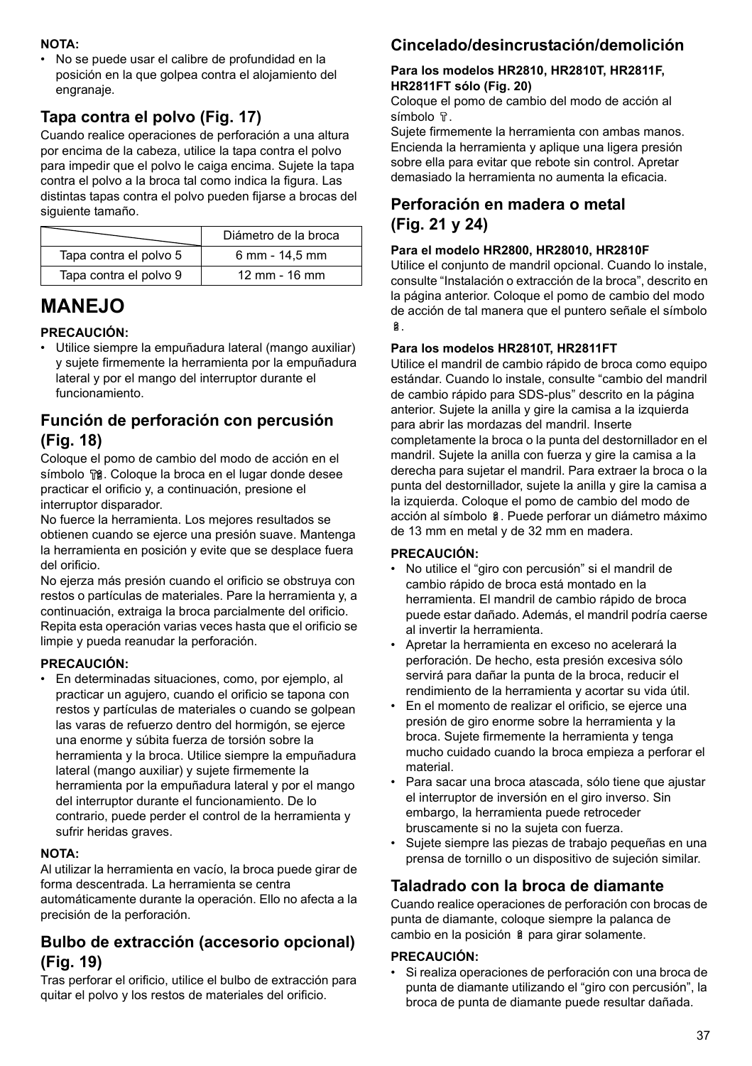**NOTA:**

- No se puede usar el calibre de profundidad en la posición en la que golpea contra el alojamiento del engranaje.

### Tapa contra el polvo (Fig. 17)

Cuando realice operaciones de perforación a una altura por encima de la cabeza, utilice la tapa contra el polvo para impedir que el polvo le caiga encima. Sujete la tapa contra el polvo a la broca tal como indica la figura. Las distintas tapas contra el polvo pueden fijarse a brocas del siguiente tamaño.

| | Diámetro de la broca |
|---|---|
| Tapa contra el polvo 5 | 6 mm - 14,5 mm |
| Tapa contra el polvo 9 | 12 mm - 16 mm |

# MANEJO

**PRECAUCIÓN:**

- Utilice siempre la empuñadura lateral (mango auxiliar) y sujete firmemente la herramienta por la empuñadura lateral y por el mango del interruptor durante el funcionamiento.

### Función de perforación con percusión (Fig. 18)

Coloque el pomo de cambio del modo de acción en el símbolo . Coloque la broca en el lugar donde desee practicar el orificio y, a continuación, presione el interruptor disparador.

No fuerce la herramienta. Los mejores resultados se obtienen cuando se ejerce una presión suave. Mantenga la herramienta en posición y evite que se desplace fuera del orificio.

No ejerza más presión cuando el orificio se obstruya con restos o partículas de materiales. Pare la herramienta y, a continuación, extraiga la broca parcialmente del orificio. Repita esta operación varias veces hasta que el orificio se limpie y pueda reanudar la perforación.

**PRECAUCIÓN:**

- En determinadas situaciones, como, por ejemplo, al practicar un agujero, cuando el orificio se tapona con restos y partículas de materiales o cuando se golpean las varas de refuerzo dentro del hormigón, se ejerce una enorme y súbita fuerza de torsión sobre la herramienta y la broca. Utilice siempre la empuñadura lateral (mango auxiliar) y sujete firmemente la herramienta por la empuñadura lateral y por el mango del interruptor durante el funcionamiento. De lo contrario, puede perder el control de la herramienta y sufrir heridas graves.

**NOTA:**

Al utilizar la herramienta en vacío, la broca puede girar de forma descentrada. La herramienta se centra automáticamente durante la operación. Ello no afecta a la precisión de la perforación.

### Bulbo de extracción (accesorio opcional) (Fig. 19)

Tras perforar el orificio, utilice el bulbo de extracción para quitar el polvo y los restos de materiales del orificio.

### Cincelado/desincrustación/demolición

**Para los modelos HR2810, HR2810T, HR2811F, HR2811FT sólo (Fig. 20)**

Coloque el pomo de cambio del modo de acción al símbolo .

Sujete firmemente la herramienta con ambas manos. Encienda la herramienta y aplique una ligera presión sobre ella para evitar que rebote sin control. Apretar demasiado la herramienta no aumenta la eficacia.

### Perforación en madera o metal (Fig. 21 y 24)

**Para el modelo HR2800, HR28010, HR2810F**

Utilice el conjunto de mandril opcional. Cuando lo instale, consulte “Instalación o extracción de la broca”, descrito en la página anterior. Coloque el pomo de cambio del modo de acción de tal manera que el puntero señale el símbolo .

**Para los modelos HR2810T, HR2811FT**

Utilice el mandril de cambio rápido de broca como equipo estándar. Cuando lo instale, consulte “cambio del mandril de cambio rápido para SDS-plus” descrito en la página anterior. Sujete la anilla y gire la camisa a la izquierda para abrir las mordazas del mandril. Inserte completamente la broca o la punta del destornillador en el mandril. Sujete la anilla con fuerza y gire la camisa a la derecha para sujetar el mandril. Para extraer la broca o la punta del destornillador, sujete la anilla y gire la camisa a la izquierda. Coloque el pomo de cambio del modo de acción al símbolo . Puede perforar un diámetro máximo de 13 mm en metal y de 32 mm en madera.

**PRECAUCIÓN:**

- No utilice el “giro con percusión” si el mandril de cambio rápido de broca está montado en la herramienta. El mandril de cambio rápido de broca puede estar dañado. Además, el mandril podría caerse al invertir la herramienta.
- Apretar la herramienta en exceso no acelerará la perforación. De hecho, esta presión excesiva sólo servirá para dañar la punta de la broca, reducir el rendimiento de la herramienta y acortar su vida útil.
- En el momento de realizar el orificio, se ejerce una presión de giro enorme sobre la herramienta y la broca. Sujete firmemente la herramienta y tenga mucho cuidado cuando la broca empieza a perforar el material.
- Para sacar una broca atascada, sólo tiene que ajustar el interruptor de inversión en el giro inverso. Sin embargo, la herramienta puede retroceder bruscamente si no la sujeta con fuerza.
- Sujete siempre las piezas de trabajo pequeñas en una prensa de tornillo o un dispositivo de sujeción similar.

### Taladrado con la broca de diamante

Cuando realice operaciones de perforación con brocas de punta de diamante, coloque siempre la palanca de cambio en la posición  para girar solamente.

**PRECAUCIÓN:**

- Si realiza operaciones de perforación con una broca de punta de diamante utilizando el “giro con percusión”, la broca de punta de diamante puede resultar dañada.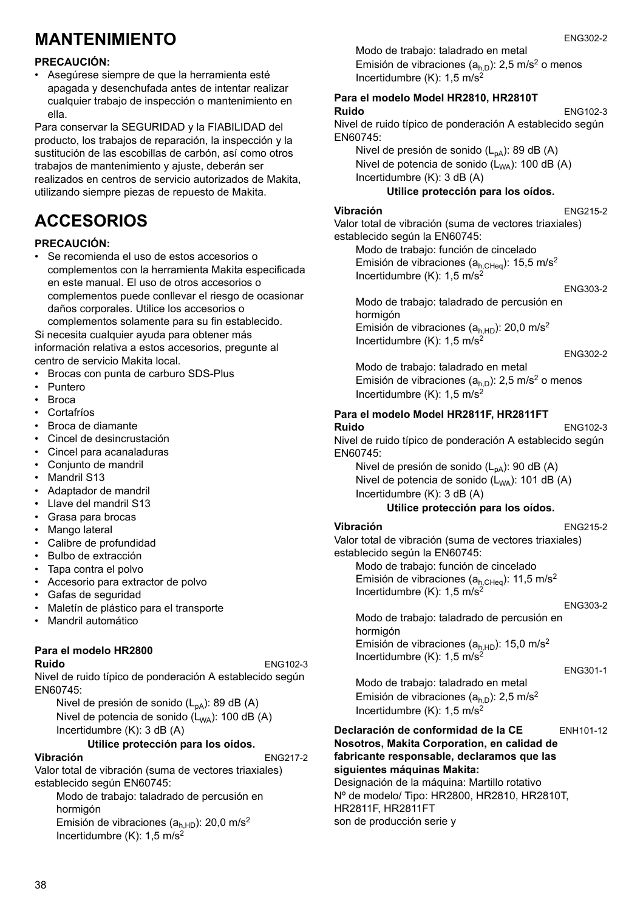# MANTENIMIENTO

**PRECAUCIÓN:**

- Asegúrese siempre de que la herramienta esté apagada y desenchufada antes de intentar realizar cualquier trabajo de inspección o mantenimiento en ella.

Para conservar la SEGURIDAD y la FIABILIDAD del producto, los trabajos de reparación, la inspección y la sustitución de las escobillas de carbón, así como otros trabajos de mantenimiento y ajuste, deberán ser realizados en centros de servicio autorizados de Makita, utilizando siempre piezas de repuesto de Makita.

# ACCESORIOS

**PRECAUCIÓN:**

- Se recomienda el uso de estos accesorios o complementos con la herramienta Makita especificada en este manual. El uso de otros accesorios o complementos puede conllevar el riesgo de ocasionar daños corporales. Utilice los accesorios o complementos solamente para su fin establecido.

Si necesita cualquier ayuda para obtener más información relativa a estos accesorios, pregunte al centro de servicio Makita local.

- Brocas con punta de carburo SDS-Plus
- Puntero
- Broca
- Cortafríos
- Broca de diamante
- Cincel de desincrustación
- Cincel para acanaladuras
- Conjunto de mandril
- Mandril S13
- Adaptador de mandril
- Llave del mandril S13
- Grasa para brocas
- Mango lateral
- Calibre de profundidad
- Bulbo de extracción
- Tapa contra el polvo
- Accesorio para extractor de polvo
- Gafas de seguridad
- Maletín de plástico para el transporte
- Mandril automático

**Para el modelo HR2800**

**Ruido** ENG102-3

Nivel de ruido típico de ponderación A establecido según EN60745:

Nivel de presión de sonido ($L_{pA}$): 89 dB (A)
Nivel de potencia de sonido ($L_{WA}$): 100 dB (A)
Incertidumbre (K): 3 dB (A)

**Utilice protección para los oídos.**

**Vibración** ENG217-2

Valor total de vibración (suma de vectores triaxiales) establecido según EN60745:

Modo de trabajo: taladrado de percusión en hormigón
Emisión de vibraciones ($a_{h,HD}$): 20,0 m/s$^2$
Incertidumbre (K): 1,5 m/s$^2$

ENG302-2

Modo de trabajo: taladrado en metal
Emisión de vibraciones ($a_{h,D}$): 2,5 m/s$^2$ o menos
Incertidumbre (K): 1,5 m/s$^2$

**Para el modelo Model HR2810, HR2810T**

**Ruido** ENG102-3

Nivel de ruido típico de ponderación A establecido según EN60745:

Nivel de presión de sonido ($L_{pA}$): 89 dB (A)
Nivel de potencia de sonido ($L_{WA}$): 100 dB (A)
Incertidumbre (K): 3 dB (A)

**Utilice protección para los oídos.**

**Vibración** ENG215-2

Valor total de vibración (suma de vectores triaxiales) establecido según la EN60745:

Modo de trabajo: función de cincelado
Emisión de vibraciones ($a_{h,CHeq}$): 15,5 m/s$^2$
Incertidumbre (K): 1,5 m/s$^2$

ENG303-2

Modo de trabajo: taladrado de percusión en hormigón
Emisión de vibraciones ($a_{h,HD}$): 20,0 m/s$^2$
Incertidumbre (K): 1,5 m/s$^2$

ENG302-2

Modo de trabajo: taladrado en metal
Emisión de vibraciones ($a_{h,D}$): 2,5 m/s$^2$ o menos
Incertidumbre (K): 1,5 m/s$^2$

**Para el modelo Model HR2811F, HR2811FT**

**Ruido** ENG102-3

Nivel de ruido típico de ponderación A establecido según EN60745:

Nivel de presión de sonido ($L_{pA}$): 90 dB (A)
Nivel de potencia de sonido ($L_{WA}$): 101 dB (A)
Incertidumbre (K): 3 dB (A)

**Utilice protección para los oídos.**

**Vibración** ENG215-2

Valor total de vibración (suma de vectores triaxiales) establecido según la EN60745:

Modo de trabajo: función de cincelado
Emisión de vibraciones ($a_{h,CHeq}$): 11,5 m/s$^2$
Incertidumbre (K): 1,5 m/s$^2$

ENG303-2

Modo de trabajo: taladrado de percusión en hormigón
Emisión de vibraciones ($a_{h,HD}$): 15,0 m/s$^2$
Incertidumbre (K): 1,5 m/s$^2$

ENG301-1

Modo de trabajo: taladrado en metal
Emisión de vibraciones ($a_{h,D}$): 2,5 m/s$^2$
Incertidumbre (K): 1,5 m/s$^2$

**Declaración de conformidad de la CE** ENH101-12

**Nosotros, Makita Corporation, en calidad de fabricante responsable, declaramos que las siguientes máquinas Makita:**

Designación de la máquina: Martillo rotativo
Nº de modelo/ Tipo: HR2800, HR2810, HR2810T, HR2811F, HR2811FT
son de producción serie y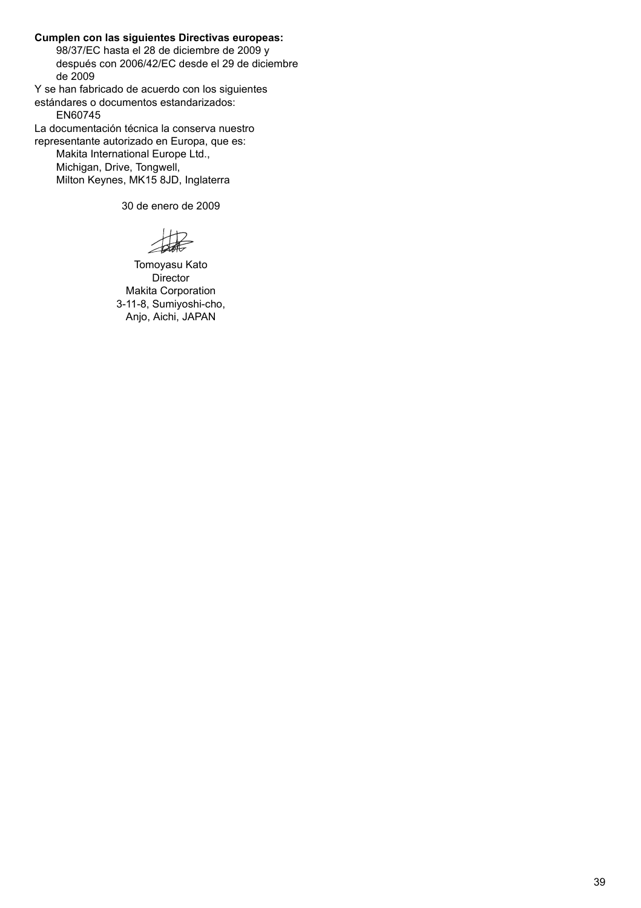**Cumplen con las siguientes Directivas europeas:**

98/37/EC hasta el 28 de diciembre de 2009 y después con 2006/42/EC desde el 29 de diciembre de 2009

Y se han fabricado de acuerdo con los siguientes estándares o documentos estandarizados:

EN60745

La documentación técnica la conserva nuestro representante autorizado en Europa, que es:

Makita International Europe Ltd.,
Michigan, Drive, Tongwell,
Milton Keynes, MK15 8JD, Inglaterra

30 de enero de 2009

Tomoyasu Kato
Director
Makita Corporation
3-11-8, Sumiyoshi-cho,
Anjo, Aichi, JAPAN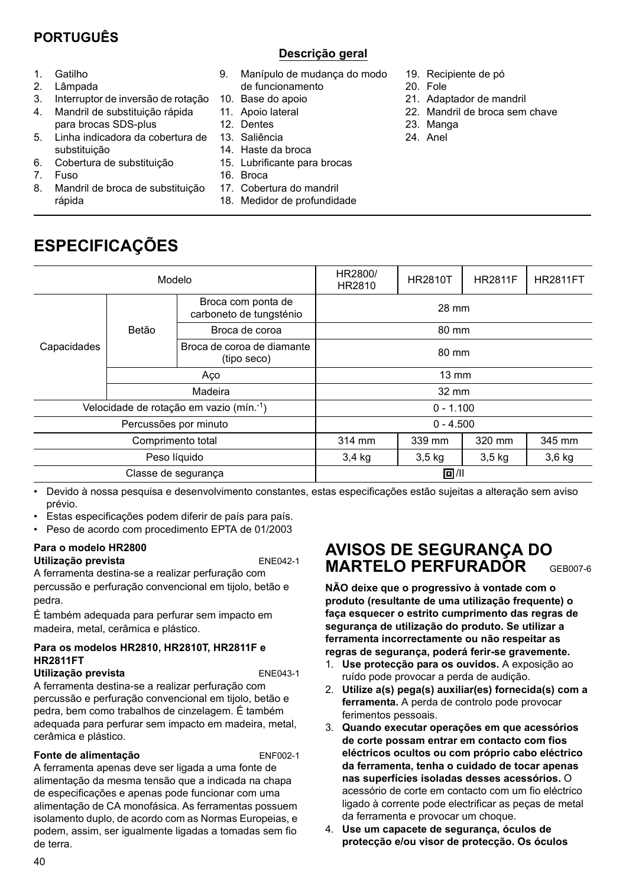## PORTUGUÊS

### Descrição geral

1. Gatilho
2. Lâmpada
3. Interruptor de inversão de rotação
4. Mandril de substituição rápida para brocas SDS-plus
5. Linha indicadora da cobertura de substituição
6. Cobertura de substituição
7. Fuso
8. Mandril de broca de substituição rápida
9. Manípulo de mudança do modo de funcionamento
10. Base do apoio
11. Apoio lateral
12. Dentes
13. Saliência
14. Haste da broca
15. Lubrificante para brocas
16. Broca
17. Cobertura do mandril
18. Medidor de profundidade
19. Recipiente de pó
20. Fole
21. Adaptador de mandril
22. Mandril de broca sem chave
23. Manga
24. Anel

# ESPECIFICAÇÕES

| Modelo | | | HR2800/ HR2810 | HR2810T | HR2811F | HR2811FT |
|---|---|---|---|---|---|---|
| Capacidades | Betão | Broca com ponta de carboneto de tungsténio | 28 mm | | | |
| | | Broca de coroa | 80 mm | | | |
| | | Broca de coroa de diamante (tipo seco) | 80 mm | | | |
| | Aço | | 13 mm | | | |
| | Madeira | | 32 mm | | | |
| Velocidade de rotação em vazio (mín.$^{-1}$) | | | 0 - 1.100 | | | |
| Percussões por minuto | | | 0 - 4.500 | | | |
| Comprimento total | | | 314 mm | 339 mm | 320 mm | 345 mm |
| Peso líquido | | | 3,4 kg | 3,5 kg | 3,5 kg | 3,6 kg |
| Classe de segurança | | | ⧈/II | | | |

- Devido à nossa pesquisa e desenvolvimento constantes, estas especificações estão sujeitas a alteração sem aviso prévio.
- Estas especificações podem diferir de país para país.
- Peso de acordo com procedimento EPTA de 01/2003

**Para o modelo HR2800**

**Utilização prevista** ENE042-1

A ferramenta destina-se a realizar perfuração com percussão e perfuração convencional em tijolo, betão e pedra.

É também adequada para perfurar sem impacto em madeira, metal, cerâmica e plástico.

**Para os modelos HR2810, HR2810T, HR2811F e HR2811FT**

**Utilização prevista** ENE043-1

A ferramenta destina-se a realizar perfuração com percussão e perfuração convencional em tijolo, betão e pedra, bem como trabalhos de cinzelagem. É também adequada para perfurar sem impacto em madeira, metal, cerâmica e plástico.

**Fonte de alimentação** ENF002-1

A ferramenta apenas deve ser ligada a uma fonte de alimentação da mesma tensão que a indicada na chapa de especificações e apenas pode funcionar com uma alimentação de CA monofásica. As ferramentas possuem isolamento duplo, de acordo com as Normas Europeias, e podem, assim, ser igualmente ligadas a tomadas sem fio de terra.

# AVISOS DE SEGURANÇA DO MARTELO PERFURADOR GEB007-6

**NÃO deixe que o progressivo à vontade com o produto (resultante de uma utilização frequente) o faça esquecer o estrito cumprimento das regras de segurança de utilização do produto. Se utilizar a ferramenta incorrectamente ou não respeitar as regras de segurança, poderá ferir-se gravemente.**

1. **Use protecção para os ouvidos.** A exposição ao ruído pode provocar a perda de audição.
2. **Utilize a(s) pega(s) auxiliar(es) fornecida(s) com a ferramenta.** A perda de controlo pode provocar ferimentos pessoais.
3. **Quando executar operações em que acessórios de corte possam entrar em contacto com fios eléctricos ocultos ou com próprio cabo eléctrico da ferramenta, tenha o cuidado de tocar apenas nas superfícies isoladas desses acessórios.** O acessório de corte em contacto com um fio eléctrico ligado à corrente pode electrificar as peças de metal da ferramenta e provocar um choque.
4. **Use um capacete de segurança, óculos de protecção e/ou visor de protecção. Os óculos**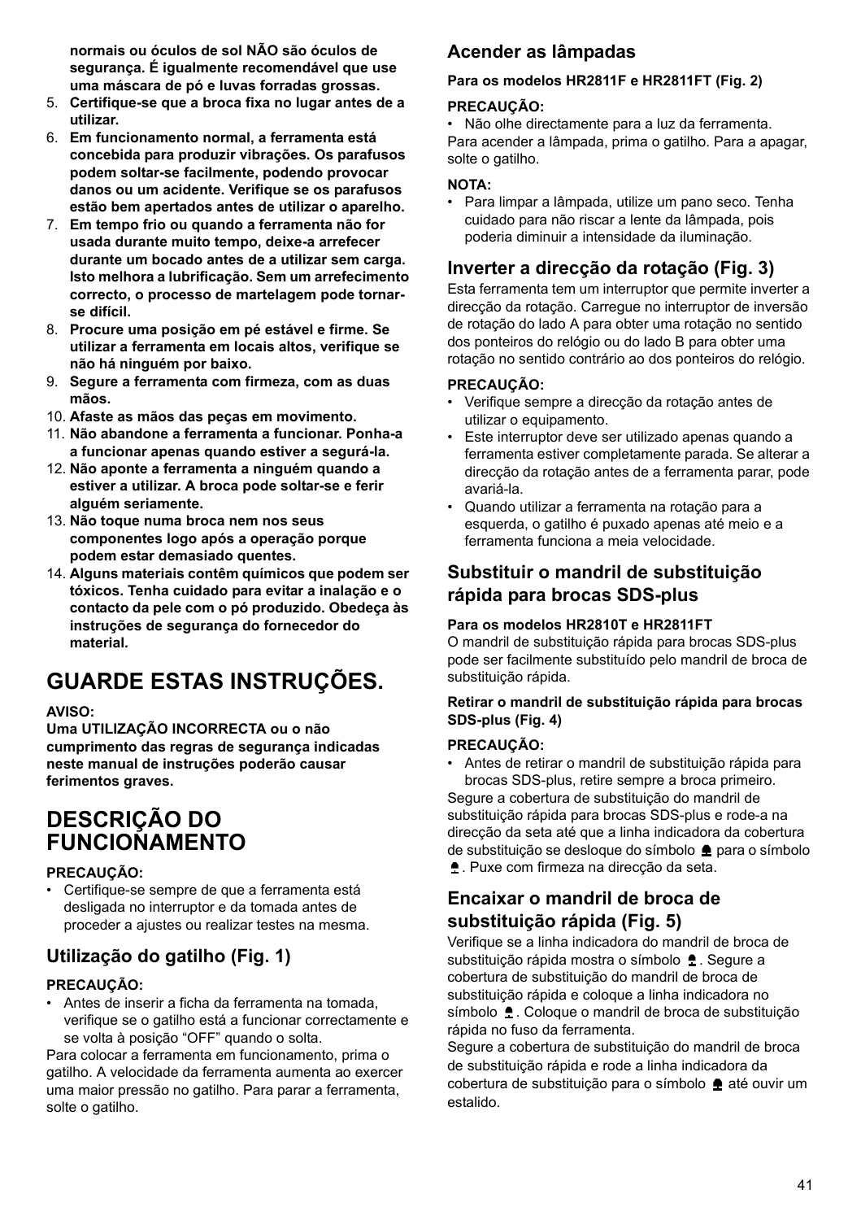**normais ou óculos de sol NÃO são óculos de segurança. É igualmente recomendável que use uma máscara de pó e luvas forradas grossas.**

5. **Certifique-se que a broca fixa no lugar antes de a utilizar.**
6. **Em funcionamento normal, a ferramenta está concebida para produzir vibrações. Os parafusos podem soltar-se facilmente, podendo provocar danos ou um acidente. Verifique se os parafusos estão bem apertados antes de utilizar o aparelho.**
7. **Em tempo frio ou quando a ferramenta não for usada durante muito tempo, deixe-a arrefecer durante um bocado antes de a utilizar sem carga. Isto melhora a lubrificação. Sem um arrefecimento correcto, o processo de martelagem pode tornar-se difícil.**
8. **Procure uma posição em pé estável e firme. Se utilizar a ferramenta em locais altos, verifique se não há ninguém por baixo.**
9. **Segure a ferramenta com firmeza, com as duas mãos.**
10. **Afaste as mãos das peças em movimento.**
11. **Não abandone a ferramenta a funcionar. Ponha-a a funcionar apenas quando estiver a segurá-la.**
12. **Não aponte a ferramenta a ninguém quando a estiver a utilizar. A broca pode soltar-se e ferir alguém seriamente.**
13. **Não toque numa broca nem nos seus componentes logo após a operação porque podem estar demasiado quentes.**
14. **Alguns materiais contêm químicos que podem ser tóxicos. Tenha cuidado para evitar a inalação e o contacto da pele com o pó produzido. Obedeça às instruções de segurança do fornecedor do material.**

# GUARDE ESTAS INSTRUÇÕES.

**AVISO:**
**Uma UTILIZAÇÃO INCORRECTA ou o não cumprimento das regras de segurança indicadas neste manual de instruções poderão causar ferimentos graves.**

# DESCRIÇÃO DO FUNCIONAMENTO

**PRECAUÇÃO:**
- Certifique-se sempre de que a ferramenta está desligada no interruptor e da tomada antes de proceder a ajustes ou realizar testes na mesma.

## Utilização do gatilho (Fig. 1)

**PRECAUÇÃO:**
- Antes de inserir a ficha da ferramenta na tomada, verifique se o gatilho está a funcionar correctamente e se volta à posição “OFF” quando o solta.

Para colocar a ferramenta em funcionamento, prima o gatilho. A velocidade da ferramenta aumenta ao exercer uma maior pressão no gatilho. Para parar a ferramenta, solte o gatilho.

## Acender as lâmpadas

**Para os modelos HR2811F e HR2811FT (Fig. 2)**

**PRECAUÇÃO:**
- Não olhe directamente para a luz da ferramenta.

Para acender a lâmpada, prima o gatilho. Para a apagar, solte o gatilho.

**NOTA:**
- Para limpar a lâmpada, utilize um pano seco. Tenha cuidado para não riscar a lente da lâmpada, pois poderia diminuir a intensidade da iluminação.

## Inverter a direcção da rotação (Fig. 3)

Esta ferramenta tem um interruptor que permite inverter a direcção da rotação. Carregue no interruptor de inversão de rotação do lado A para obter uma rotação no sentido dos ponteiros do relógio ou do lado B para obter uma rotação no sentido contrário ao dos ponteiros do relógio.

**PRECAUÇÃO:**
- Verifique sempre a direcção da rotação antes de utilizar o equipamento.
- Este interruptor deve ser utilizado apenas quando a ferramenta estiver completamente parada. Se alterar a direcção da rotação antes de a ferramenta parar, pode avariá-la.
- Quando utilizar a ferramenta na rotação para a esquerda, o gatilho é puxado apenas até meio e a ferramenta funciona a meia velocidade.

## Substituir o mandril de substituição rápida para brocas SDS-plus

**Para os modelos HR2810T e HR2811FT**

O mandril de substituição rápida para brocas SDS-plus pode ser facilmente substituído pelo mandril de broca de substituição rápida.

**Retirar o mandril de substituição rápida para brocas SDS-plus (Fig. 4)**

**PRECAUÇÃO:**
- Antes de retirar o mandril de substituição rápida para brocas SDS-plus, retire sempre a broca primeiro.

Segure a cobertura de substituição do mandril de substituição rápida para brocas SDS-plus e rode-a na direcção da seta até que a linha indicadora da cobertura de substituição se desloque do símbolo para o símbolo . Puxe com firmeza na direcção da seta.

## Encaixar o mandril de broca de substituição rápida (Fig. 5)

Verifique se a linha indicadora do mandril de broca de substituição rápida mostra o símbolo . Segure a cobertura de substituição do mandril de broca de substituição rápida e coloque a linha indicadora no símbolo . Coloque o mandril de broca de substituição rápida no fuso da ferramenta.

Segure a cobertura de substituição do mandril de broca de substituição rápida e rode a linha indicadora da cobertura de substituição para o símbolo até ouvir um estalido.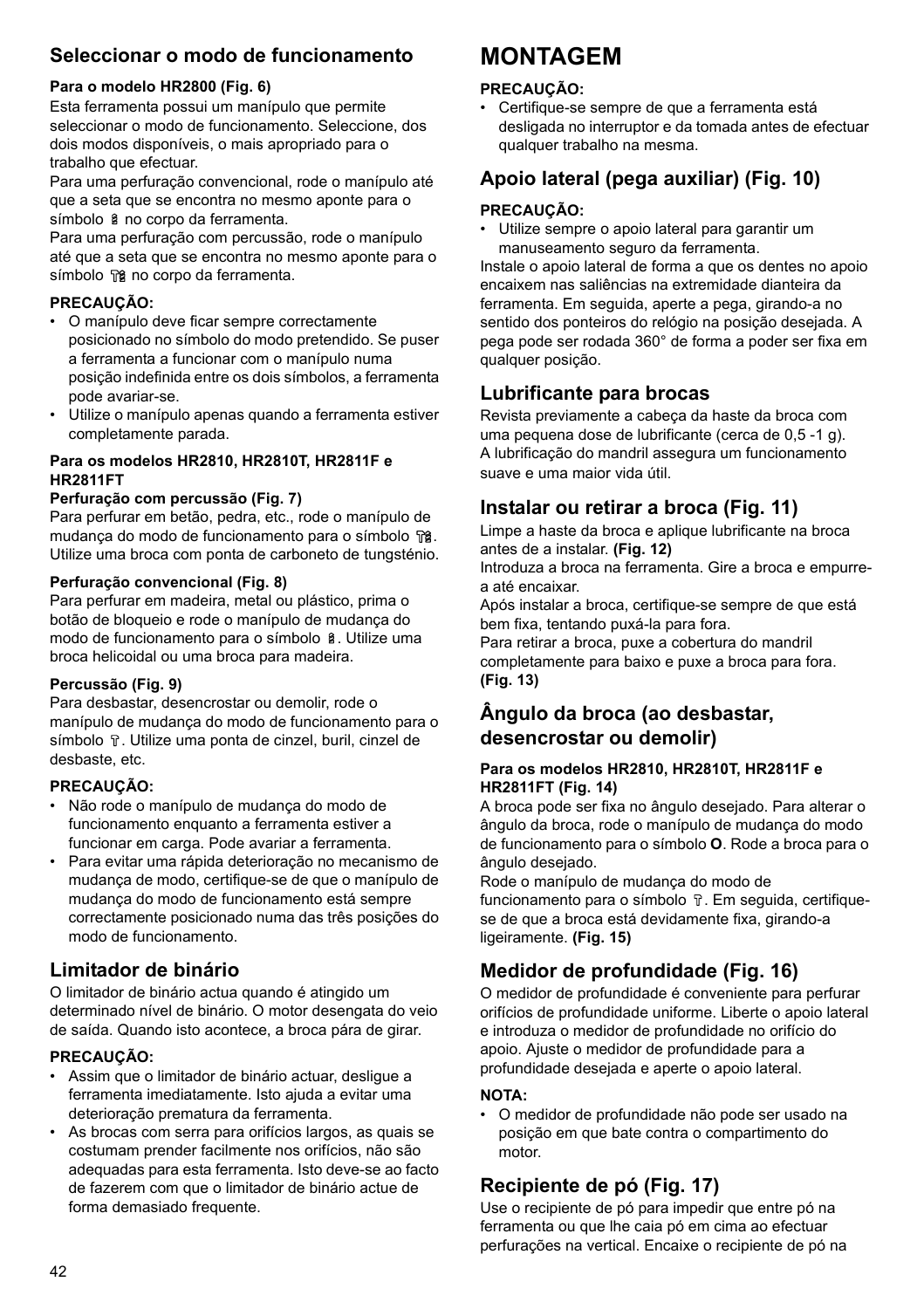## Seleccionar o modo de funcionamento

**Para o modelo HR2800 (Fig. 6)**

Esta ferramenta possui um manípulo que permite seleccionar o modo de funcionamento. Seleccione, dos dois modos disponíveis, o mais apropriado para o trabalho que efectuar.

Para uma perfuração convencional, rode o manípulo até que a seta que se encontra no mesmo aponte para o símbolo no corpo da ferramenta.

Para uma perfuração com percussão, rode o manípulo até que a seta que se encontra no mesmo aponte para o símbolo no corpo da ferramenta.

**PRECAUÇÃO:**

- O manípulo deve ficar sempre correctamente posicionado no símbolo do modo pretendido. Se puser a ferramenta a funcionar com o manípulo numa posição indefinida entre os dois símbolos, a ferramenta pode avariar-se.
- Utilize o manípulo apenas quando a ferramenta estiver completamente parada.

**Para os modelos HR2810, HR2810T, HR2811F e HR2811FT**

**Perfuração com percussão (Fig. 7)**

Para perfurar em betão, pedra, etc., rode o manípulo de mudança do modo de funcionamento para o símbolo . Utilize uma broca com ponta de carboneto de tungsténio.

**Perfuração convencional (Fig. 8)**

Para perfurar em madeira, metal ou plástico, prima o botão de bloqueio e rode o manípulo de mudança do modo de funcionamento para o símbolo . Utilize uma broca helicoidal ou uma broca para madeira.

**Percussão (Fig. 9)**

Para desbastar, desencrostar ou demolir, rode o manípulo de mudança do modo de funcionamento para o símbolo . Utilize uma ponta de cinzel, buril, cinzel de desbaste, etc.

**PRECAUÇÃO:**

- Não rode o manípulo de mudança do modo de funcionamento enquanto a ferramenta estiver a funcionar em carga. Pode avariar a ferramenta.
- Para evitar uma rápida deterioração no mecanismo de mudança de modo, certifique-se de que o manípulo de mudança do modo de funcionamento está sempre correctamente posicionado numa das três posições do modo de funcionamento.

## Limitador de binário

O limitador de binário actua quando é atingido um determinado nível de binário. O motor desengata do veio de saída. Quando isto acontece, a broca pára de girar.

**PRECAUÇÃO:**

- Assim que o limitador de binário actuar, desligue a ferramenta imediatamente. Isto ajuda a evitar uma deterioração prematura da ferramenta.
- As brocas com serra para orifícios largos, as quais se costumam prender facilmente nos orifícios, não são adequadas para esta ferramenta. Isto deve-se ao facto de fazerem com que o limitador de binário actue de forma demasiado frequente.

# MONTAGEM

**PRECAUÇÃO:**

- Certifique-se sempre de que a ferramenta está desligada no interruptor e da tomada antes de efectuar qualquer trabalho na mesma.

## Apoio lateral (pega auxiliar) (Fig. 10)

**PRECAUÇÃO:**

- Utilize sempre o apoio lateral para garantir um manuseamento seguro da ferramenta.

Instale o apoio lateral de forma a que os dentes no apoio encaixem nas saliências na extremidade dianteira da ferramenta. Em seguida, aperte a pega, girando-a no sentido dos ponteiros do relógio na posição desejada. A pega pode ser rodada 360° de forma a poder ser fixa em qualquer posição.

## Lubrificante para brocas

Revista previamente a cabeça da haste da broca com uma pequena dose de lubrificante (cerca de 0,5 -1 g). A lubrificação do mandril assegura um funcionamento suave e uma maior vida útil.

## Instalar ou retirar a broca (Fig. 11)

Limpe a haste da broca e aplique lubrificante na broca antes de a instalar. **(Fig. 12)**

Introduza a broca na ferramenta. Gire a broca e empurre-a até encaixar.

Após instalar a broca, certifique-se sempre de que está bem fixa, tentando puxá-la para fora.

Para retirar a broca, puxe a cobertura do mandril completamente para baixo e puxe a broca para fora. **(Fig. 13)**

## Ângulo da broca (ao desbastar, desencrostar ou demolir)

**Para os modelos HR2810, HR2810T, HR2811F e HR2811FT (Fig. 14)**

A broca pode ser fixa no ângulo desejado. Para alterar o ângulo da broca, rode o manípulo de mudança do modo de funcionamento para o símbolo **O**. Rode a broca para o ângulo desejado.

Rode o manípulo de mudança do modo de funcionamento para o símbolo . Em seguida, certifique-se de que a broca está devidamente fixa, girando-a ligeiramente. **(Fig. 15)**

## Medidor de profundidade (Fig. 16)

O medidor de profundidade é conveniente para perfurar orifícios de profundidade uniforme. Liberte o apoio lateral e introduza o medidor de profundidade no orifício do apoio. Ajuste o medidor de profundidade para a profundidade desejada e aperte o apoio lateral.

**NOTA:**

- O medidor de profundidade não pode ser usado na posição em que bate contra o compartimento do motor.

## Recipiente de pó (Fig. 17)

Use o recipiente de pó para impedir que entre pó na ferramenta ou que lhe caia pó em cima ao efectuar perfurações na vertical. Encaixe o recipiente de pó na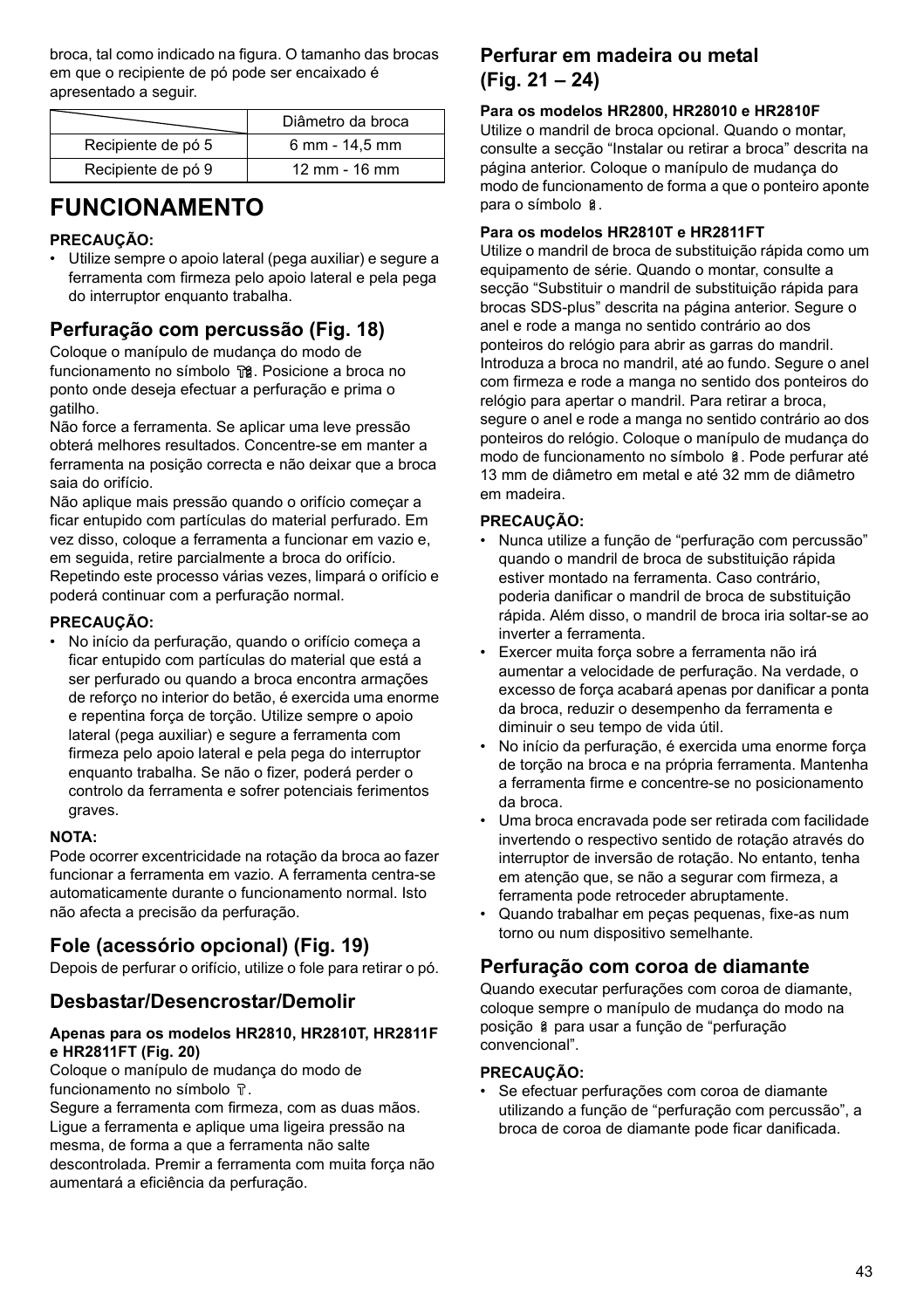broca, tal como indicado na figura. O tamanho das brocas em que o recipiente de pó pode ser encaixado é apresentado a seguir.

| | Diâmetro da broca |
|---|---|
| Recipiente de pó 5 | 6 mm - 14,5 mm |
| Recipiente de pó 9 | 12 mm - 16 mm |

# FUNCIONAMENTO

**PRECAUÇÃO:**

- Utilize sempre o apoio lateral (pega auxiliar) e segure a ferramenta com firmeza pelo apoio lateral e pela pega do interruptor enquanto trabalha.

## Perfuração com percussão (Fig. 18)

Coloque o manípulo de mudança do modo de funcionamento no símbolo . Posicione a broca no ponto onde deseja efectuar a perfuração e prima o gatilho.

Não force a ferramenta. Se aplicar uma leve pressão obterá melhores resultados. Concentre-se em manter a ferramenta na posição correcta e não deixar que a broca saia do orifício.

Não aplique mais pressão quando o orifício começar a ficar entupido com partículas do material perfurado. Em vez disso, coloque a ferramenta a funcionar em vazio e, em seguida, retire parcialmente a broca do orifício. Repetindo este processo várias vezes, limpará o orifício e poderá continuar com a perfuração normal.

**PRECAUÇÃO:**

- No início da perfuração, quando o orifício começa a ficar entupido com partículas do material que está a ser perfurado ou quando a broca encontra armações de reforço no interior do betão, é exercida uma enorme e repentina força de torção. Utilize sempre o apoio lateral (pega auxiliar) e segure a ferramenta com firmeza pelo apoio lateral e pela pega do interruptor enquanto trabalha. Se não o fizer, poderá perder o controlo da ferramenta e sofrer potenciais ferimentos graves.

**NOTA:**

Pode ocorrer excentricidade na rotação da broca ao fazer funcionar a ferramenta em vazio. A ferramenta centra-se automaticamente durante o funcionamento normal. Isto não afecta a precisão da perfuração.

## Fole (acessório opcional) (Fig. 19)

Depois de perfurar o orifício, utilize o fole para retirar o pó.

## Desbastar/Desencrostar/Demolir

**Apenas para os modelos HR2810, HR2810T, HR2811F e HR2811FT (Fig. 20)**

Coloque o manípulo de mudança do modo de funcionamento no símbolo .

Segure a ferramenta com firmeza, com as duas mãos. Ligue a ferramenta e aplique uma ligeira pressão na mesma, de forma a que a ferramenta não salte descontrolada. Premir a ferramenta com muita força não aumentará a eficiência da perfuração.

## Perfurar em madeira ou metal (Fig. 21 – 24)

**Para os modelos HR2800, HR28010 e HR2810F**

Utilize o mandril de broca opcional. Quando o montar, consulte a secção "Instalar ou retirar a broca" descrita na página anterior. Coloque o manípulo de mudança do modo de funcionamento de forma a que o ponteiro aponte para o símbolo .

**Para os modelos HR2810T e HR2811FT**

Utilize o mandril de broca de substituição rápida como um equipamento de série. Quando o montar, consulte a secção "Substituir o mandril de substituição rápida para brocas SDS-plus" descrita na página anterior. Segure o anel e rode a manga no sentido contrário ao dos ponteiros do relógio para abrir as garras do mandril. Introduza a broca no mandril, até ao fundo. Segure o anel com firmeza e rode a manga no sentido dos ponteiros do relógio para apertar o mandril. Para retirar a broca, segure o anel e rode a manga no sentido contrário ao dos ponteiros do relógio. Coloque o manípulo de mudança do modo de funcionamento no símbolo . Pode perfurar até 13 mm de diâmetro em metal e até 32 mm de diâmetro em madeira.

**PRECAUÇÃO:**

- Nunca utilize a função de "perfuração com percussão" quando o mandril de broca de substituição rápida estiver montado na ferramenta. Caso contrário, poderia danificar o mandril de broca de substituição rápida. Além disso, o mandril de broca iria soltar-se ao inverter a ferramenta.
- Exercer muita força sobre a ferramenta não irá aumentar a velocidade de perfuração. Na verdade, o excesso de força acabará apenas por danificar a ponta da broca, reduzir o desempenho da ferramenta e diminuir o seu tempo de vida útil.
- No início da perfuração, é exercida uma enorme força de torção na broca e na própria ferramenta. Mantenha a ferramenta firme e concentre-se no posicionamento da broca.
- Uma broca encravada pode ser retirada com facilidade invertendo o respectivo sentido de rotação através do interruptor de inversão de rotação. No entanto, tenha em atenção que, se não a segurar com firmeza, a ferramenta pode retroceder abruptamente.
- Quando trabalhar em peças pequenas, fixe-as num torno ou num dispositivo semelhante.

## Perfuração com coroa de diamante

Quando executar perfurações com coroa de diamante, coloque sempre o manípulo de mudança do modo na posição  para usar a função de "perfuração convencional".

**PRECAUÇÃO:**

- Se efectuar perfurações com coroa de diamante utilizando a função de "perfuração com percussão", a broca de coroa de diamante pode ficar danificada.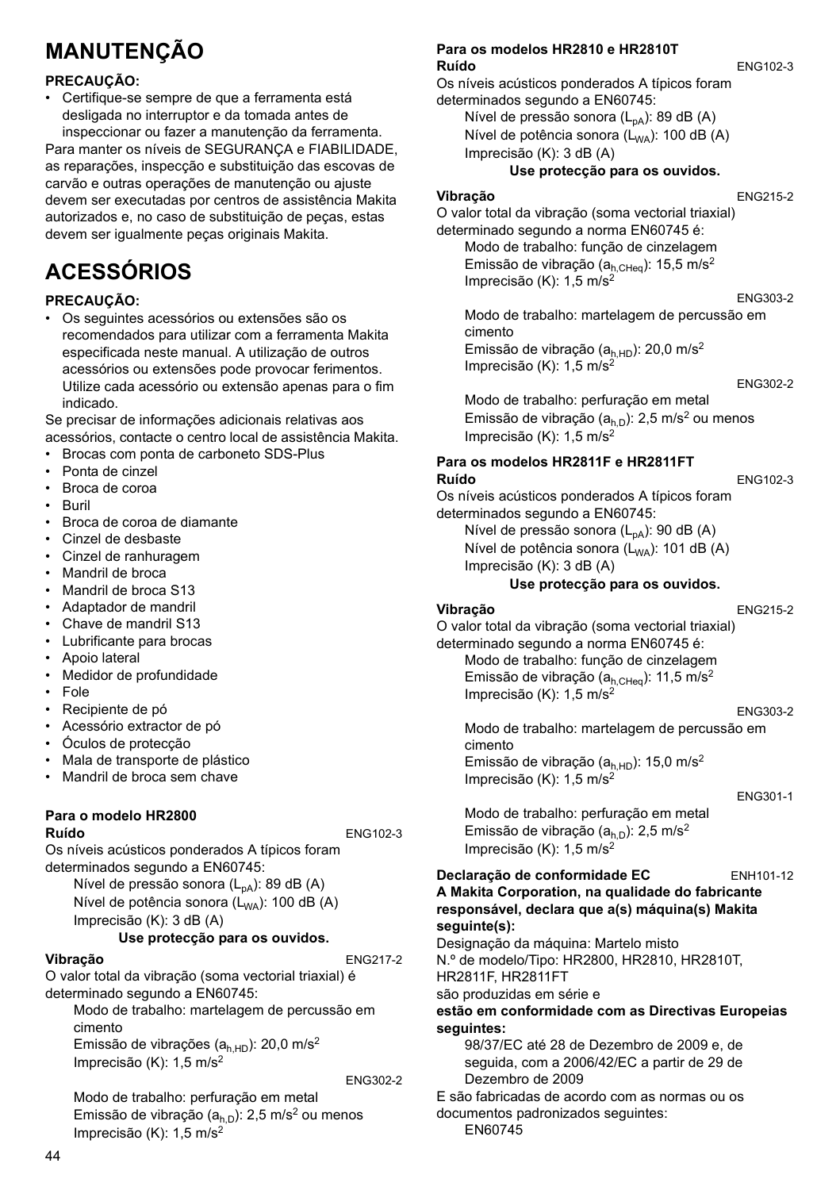# MANUTENÇÃO

**PRECAUÇÃO:**

- Certifique-se sempre de que a ferramenta está desligada no interruptor e da tomada antes de inspeccionar ou fazer a manutenção da ferramenta.

Para manter os níveis de SEGURANÇA e FIABILIDADE, as reparações, inspecção e substituição das escovas de carvão e outras operações de manutenção ou ajuste devem ser executadas por centros de assistência Makita autorizados e, no caso de substituição de peças, estas devem ser igualmente peças originais Makita.

# ACESSÓRIOS

**PRECAUÇÃO:**

- Os seguintes acessórios ou extensões são os recomendados para utilizar com a ferramenta Makita especificada neste manual. A utilização de outros acessórios ou extensões pode provocar ferimentos. Utilize cada acessório ou extensão apenas para o fim indicado.

Se precisar de informações adicionais relativas aos acessórios, contacte o centro local de assistência Makita.

- Brocas com ponta de carboneto SDS-Plus
- Ponta de cinzel
- Broca de coroa
- Buril
- Broca de coroa de diamante
- Cinzel de desbaste
- Cinzel de ranhuragem
- Mandril de broca
- Mandril de broca S13
- Adaptador de mandril
- Chave de mandril S13
- Lubrificante para brocas
- Apoio lateral
- Medidor de profundidade
- Fole
- Recipiente de pó
- Acessório extractor de pó
- Óculos de protecção
- Mala de transporte de plástico
- Mandril de broca sem chave

**Para o modelo HR2800**

**Ruído** ENG102-3

Os níveis acústicos ponderados A típicos foram determinados segundo a EN60745:

Nível de pressão sonora ($L_{pA}$): 89 dB (A)
Nível de potência sonora ($L_{WA}$): 100 dB (A)
Imprecisão (K): 3 dB (A)

**Use protecção para os ouvidos.**

**Vibração** ENG217-2

O valor total da vibração (soma vectorial triaxial) é determinado segundo a EN60745:

Modo de trabalho: martelagem de percussão em cimento
Emissão de vibrações ($a_{h,HD}$): 20,0 m/s$^2$
Imprecisão (K): 1,5 m/s$^2$

ENG302-2

Modo de trabalho: perfuração em metal
Emissão de vibração ($a_{h,D}$): 2,5 m/s$^2$ ou menos
Imprecisão (K): 1,5 m/s$^2$

**Para os modelos HR2810 e HR2810T**

**Ruído** ENG102-3

Os níveis acústicos ponderados A típicos foram determinados segundo a EN60745:

Nível de pressão sonora ($L_{pA}$): 89 dB (A)
Nível de potência sonora ($L_{WA}$): 100 dB (A)
Imprecisão (K): 3 dB (A)

**Use protecção para os ouvidos.**

**Vibração** ENG215-2

O valor total da vibração (soma vectorial triaxial) determinado segundo a norma EN60745 é:

Modo de trabalho: função de cinzelagem
Emissão de vibração ($a_{h,CHeq}$): 15,5 m/s$^2$
Imprecisão (K): 1,5 m/s$^2$

ENG303-2

Modo de trabalho: martelagem de percussão em cimento
Emissão de vibração ($a_{h,HD}$): 20,0 m/s$^2$
Imprecisão (K): 1,5 m/s$^2$

ENG302-2

Modo de trabalho: perfuração em metal
Emissão de vibração ($a_{h,D}$): 2,5 m/s$^2$ ou menos
Imprecisão (K): 1,5 m/s$^2$

**Para os modelos HR2811F e HR2811FT**

**Ruído** ENG102-3

Os níveis acústicos ponderados A típicos foram determinados segundo a EN60745:

Nível de pressão sonora ($L_{pA}$): 90 dB (A)
Nível de potência sonora ($L_{WA}$): 101 dB (A)
Imprecisão (K): 3 dB (A)

**Use protecção para os ouvidos.**

**Vibração** ENG215-2

O valor total da vibração (soma vectorial triaxial) determinado segundo a norma EN60745 é:

Modo de trabalho: função de cinzelagem
Emissão de vibração ($a_{h,CHeq}$): 11,5 m/s$^2$
Imprecisão (K): 1,5 m/s$^2$

ENG303-2

Modo de trabalho: martelagem de percussão em cimento
Emissão de vibração ($a_{h,HD}$): 15,0 m/s$^2$
Imprecisão (K): 1,5 m/s$^2$

ENG301-1

Modo de trabalho: perfuração em metal
Emissão de vibração ($a_{h,D}$): 2,5 m/s$^2$
Imprecisão (K): 1,5 m/s$^2$

**Declaração de conformidade EC** ENH101-12

**A Makita Corporation, na qualidade do fabricante responsável, declara que a(s) máquina(s) Makita seguinte(s):**

Designação da máquina: Martelo misto
N.º de modelo/Tipo: HR2800, HR2810, HR2810T, HR2811F, HR2811FT
são produzidas em série e

**estão em conformidade com as Directivas Europeias seguintes:**

98/37/EC até 28 de Dezembro de 2009 e, de seguida, com a 2006/42/EC a partir de 29 de Dezembro de 2009

E são fabricadas de acordo com as normas ou os documentos padronizados seguintes:

EN60745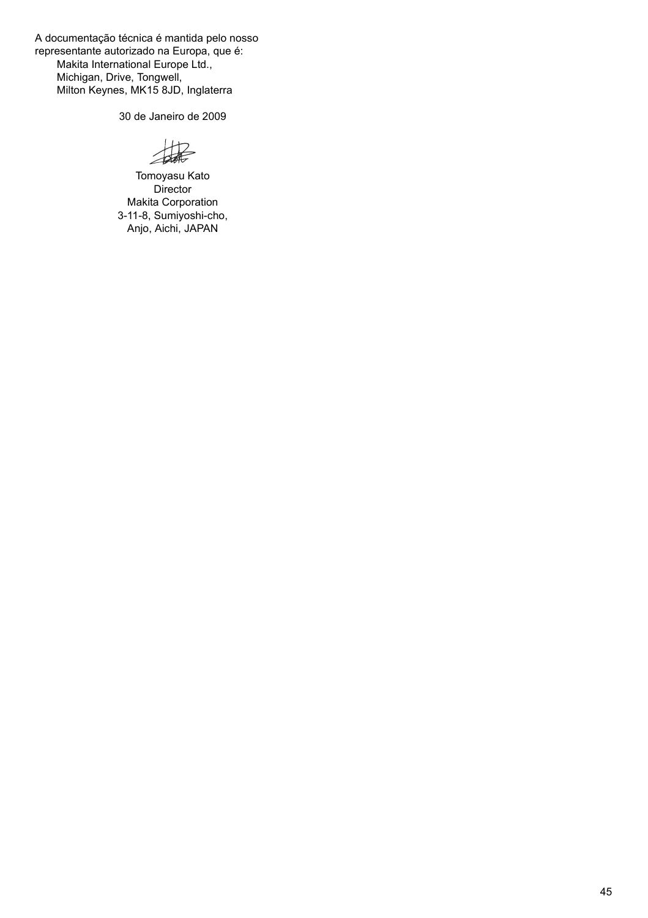A documentação técnica é mantida pelo nosso representante autorizado na Europa, que é:

Makita International Europe Ltd.,
Michigan, Drive, Tongwell,
Milton Keynes, MK15 8JD, Inglaterra

30 de Janeiro de 2009

Tomoyasu Kato
Director
Makita Corporation
3-11-8, Sumiyoshi-cho,
Anjo, Aichi, JAPAN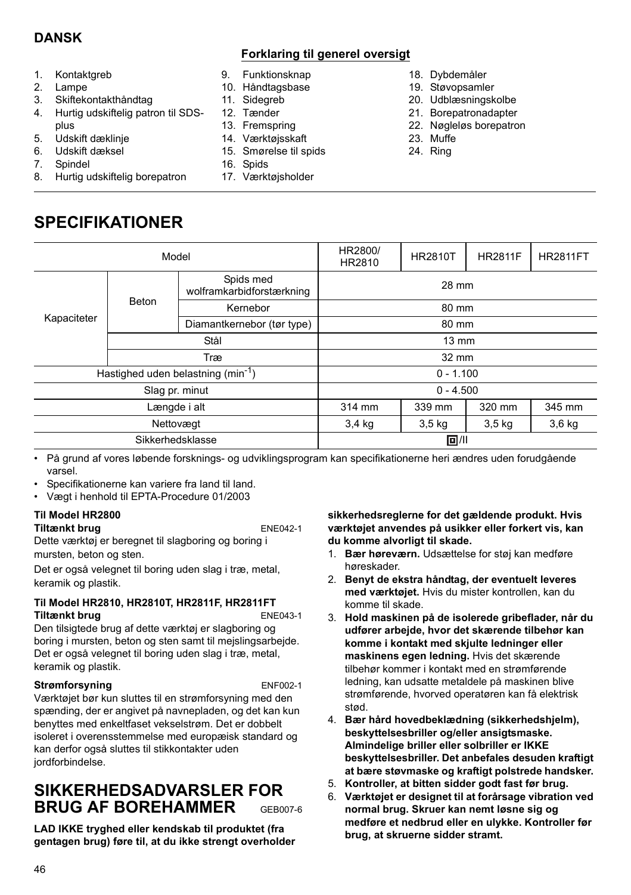**DANSK**

**Forklaring til generel oversigt**

1. Kontaktgreb
2. Lampe
3. Skiftekontakthåndtag
4. Hurtig udskiftelig patron til SDS-plus
5. Udskift dæklinje
6. Udskift dæksel
7. Spindel
8. Hurtig udskiftelig borepatron
9. Funktionsknap
10. Håndtagsbase
11. Sidegreb
12. Tænder
13. Fremspring
14. Værktøjsskaft
15. Smørelse til spids
16. Spids
17. Værktøjsholder
18. Dybdemåler
19. Støvopsamler
20. Udblæsningskolbe
21. Borepatronadapter
22. Nøgleløs borepatron
23. Muffe
24. Ring

# SPECIFIKATIONER

| Model | | | HR2800/ HR2810 | HR2810T | HR2811F | HR2811FT |
|---|---|---|---|---|---|---|
| Kapaciteter | Beton | Spids med wolframkarbidforstærkning | 28 mm | | | |
| | | Kernebor | 80 mm | | | |
| | | Diamantkernebor (tør type) | 80 mm | | | |
| | Stål | | 13 mm | | | |
| | Træ | | 32 mm | | | |
| Hastighed uden belastning (min$^{-1}$) | | | 0 - 1.100 | | | |
| Slag pr. minut | | | 0 - 4.500 | | | |
| Længde i alt | | | 314 mm | 339 mm | 320 mm | 345 mm |
| Nettovægt | | | 3,4 kg | 3,5 kg | 3,5 kg | 3,6 kg |
| Sikkerhedsklasse | | | ⧈/II | | | |

- På grund af vores løbende forsknings- og udviklingsprogram kan specifikationerne heri ændres uden forudgående varsel.
- Specifikationerne kan variere fra land til land.
- Vægt i henhold til EPTA-Procedure 01/2003

**Til Model HR2800**

**Tiltænkt brug** ENE042-1

Dette værktøj er beregnet til slagboring og boring i mursten, beton og sten.

Det er også velegnet til boring uden slag i træ, metal, keramik og plastik.

**Til Model HR2810, HR2810T, HR2811F, HR2811FT**

**Tiltænkt brug** ENE043-1

Den tilsigtede brug af dette værktøj er slagboring og boring i mursten, beton og sten samt til mejslingsarbejde. Det er også velegnet til boring uden slag i træ, metal, keramik og plastik.

**Strømforsyning** ENF002-1

Værktøjet bør kun sluttes til en strømforsyning med den spænding, der er angivet på navnepladen, og det kan kun benyttes med enkeltfaset vekselstrøm. Det er dobbelt isoleret i overensstemmelse med europæisk standard og kan derfor også sluttes til stikkontakter uden jordforbindelse.

# SIKKERHEDSADVARSLER FOR BRUG AF BOREHAMMER GEB007-6

**LAD IKKE tryghed eller kendskab til produktet (fra gentagen brug) føre til, at du ikke strengt overholder sikkerhedsreglerne for det gældende produkt. Hvis værktøjet anvendes på usikker eller forkert vis, kan du komme alvorligt til skade.**

1. **Bær høreværn.** Udsættelse for støj kan medføre høreskader.
2. **Benyt de ekstra håndtag, der eventuelt leveres med værktøjet.** Hvis du mister kontrollen, kan du komme til skade.
3. **Hold maskinen på de isolerede gribeflader, når du udfører arbejde, hvor det skærende tilbehør kan komme i kontakt med skjulte ledninger eller maskinens egen ledning.** Hvis det skærende tilbehør kommer i kontakt med en strømførende ledning, kan udsatte metaldele på maskinen blive strømførende, hvorved operatøren kan få elektrisk stød.
4. **Bær hård hovedbeklædning (sikkerhedshjelm), beskyttelsesbriller og/eller ansigtsmaske. Almindelige briller eller solbriller er IKKE beskyttelsesbriller. Det anbefales desuden kraftigt at bære støvmaske og kraftigt polstrede handsker.**
5. **Kontroller, at bitten sidder godt fast før brug.**
6. **Værktøjet er designet til at forårsage vibration ved normal brug. Skruer kan nemt løsne sig og medføre et nedbrud eller en ulykke. Kontroller før brug, at skruerne sidder stramt.**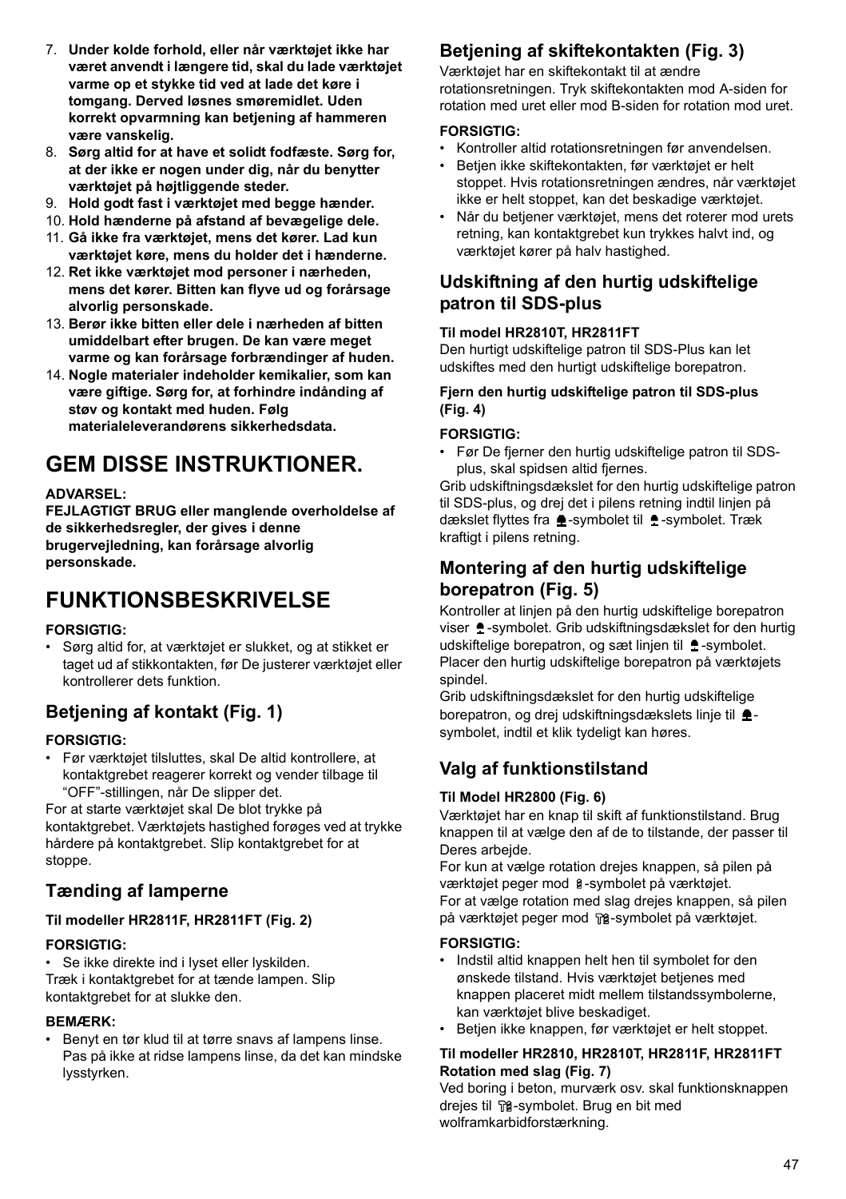7. **Under kolde forhold, eller når værktøjet ikke har været anvendt i længere tid, skal du lade værktøjet varme op et stykke tid ved at lade det køre i tomgang. Derved løsnes smøremidlet. Uden korrekt opvarmning kan betjening af hammeren være vanskelig.**
8. **Sørg altid for at have et solidt fodfæste. Sørg for, at der ikke er nogen under dig, når du benytter værktøjet på højtliggende steder.**
9. **Hold godt fast i værktøjet med begge hænder.**
10. **Hold hænderne på afstand af bevægelige dele.**
11. **Gå ikke fra værktøjet, mens det kører. Lad kun værktøjet køre, mens du holder det i hænderne.**
12. **Ret ikke værktøjet mod personer i nærheden, mens det kører. Bitten kan flyve ud og forårsage alvorlig personskade.**
13. **Berør ikke bitten eller dele i nærheden af bitten umiddelbart efter brugen. De kan være meget varme og kan forårsage forbrændinger af huden.**
14. **Nogle materialer indeholder kemikalier, som kan være giftige. Sørg for, at forhindre indånding af støv og kontakt med huden. Følg materialeleverandørens sikkerhedsdata.**

# GEM DISSE INSTRUKTIONER.

**ADVARSEL:**
**FEJLAGTIGT BRUG eller manglende overholdelse af de sikkerhedsregler, der gives i denne brugervejledning, kan forårsage alvorlig personskade.**

# FUNKTIONSBESKRIVELSE

**FORSIGTIG:**
- Sørg altid for, at værktøjet er slukket, og at stikket er taget ud af stikkontakten, før De justerer værktøjet eller kontrollerer dets funktion.

## Betjening af kontakt (Fig. 1)

**FORSIGTIG:**
- Før værktøjet tilsluttes, skal De altid kontrollere, at kontaktgrebet reagerer korrekt og vender tilbage til "OFF"-stillingen, når De slipper det.

For at starte værktøjet skal De blot trykke på kontaktgrebet. Værktøjets hastighed forøges ved at trykke hårdere på kontaktgrebet. Slip kontaktgrebet for at stoppe.

## Tænding af lamperne

**Til modeller HR2811F, HR2811FT (Fig. 2)**

**FORSIGTIG:**
- Se ikke direkte ind i lyset eller lyskilden.

Træk i kontaktgrebet for at tænde lampen. Slip kontaktgrebet for at slukke den.

**BEMÆRK:**
- Benyt en tør klud til at tørre snavs af lampens linse. Pas på ikke at ridse lampens linse, da det kan mindske lysstyrken.

## Betjening af skiftekontakten (Fig. 3)

Værktøjet har en skiftekontakt til at ændre rotationsretningen. Tryk skiftekontakten mod A-siden for rotation med uret eller mod B-siden for rotation mod uret.

**FORSIGTIG:**
- Kontroller altid rotationsretningen før anvendelsen.
- Betjen ikke skiftekontakten, før værktøjet er helt stoppet. Hvis rotationsretningen ændres, når værktøjet ikke er helt stoppet, kan det beskadige værktøjet.
- Når du betjener værktøjet, mens det roterer mod urets retning, kan kontaktgrebet kun trykkes halvt ind, og værktøjet kører på halv hastighed.

## Udskiftning af den hurtig udskiftelige patron til SDS-plus

**Til model HR2810T, HR2811FT**

Den hurtigt udskiftelige patron til SDS-Plus kan let udskiftes med den hurtigt udskiftelige borepatron.

**Fjern den hurtig udskiftelige patron til SDS-plus (Fig. 4)**

**FORSIGTIG:**
- Før De fjerner den hurtig udskiftelige patron til SDS-plus, skal spidsen altid fjernes.

Grib udskiftningsdækslet for den hurtig udskiftelige patron til SDS-plus, og drej det i pilens retning indtil linjen på dækslet flyttes fra -symbolet til -symbolet. Træk kraftigt i pilens retning.

## Montering af den hurtig udskiftelige borepatron (Fig. 5)

Kontroller at linjen på den hurtig udskiftelige borepatron viser -symbolet. Grib udskiftningsdækslet for den hurtig udskiftelige borepatron, og sæt linjen til -symbolet. Placer den hurtig udskiftelige borepatron på værktøjets spindel.

Grib udskiftningsdækslet for den hurtig udskiftelige borepatron, og drej udskiftningsdækslets linje til -symbolet, indtil et klik tydeligt kan høres.

## Valg af funktionstilstand

**Til Model HR2800 (Fig. 6)**

Værktøjet har en knap til skift af funktionstilstand. Brug knappen til at vælge den af de to tilstande, der passer til Deres arbejde.

For kun at vælge rotation drejes knappen, så pilen på værktøjet peger mod -symbolet på værktøjet.

For at vælge rotation med slag drejes knappen, så pilen på værktøjet peger mod -symbolet på værktøjet.

**FORSIGTIG:**
- Indstil altid knappen helt hen til symbolet for den ønskede tilstand. Hvis værktøjet betjenes med knappen placeret midt mellem tilstandssymbolerne, kan værktøjet blive beskadiget.
- Betjen ikke knappen, før værktøjet er helt stoppet.

**Til modeller HR2810, HR2810T, HR2811F, HR2811FT**
**Rotation med slag (Fig. 7)**

Ved boring i beton, murværk osv. skal funktionsknappen drejes til -symbolet. Brug en bit med wolframkarbidforstærkning.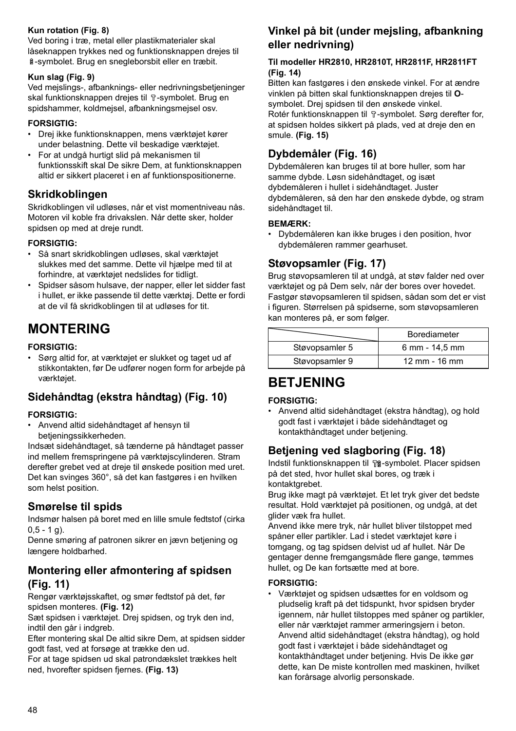**Kun rotation (Fig. 8)**

Ved boring i træ, metal eller plastikmaterialer skal låseknappen trykkes ned og funktionsknappen drejes til -symbolet. Brug en sneglеborsbit eller en træbit.

**Kun slag (Fig. 9)**

Ved mejslings-, afbanknings- eller nedrivningsbetjeninger skal funktionsknappen drejes til -symbolet. Brug en spidshammer, koldmejsel, afbankningsmejsel osv.

**FORSIGTIG:**

- Drej ikke funktionsknappen, mens værktøjet kører under belastning. Dette vil beskadige værktøjet.
- For at undgå hurtigt slid på mekanismen til funktionsskift skal De sikre Dem, at funktionsknappen altid er sikkert placeret i en af funktionspositionerne.

## Skridkoblingen

Skridkoblingen vil udløses, når et vist momentniveau nås. Motoren vil koble fra drivakslen. Når dette sker, holder spidsen op med at dreje rundt.

**FORSIGTIG:**

- Så snart skridkoblingen udløses, skal værktøjet slukkes med det samme. Dette vil hjælpe med til at forhindre, at værktøjet nedslides for tidligt.
- Spidser såsom hulsave, der napper, eller let sidder fast i hullet, er ikke passende til dette værktøj. Dette er fordi at de vil få skridkoblingen til at udløses for tit.

# MONTERING

**FORSIGTIG:**

- Sørg altid for, at værktøjet er slukket og taget ud af stikkontakten, før De udfører nogen form for arbejde på værktøjet.

## Sidehåndtag (ekstra håndtag) (Fig. 10)

**FORSIGTIG:**

- Anvend altid sidehåndtaget af hensyn til betjeningssikkerheden.

Indsæt sidehåndtaget, så tænderne på håndtaget passer ind mellem fremspringene på værktøjscylinderen. Stram derefter grebet ved at dreje til ønskede position med uret. Det kan svinges 360°, så det kan fastgøres i en hvilken som helst position.

## Smørelse til spids

Indsmør halsen på boret med en lille smule fedtstof (cirka 0,5 - 1 g).

Denne smøring af patronen sikrer en jævn betjening og længere holdbarhed.

## Montering eller afmontering af spidsen (Fig. 11)

Rengør værktøjsskaftet, og smør fedtstof på det, før spidsen monteres. **(Fig. 12)**

Sæt spidsen i værktøjet. Drej spidsen, og tryk den ind, indtil den går i indgreb.

Efter montering skal De altid sikre Dem, at spidsen sidder godt fast, ved at forsøge at trække den ud.

For at tage spidsen ud skal patrondækslet trækkes helt ned, hvorefter spidsen fjernes. **(Fig. 13)**

## Vinkel på bit (under mejsling, afbankning eller nedrivning)

**Til modeller HR2810, HR2810T, HR2811F, HR2811FT (Fig. 14)**

Bitten kan fastgøres i den ønskede vinkel. For at ændre vinklen på bitten skal funktionsknappen drejes til **O**-symbolet. Drej spidsen til den ønskede vinkel.

Rotér funktionsknappen til -symbolet. Sørg derefter for, at spidsen holdes sikkert på plads, ved at dreje den en smule. **(Fig. 15)**

## Dybdemåler (Fig. 16)

Dybdemåleren kan bruges til at bore huller, som har samme dybde. Løsn sidehåndtaget, og isæt dybdemåleren i hullet i sidehåndtaget. Juster dybdemåleren, så den har den ønskede dybde, og stram sidehåndtaget til.

**BEMÆRK:**

- Dybdemåleren kan ikke bruges i den position, hvor dybdemåleren rammer gearhuset.

## Støvopsamler (Fig. 17)

Brug støvopsamleren til at undgå, at støv falder ned over værktøjet og på Dem selv, når der bores over hovedet. Fastgør støvopsamleren til spidsen, sådan som det er vist i figuren. Størrelsen på spidserne, som støvopsamleren kan monteres på, er som følger.

| | Borediameter |
|---|---|
| Støvopsamler 5 | 6 mm - 14,5 mm |
| Støvopsamler 9 | 12 mm - 16 mm |

# BETJENING

**FORSIGTIG:**

- Anvend altid sidehåndtaget (ekstra håndtag), og hold godt fast i værktøjet i både sidehåndtaget og kontakthåndtaget under betjening.

## Betjening ved slagboring (Fig. 18)

Indstil funktionsknappen til -symbolet. Placer spidsen på det sted, hvor hullet skal bores, og træk i kontaktgrebet.

Brug ikke magt på værktøjet. Et let tryk giver det bedste resultat. Hold værktøjet på positionen, og undgå, at det glider væk fra hullet.

Anvend ikke mere tryk, når hullet bliver tilstoppet med spåner eller partikler. Lad i stedet værktøjet køre i tomgang, og tag spidsen delvist ud af hullet. Når De gentager denne fremgangsmåde flere gange, tømmes hullet, og De kan fortsætte med at bore.

**FORSIGTIG:**

- Værktøjet og spidsen udsættes for en voldsom og pludselig kraft på det tidspunkt, hvor spidsen bryder igennem, når hullet tilstoppes med spåner og partikler, eller når værktøjet rammer armeringsjern i beton. Anvend altid sidehåndtaget (ekstra håndtag), og hold godt fast i værktøjet i både sidehåndtaget og kontakthåndtaget under betjening. Hvis De ikke gør dette, kan De miste kontrollen med maskinen, hvilket kan forårsage alvorlig personskade.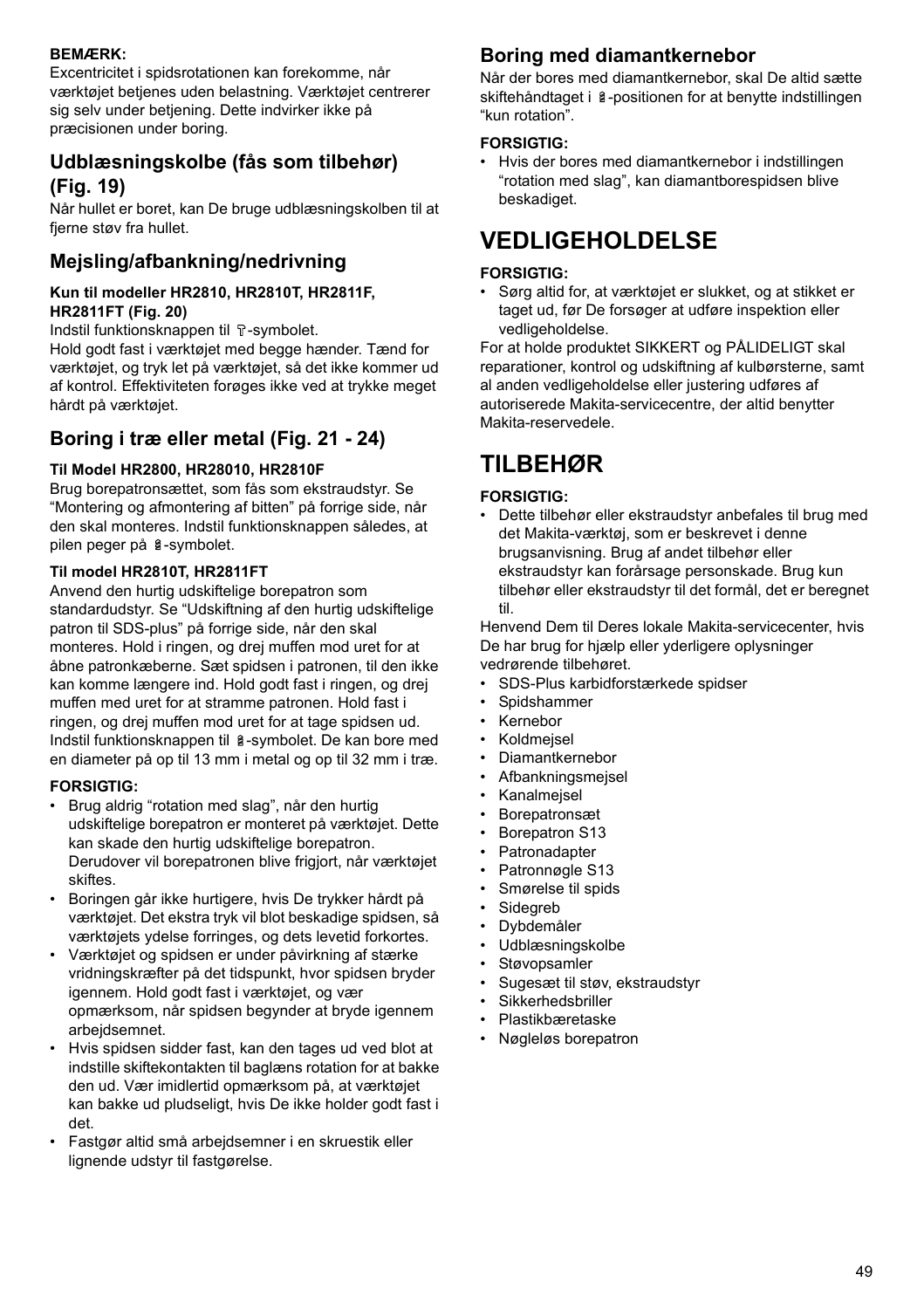**BEMÆRK:**

Excentricitet i spidsrotationen kan forekomme, når værktøjet betjenes uden belastning. Værktøjet centrerer sig selv under betjening. Dette indvirker ikke på præcisionen under boring.

## Udblæsningskolbe (fås som tilbehør) (Fig. 19)

Når hullet er boret, kan De bruge udblæsningskolben til at fjerne støv fra hullet.

## Mejsling/afbankning/nedrivning

**Kun til modeller HR2810, HR2810T, HR2811F, HR2811FT (Fig. 20)**

Indstil funktionsknappen til 🔨-symbolet.

Hold godt fast i værktøjet med begge hænder. Tænd for værktøjet, og tryk let på værktøjet, så det ikke kommer ud af kontrol. Effektiviteten forøges ikke ved at trykke meget hårdt på værktøjet.

## Boring i træ eller metal (Fig. 21 - 24)

**Til Model HR2800, HR28010, HR2810F**

Brug borepatronsættet, som fås som ekstraudstyr. Se "Montering og afmontering af bitten" på forrige side, når den skal monteres. Indstil funktionsknappen således, at pilen peger på 🔩-symbolet.

**Til model HR2810T, HR2811FT**

Anvend den hurtig udskiftelige borepatron som standardudstyr. Se "Udskiftning af den hurtig udskiftelige patron til SDS-plus" på forrige side, når den skal monteres. Hold i ringen, og drej muffen mod uret for at åbne patronkæberne. Sæt spidsen i patronen, til den ikke kan komme længere ind. Hold godt fast i ringen, og drej muffen med uret for at stramme patronen. Hold fast i ringen, og drej muffen mod uret for at tage spidsen ud. Indstil funktionsknappen til 🔩-symbolet. De kan bore med en diameter på op til 13 mm i metal og op til 32 mm i træ.

**FORSIGTIG:**

- Brug aldrig "rotation med slag", når den hurtig udskiftelige borepatron er monteret på værktøjet. Dette kan skade den hurtig udskiftelige borepatron. Derudover vil borepatronen blive frigjort, når værktøjet skiftes.
- Boringen går ikke hurtigere, hvis De trykker hårdt på værktøjet. Det ekstra tryk vil blot beskadige spidsen, så værktøjets ydelse forringes, og dets levetid forkortes.
- Værktøjet og spidsen er under påvirkning af stærke vridningskræfter på det tidspunkt, hvor spidsen bryder igennem. Hold godt fast i værktøjet, og vær opmærksom, når spidsen begynder at bryde igennem arbejdsemnet.
- Hvis spidsen sidder fast, kan den tages ud ved blot at indstille skiftekontakten til baglæns rotation for at bakke den ud. Vær imidlertid opmærksom på, at værktøjet kan bakke ud pludseligt, hvis De ikke holder godt fast i det.
- Fastgør altid små arbejdsemner i en skruestik eller lignende udstyr til fastgørelse.

## Boring med diamantkernebor

Når der bores med diamantkernebor, skal De altid sætte skiftehåndtaget i 🔩-positionen for at benytte indstillingen "kun rotation".

**FORSIGTIG:**

- Hvis der bores med diamantkernebor i indstillingen "rotation med slag", kan diamantborespidsen blive beskadiget.

# VEDLIGEHOLDELSE

**FORSIGTIG:**

- Sørg altid for, at værktøjet er slukket, og at stikket er taget ud, før De forsøger at udføre inspektion eller vedligeholdelse.

For at holde produktet SIKKERT og PÅLIDELIGT skal reparationer, kontrol og udskiftning af kulbørsterne, samt al anden vedligeholdelse eller justering udføres af autoriserede Makita-servicecentre, der altid benytter Makita-reservedele.

# TILBEHØR

**FORSIGTIG:**

- Dette tilbehør eller ekstraudstyr anbefales til brug med det Makita-værktøj, som er beskrevet i denne brugsanvisning. Brug af andet tilbehør eller ekstraudstyr kan forårsage personskade. Brug kun tilbehør eller ekstraudstyr til det formål, det er beregnet til.

Henvend Dem til Deres lokale Makita-servicecenter, hvis De har brug for hjælp eller yderligere oplysninger vedrørende tilbehøret.

- SDS-Plus karbidforstærkede spidser
- Spidshammer
- Kernebor
- Koldmejsel
- Diamantkernebor
- Afbankningsmejsel
- Kanalmejsel
- Borepatronsæt
- Borepatron S13
- Patronadapter
- Patronnøgle S13
- Smørelse til spids
- Sidegreb
- Dybdemåler
- Udblæsningskolbe
- Støvopsamler
- Sugesæt til støv, ekstraudstyr
- Sikkerhedsbriller
- Plastikbæretaske
- Nøgleløs borepatron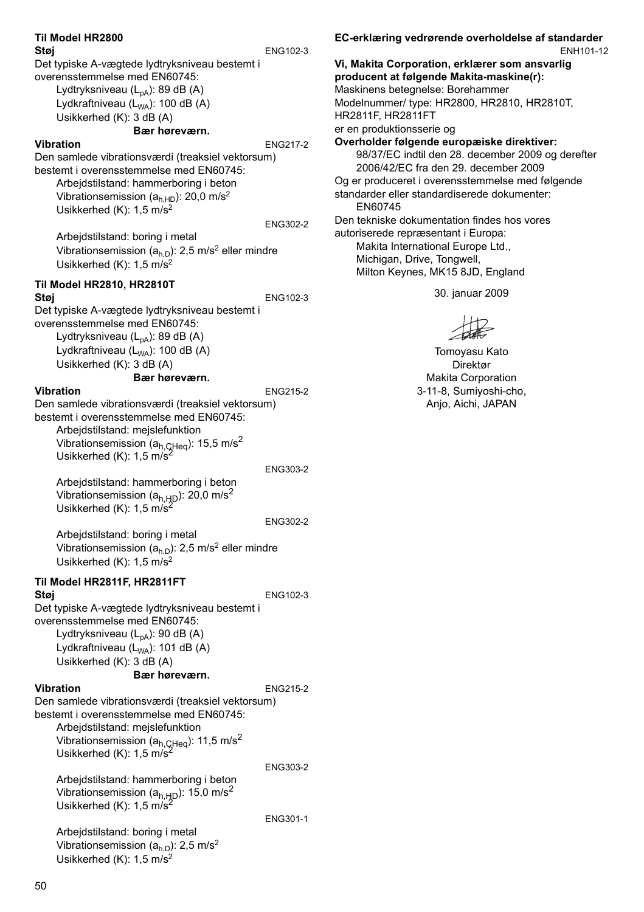**Til Model HR2800**

**Støj** ENG102-3

Det typiske A-vægtede lydtryksniveau bestemt i overensstemmelse med EN60745:

Lydtryksniveau ($L_{pA}$): 89 dB (A)
Lydkraftniveau ($L_{WA}$): 100 dB (A)
Usikkerhed (K): 3 dB (A)

**Bær høreværn.**

**Vibration** ENG217-2

Den samlede vibrationsværdi (treaksiel vektorsum) bestemt i overensstemmelse med EN60745:

Arbejdstilstand: hammerboring i beton
Vibrationsemission ($a_{h,HD}$): 20,0 m/s$^2$
Usikkerhed (K): 1,5 m/s$^2$

ENG302-2

Arbejdstilstand: boring i metal
Vibrationsemission ($a_{h,D}$): 2,5 m/s$^2$ eller mindre
Usikkerhed (K): 1,5 m/s$^2$

**Til Model HR2810, HR2810T**

**Støj** ENG102-3

Det typiske A-vægtede lydtryksniveau bestemt i overensstemmelse med EN60745:

Lydtryksniveau ($L_{pA}$): 89 dB (A)
Lydkraftniveau ($L_{WA}$): 100 dB (A)
Usikkerhed (K): 3 dB (A)

**Bær høreværn.**

**Vibration** ENG215-2

Den samlede vibrationsværdi (treaksiel vektorsum) bestemt i overensstemmelse med EN60745:

Arbejdstilstand: mejslefunktion
Vibrationsemission ($a_{h,CHeq}$): 15,5 m/s$^2$
Usikkerhed (K): 1,5 m/s$^2$

ENG303-2

Arbejdstilstand: hammerboring i beton
Vibrationsemission ($a_{h,HD}$): 20,0 m/s$^2$
Usikkerhed (K): 1,5 m/s$^2$

ENG302-2

Arbejdstilstand: boring i metal
Vibrationsemission ($a_{h,D}$): 2,5 m/s$^2$ eller mindre
Usikkerhed (K): 1,5 m/s$^2$

**Til Model HR2811F, HR2811FT**

**Støj** ENG102-3

Det typiske A-vægtede lydtryksniveau bestemt i overensstemmelse med EN60745:

Lydtryksniveau ($L_{pA}$): 90 dB (A)
Lydkraftniveau ($L_{WA}$): 101 dB (A)
Usikkerhed (K): 3 dB (A)

**Bær høreværn.**

**Vibration** ENG215-2

Den samlede vibrationsværdi (treaksiel vektorsum) bestemt i overensstemmelse med EN60745:

Arbejdstilstand: mejslefunktion
Vibrationsemission ($a_{h,CHeq}$): 11,5 m/s$^2$
Usikkerhed (K): 1,5 m/s$^2$

ENG303-2

Arbejdstilstand: hammerboring i beton
Vibrationsemission ($a_{h,HD}$): 15,0 m/s$^2$
Usikkerhed (K): 1,5 m/s$^2$

ENG301-1

Arbejdstilstand: boring i metal
Vibrationsemission ($a_{h,D}$): 2,5 m/s$^2$
Usikkerhed (K): 1,5 m/s$^2$

**EC-erklæring vedrørende overholdelse af standarder** ENH101-12

**Vi, Makita Corporation, erklærer som ansvarlig producent at følgende Makita-maskine(r):**

Maskinens betegnelse: Borehammer
Modelnummer/ type: HR2800, HR2810, HR2810T, HR2811F, HR2811FT
er en produktionsserie og

**Overholder følgende europæiske direktiver:**

98/37/EC indtil den 28. december 2009 og derefter
2006/42/EC fra den 29. december 2009

Og er produceret i overensstemmelse med følgende standarder eller standardiserede dokumenter:

EN60745

Den tekniske dokumentation findes hos vores autoriserede repræsentant i Europa:

Makita International Europe Ltd.,
Michigan, Drive, Tongwell,
Milton Keynes, MK15 8JD, England

30. januar 2009

Tomoyasu Kato
Direktør
Makita Corporation
3-11-8, Sumiyoshi-cho,
Anjo, Aichi, JAPAN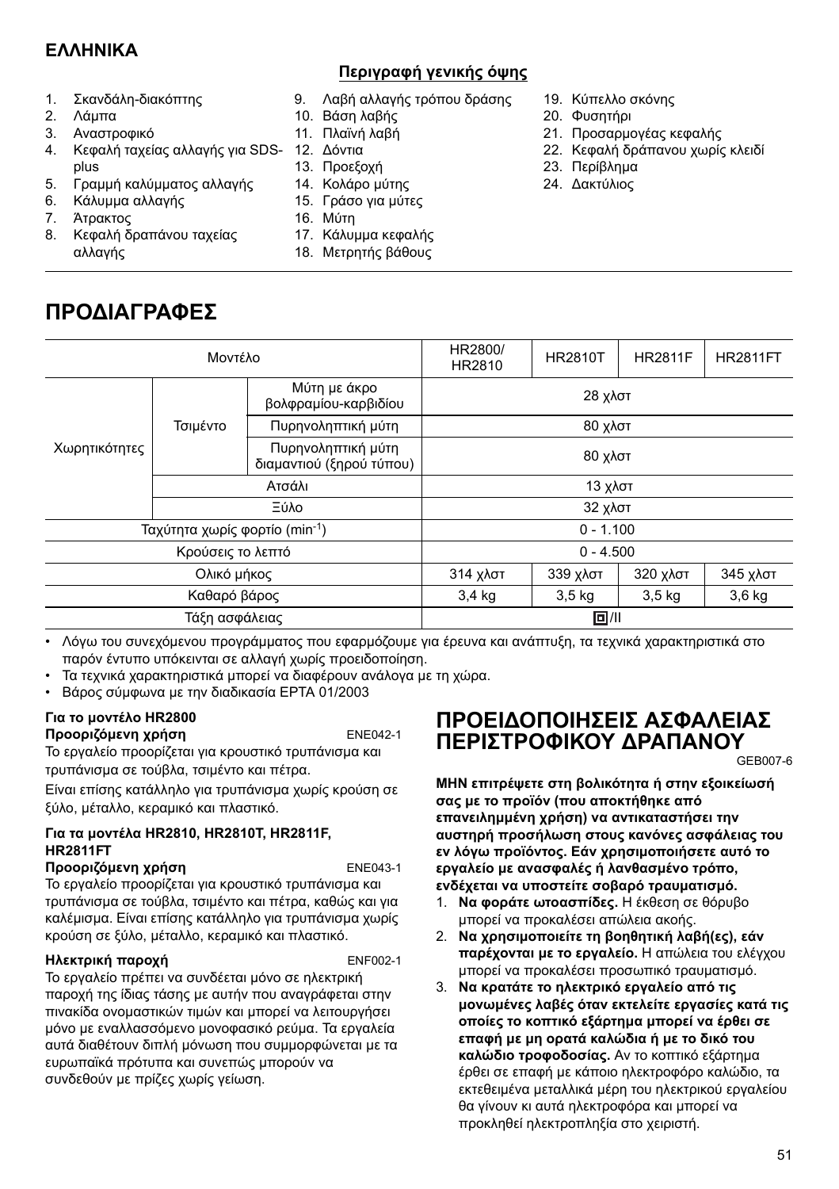## ΕΛΛΗΝΙΚΑ

**Περιγραφή γενικής όψης**

1. Σκανδάλη-διακόπτης
2. Λάμπα
3. Αναστροφικό
4. Κεφαλή ταχείας αλλαγής για SDS-plus
5. Γραμμή καλύμματος αλλαγής
6. Κάλυμμα αλλαγής
7. Άτρακτος
8. Κεφαλή δραπάνου ταχείας αλλαγής
9. Λαβή αλλαγής τρόπου δράσης
10. Βάση λαβής
11. Πλαϊνή λαβή
12. Δόντια
13. Προεξοχή
14. Κολάρο μύτης
15. Γράσο για μύτες
16. Μύτη
17. Κάλυμμα κεφαλής
18. Μετρητής βάθους
19. Κύπελλο σκόνης
20. Φυσητήρι
21. Προσαρμογέας κεφαλής
22. Κεφαλή δράπανου χωρίς κλειδί
23. Περίβλημα
24. Δακτύλιος

# ΠΡΟΔΙΑΓΡΑΦΕΣ

| Μοντέλο | | | HR2800/ HR2810 | HR2810T | HR2811F | HR2811FT |
|---|---|---|---|---|---|---|
| Χωρητικότητες | Τσιμέντο | Μύτη με άκρο βολφραμίου-καρβιδίου | 28 χλστ | | | |
| | | Πυρηνοληπτική μύτη | 80 χλστ | | | |
| | | Πυρηνοληπτική μύτη διαμαντιού (ξηρού τύπου) | 80 χλστ | | | |
| | Ατσάλι | | 13 χλστ | | | |
| | Ξύλο | | 32 χλστ | | | |
| Ταχύτητα χωρίς φορτίο ($min^{-1}$) | | | 0 - 1.100 | | | |
| Κρούσεις το λεπτό | | | 0 - 4.500 | | | |
| Ολικό μήκος | | | 314 χλστ | 339 χλστ | 320 χλστ | 345 χλστ |
| Καθαρό βάρος | | | 3,4 kg | 3,5 kg | 3,5 kg | 3,6 kg |
| Τάξη ασφάλειας | | | ⧈/II | | | |

- Λόγω του συνεχόμενου προγράμματος που εφαρμόζουμε για έρευνα και ανάπτυξη, τα τεχνικά χαρακτηριστικά στο παρόν έντυπο υπόκεινται σε αλλαγή χωρίς προειδοποίηση.
- Τα τεχνικά χαρακτηριστικά μπορεί να διαφέρουν ανάλογα με τη χώρα.
- Βάρος σύμφωνα με την διαδικασία EPTA 01/2003

**Για το μοντέλο HR2800**

**Προοριζόμενη χρήση** ENE042-1

Το εργαλείο προορίζεται για κρουστικό τρυπάνισμα και τρυπάνισμα σε τούβλα, τσιμέντο και πέτρα.

Είναι επίσης κατάλληλο για τρυπάνισμα χωρίς κρούση σε ξύλο, μέταλλο, κεραμικό και πλαστικό.

**Για τα μοντέλα HR2810, HR2810T, HR2811F, HR2811FT**

**Προοριζόμενη χρήση** ENE043-1

Το εργαλείο προορίζεται για κρουστικό τρυπάνισμα και τρυπάνισμα σε τούβλα, τσιμέντο και πέτρα, καθώς και για καλέμισμα. Είναι επίσης κατάλληλο για τρυπάνισμα χωρίς κρούση σε ξύλο, μέταλλο, κεραμικό και πλαστικό.

**Ηλεκτρική παροχή** ENF002-1

Το εργαλείο πρέπει να συνδέεται μόνο σε ηλεκτρική παροχή της ίδιας τάσης με αυτήν που αναγράφεται στην πινακίδα ονομαστικών τιμών και μπορεί να λειτουργήσει μόνο με εναλλασσόμενο μονοφασικό ρεύμα. Τα εργαλεία αυτά διαθέτουν διπλή μόνωση που συμμορφώνεται με τα ευρωπαϊκά πρότυπα και συνεπώς μπορούν να συνδεθούν με πρίζες χωρίς γείωση.

# ΠΡΟΕΙΔΟΠΟΙΗΣΕΙΣ ΑΣΦΑΛΕΙΑΣ ΠΕΡΙΣΤΡΟΦΙΚΟΥ ΔΡΑΠΑΝΟΥ

GEB007-6

**ΜΗΝ επιτρέψετε στη βολικότητα ή στην εξοικείωσή σας με το προϊόν (που αποκτήθηκε από επανειλημμένη χρήση) να αντικαταστήσει την αυστηρή προσήλωση στους κανόνες ασφάλειας του εν λόγω προϊόντος. Εάν χρησιμοποιήσετε αυτό το εργαλείο με ανασφαλές ή λανθασμένο τρόπο, ενδέχεται να υποστείτε σοβαρό τραυματισμό.**

1. **Να φοράτε ωτοασπίδες.** Η έκθεση σε θόρυβο μπορεί να προκαλέσει απώλεια ακοής.
2. **Να χρησιμοποιείτε τη βοηθητική λαβή(ες), εάν παρέχονται με το εργαλείο.** Η απώλεια του ελέγχου μπορεί να προκαλέσει προσωπικό τραυματισμό.
3. **Να κρατάτε το ηλεκτρικό εργαλείο από τις μονωμένες λαβές όταν εκτελείτε εργασίες κατά τις οποίες το κοπτικό εξάρτημα μπορεί να έρθει σε επαφή με μη ορατά καλώδια ή με το δικό του καλώδιο τροφοδοσίας.** Αν το κοπτικό εξάρτημα έρθει σε επαφή με κάποιο ηλεκτροφόρο καλώδιο, τα εκτεθειμένα μεταλλικά μέρη του ηλεκτρικού εργαλείου θα γίνουν κι αυτά ηλεκτροφόρα και μπορεί να προκληθεί ηλεκτροπληξία στο χειριστή.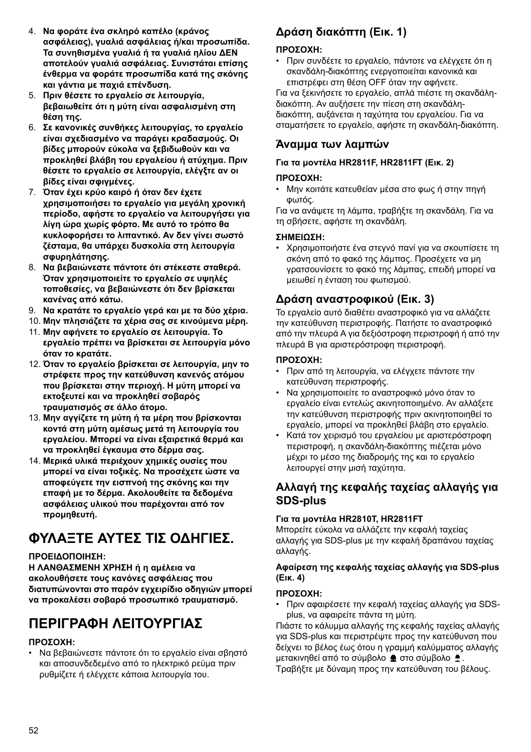4. **Να φοράτε ένα σκληρό καπέλο (κράνος ασφάλειας), γυαλιά ασφάλειας ή/και προσωπίδα. Τα συνηθισμένα γυαλιά ή τα γυαλιά ηλίου ΔΕΝ αποτελούν γυαλιά ασφάλειας. Συνισταται επίσης ένθερμα να φοράτε προσωπίδα κατά της σκόνης και γάντια με παχιά επένδυση.**
5. **Πριν θέσετε το εργαλείο σε λειτουργία, βεβαιωθείτε ότι η μύτη είναι ασφαλισμένη στη θέση της.**
6. **Σε κανονικές συνθήκες λειτουργίας, το εργαλείο είναι σχεδιασμένο να παράγει κραδασμούς. Οι βίδες μπορούν εύκολα να ξεβιδωθούν και να προκληθεί βλάβη του εργαλείου ή ατύχημα. Πριν θέσετε το εργαλείο σε λειτουργία, ελέγξτε αν οι βίδες είναι σφιγμένες.**
7. **Όταν έχει κρύο καιρό ή όταν δεν έχετε χρησιμοποιήσει το εργαλείο για μεγάλη χρονική περίοδο, αφήστε το εργαλείο να λειτουργήσει για λίγη ώρα χωρίς φόρτο. Με αυτό το τρόπο θα κυκλοφορήσει το λιπαντικό. Αν δεν γίνει σωστό ζέσταμα, θα υπάρχει δυσκολία στη λειτουργία σφυρηλάτησης.**
8. **Να βεβαιώνεστε πάντοτε ότι στέκεστε σταθερά. Όταν χρησιμοποιείτε το εργαλείο σε υψηλές τοποθεσίες, να βεβαιώνεστε ότι δεν βρίσκεται κανένας από κάτω.**
9. **Να κρατάτε το εργαλείο γερά και με τα δύο χέρια.**
10. **Μην πλησιάζετε τα χέρια σας σε κινούμενα μέρη.**
11. **Μην αφήνετε το εργαλείο σε λειτουργία. Το εργαλείο πρέπει να βρίσκεται σε λειτουργία μόνο όταν το κρατάτε.**
12. **Όταν το εργαλείο βρίσκεται σε λειτουργία, μην το στρέφετε προς την κατεύθυνση κανενός ατόμου που βρίσκεται στην περιοχή. Η μύτη μπορεί να εκτοξευτεί και να προκληθεί σοβαρός τραυματισμός σε άλλο άτομο.**
13. **Μην αγγίζετε τη μύτη ή τα μέρη που βρίσκονται κοντά στη μύτη αμέσως μετά τη λειτουργία του εργαλείου. Μπορεί να είναι εξαιρετικά θερμά και να προκληθεί έγκαυμα στο δέρμα σας.**
14. **Μερικά υλικά περιέχουν χημικές ουσίες που μπορεί να είναι τοξικές. Να προσέχετε ώστε να αποφεύγετε την εισπνοή της σκόνης και την επαφή με το δέρμα. Ακολουθείτε τα δεδομένα ασφάλειας υλικού που παρέχονται από τον προμηθευτή.**

# ΦΥΛΑΞΤΕ ΑΥΤΕΣ ΤΙΣ ΟΔΗΓΙΕΣ.

**ΠΡΟΕΙΔΟΠΟΙΗΣΗ:**
**Η ΛΑΝΘΑΣΜΕΝΗ ΧΡΗΣΗ ή η αμέλεια να ακολουθήσετε τους κανόνες ασφάλειας που διατυπώνονται στο παρόν εγχειρίδιο οδηγιών μπορεί να προκαλέσει σοβαρό προσωπικό τραυματισμό.**

# ΠΕΡΙΓΡΑΦΗ ΛΕΙΤΟΥΡΓΙΑΣ

**ΠΡΟΣΟΧΗ:**
- Να βεβαιώνεστε πάντοτε ότι το εργαλείο είναι σβηστό και αποσυνδεδεμένο από το ηλεκτρικό ρεύμα πριν ρυθμίζετε ή ελέγχετε κάποια λειτουργία του.

## Δράση διακόπτη (Εικ. 1)

**ΠΡΟΣΟΧΗ:**
- Πριν συνδέετε το εργαλείο, πάντοτε να ελέγχετε ότι η σκανδάλη-διακόπτης ενεργοποιείται κανονικά και επιστρέφει στη θέση OFF όταν την αφήνετε.

Για να ξεκινήσετε το εργαλείο, απλά πιέστε τη σκανδάλη-διακόπτη. Αν αυξήσετε την πίεση στη σκανδάλη-διακόπτη, αυξάνεται η ταχύτητα του εργαλείου. Για να σταματήσετε το εργαλείο, αφήστε τη σκανδάλη-διακόπτη.

## Άναμμα των λαμπών

**Για τα μοντέλα HR2811F, HR2811FT (Εικ. 2)**

**ΠΡΟΣΟΧΗ:**
- Μην κοιτάτε κατευθείαν μέσα στο φως ή στην πηγή φωτός.

Για να ανάψετε τη λάμπα, τραβήξτε τη σκανδάλη. Για να τη σβήσετε, αφήστε τη σκανδάλη.

**ΣΗΜΕΙΩΣΗ:**
- Χρησιμοποιήστε ένα στεγνό πανί για να σκουπίσετε τη σκόνη από το φακό της λάμπας. Προσέχετε να μη γρατσουνίσετε το φακό της λάμπας, επειδή μπορεί να μειωθεί η ένταση του φωτισμού.

## Δράση αναστροφικού (Εικ. 3)

Το εργαλείο αυτό διαθέτει αναστροφικό για να αλλάζετε την κατεύθυνση περιστροφής. Πατήστε το αναστροφικό από την πλευρά A για δεξιόστροφη περιστροφή ή από την πλευρά B για αριστερόστροφη περιστροφή.

**ΠΡΟΣΟΧΗ:**
- Πριν από τη λειτουργία, να ελέγχετε πάντοτε την κατεύθυνση περιστροφής.
- Να χρησιμοποιείτε το αναστροφικό μόνο όταν το εργαλείο είναι εντελώς ακινητοποιημένο. Αν αλλάξετε την κατεύθυνση περιστροφής πριν ακινητοποιηθεί το εργαλείο, μπορεί να προκληθεί βλάβη στο εργαλείο.
- Κατά τον χειρισμό του εργαλείου με αριστερόστροφη περιστροφή, η σκανδάλη-διακόπτης πιέζεται μόνο μέχρι το μέσο της διαδρομής της και το εργαλείο λειτουργεί στην μισή ταχύτητα.

## Αλλαγή της κεφαλής ταχείας αλλαγής για SDS-plus

**Για τα μοντέλα HR2810T, HR2811FT**

Μπορείτε εύκολα να αλλάζετε την κεφαλή ταχείας αλλαγής για SDS-plus με την κεφαλή δραπάνου ταχείας αλλαγής.

**Αφαίρεση της κεφαλής ταχείας αλλαγής για SDS-plus (Εικ. 4)**

**ΠΡΟΣΟΧΗ:**
- Πριν αφαιρέσετε την κεφαλή ταχείας αλλαγής για SDS-plus, να αφαιρείτε πάντα τη μύτη.

Πιάστε το κάλυμμα αλλαγής της κεφαλής ταχείας αλλαγής για SDS-plus και περιστρέψτε προς την κατεύθυνση που δείχνει το βέλος έως ότου η γραμμή καλύμματος αλλαγής μετακινηθεί από το σύμβολο 🔒 στο σύμβολο 🔓.
Τραβήξτε με δύναμη προς την κατεύθυνση του βέλους.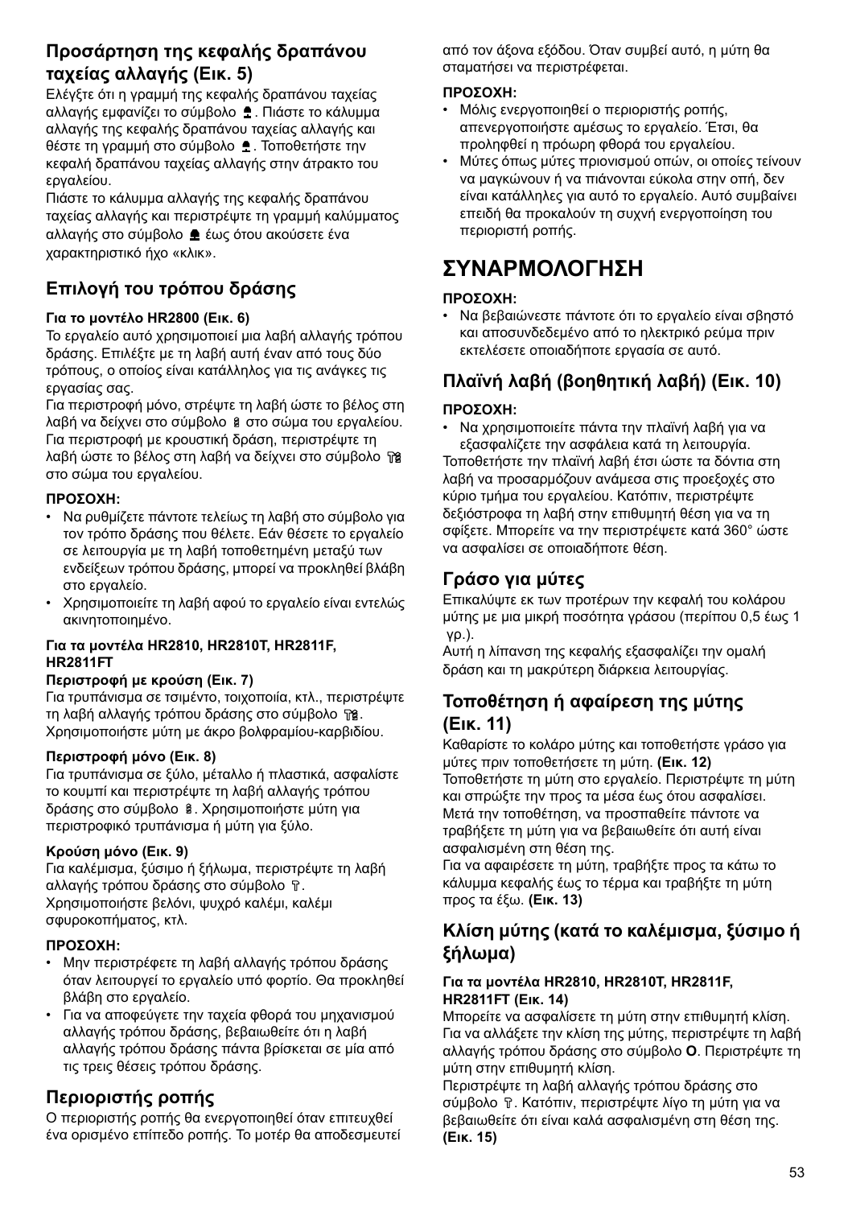### Προσάρτηση της κεφαλής δραπάνου ταχείας αλλαγής (Εικ. 5)

Ελέγξτε ότι η γραμμή της κεφαλής δραπάνου ταχείας αλλαγής εμφανίζει το σύμβολο . Πιάστε το κάλυμμα αλλαγής της κεφαλής δραπάνου ταχείας αλλαγής και θέστε τη γραμμή στο σύμβολο . Τοποθετήστε την κεφαλή δραπάνου ταχείας αλλαγής στην άτρακτο του εργαλείου.

Πιάστε το κάλυμμα αλλαγής της κεφαλής δραπάνου ταχείας αλλαγής και περιστρέψτε τη γραμμή καλύμματος αλλαγής στο σύμβολο  έως ότου ακούσετε ένα χαρακτηριστικό ήχο «κλικ».

### Επιλογή του τρόπου δράσης

#### Για το μοντέλο HR2800 (Εικ. 6)

Το εργαλείο αυτό χρησιμοποιεί μια λαβή αλλαγής τρόπου δράσης. Επιλέξτε με τη λαβή αυτή έναν από τους δύο τρόπους, ο οποίος είναι κατάλληλος για τις ανάγκες τις εργασίας σας.

Για περιστροφή μόνο, στρέψτε τη λαβή ώστε το βέλος στη λαβή να δείχνει στο σύμβολο  στο σώμα του εργαλείου. Για περιστροφή με κρουστική δράση, περιστρέψτε τη λαβή ώστε το βέλος στη λαβή να δείχνει στο σύμβολο  στο σώμα του εργαλείου.

**ΠΡΟΣΟΧΗ:**

- Να ρυθμίζετε πάντοτε τελείως τη λαβή στο σύμβολο για τον τρόπο δράσης που θέλετε. Εάν θέσετε το εργαλείο σε λειτουργία με τη λαβή τοποθετημένη μεταξύ των ενδείξεων τρόπου δράσης, μπορεί να προκληθεί βλάβη στο εργαλείο.
- Χρησιμοποιείτε τη λαβή αφού το εργαλείο είναι εντελώς ακινητοποιημένο.

#### Για τα μοντέλα HR2810, HR2810T, HR2811F, HR2811FT

**Περιστροφή με κρούση (Εικ. 7)**

Για τρυπάνισμα σε τσιμέντο, τοιχοποιία, κτλ., περιστρέψτε τη λαβή αλλαγής τρόπου δράσης στο σύμβολο . Χρησιμοποιήστε μύτη με άκρο βολφραμίου-καρβιδίου.

**Περιστροφή μόνο (Εικ. 8)**

Για τρυπάνισμα σε ξύλο, μέταλλο ή πλαστικά, ασφαλίστε το κουμπί και περιστρέψτε τη λαβή αλλαγής τρόπου δράσης στο σύμβολο . Χρησιμοποιήστε μύτη για περιστροφικό τρυπάνισμα ή μύτη για ξύλο.

**Κρούση μόνο (Εικ. 9)**

Για καλέμισμα, ξύσιμο ή ξήλωμα, περιστρέψτε τη λαβή αλλαγής τρόπου δράσης στο σύμβολο . Χρησιμοποιήστε βελόνι, ψυχρό καλέμι, καλέμι σφυροκοπήματος, κτλ.

**ΠΡΟΣΟΧΗ:**

- Μην περιστρέφετε τη λαβή αλλαγής τρόπου δράσης όταν λειτουργεί το εργαλείο υπό φορτίο. Θα προκληθεί βλάβη στο εργαλείο.
- Για να αποφεύγετε την ταχεία φθορά του μηχανισμού αλλαγής τρόπου δράσης, βεβαιωθείτε ότι η λαβή αλλαγής τρόπου δράσης πάντα βρίσκεται σε μία από τις τρεις θέσεις τρόπου δράσης.

### Περιοριστής ροπής

Ο περιοριστής ροπής θα ενεργοποιηθεί όταν επιτευχθεί ένα ορισμένο επίπεδο ροπής. Το μοτέρ θα αποδεσμευτεί από τον άξονα εξόδου. Όταν συμβεί αυτό, η μύτη θα σταματήσει να περιστρέφεται.

**ΠΡΟΣΟΧΗ:**

- Μόλις ενεργοποιηθεί ο περιοριστής ροπής, απενεργοποιήστε αμέσως το εργαλείο. Έτσι, θα προληφθεί η πρόωρη φθορά του εργαλείου.
- Μύτες όπως μύτες πριονισμού οπών, οι οποίες τείνουν να μαγκώνουν ή να πιάνονται εύκολα στην οπή, δεν είναι κατάλληλες για αυτό το εργαλείο. Αυτό συμβαίνει επειδή θα προκαλούν τη συχνή ενεργοποίηση του περιοριστή ροπής.

## ΣΥΝΑΡΜΟΛΟΓΗΣΗ

**ΠΡΟΣΟΧΗ:**

- Να βεβαιώνεστε πάντοτε ότι το εργαλείο είναι σβηστό και αποσυνδεδεμένο από το ηλεκτρικό ρεύμα πριν εκτελέσετε οποιαδήποτε εργασία σε αυτό.

### Πλαϊνή λαβή (βοηθητική λαβή) (Εικ. 10)

**ΠΡΟΣΟΧΗ:**

- Να χρησιμοποιείτε πάντα την πλαϊνή λαβή για να εξασφαλίζετε την ασφάλεια κατά τη λειτουργία.

Τοποθετήστε την πλαϊνή λαβή έτσι ώστε τα δόντια στη λαβή να προσαρμόζουν ανάμεσα στις προεξοχές στο κύριο τμήμα του εργαλείου. Κατόπιν, περιστρέψτε δεξιόστροφα τη λαβή στην επιθυμητή θέση για να τη σφίξετε. Μπορείτε να την περιστρέψετε κατά 360° ώστε να ασφαλίσει σε οποιαδήποτε θέση.

### Γράσο για μύτες

Επικαλύψτε εκ των προτέρων την κεφαλή του κολάρου μύτης με μια μικρή ποσότητα γράσου (περίπου 0,5 έως 1 γρ.).

Αυτή η λίπανση της κεφαλής εξασφαλίζει την ομαλή δράση και τη μακρύτερη διάρκεια λειτουργίας.

### Τοποθέτηση ή αφαίρεση της μύτης (Εικ. 11)

Καθαρίστε το κολάρο μύτης και τοποθετήστε γράσο για μύτες πριν τοποθετήσετε τη μύτη. **(Εικ. 12)**

Τοποθετήστε τη μύτη στο εργαλείο. Περιστρέψτε τη μύτη και σπρώξτε την προς τα μέσα έως ότου ασφαλίσει.

Μετά την τοποθέτηση, να προσπαθείτε πάντοτε να τραβήξετε τη μύτη για να βεβαιωθείτε ότι αυτή είναι ασφαλισμένη στη θέση της.

Για να αφαιρέσετε τη μύτη, τραβήξτε προς τα κάτω το κάλυμμα κεφαλής έως το τέρμα και τραβήξτε τη μύτη προς τα έξω. **(Εικ. 13)**

### Κλίση μύτης (κατά το καλέμισμα, ξύσιμο ή ξήλωμα)

#### Για τα μοντέλα HR2810, HR2810T, HR2811F, HR2811FT (Εικ. 14)

Μπορείτε να ασφαλίσετε τη μύτη στην επιθυμητή κλίση. Για να αλλάξετε την κλίση της μύτης, περιστρέψτε τη λαβή αλλαγής τρόπου δράσης στο σύμβολο **O**. Περιστρέψτε τη μύτη στην επιθυμητή κλίση.

Περιστρέψτε τη λαβή αλλαγής τρόπου δράσης στο σύμβολο . Κατόπιν, περιστρέψτε λίγο τη μύτη για να βεβαιωθείτε ότι είναι καλά ασφαλισμένη στη θέση της. **(Εικ. 15)**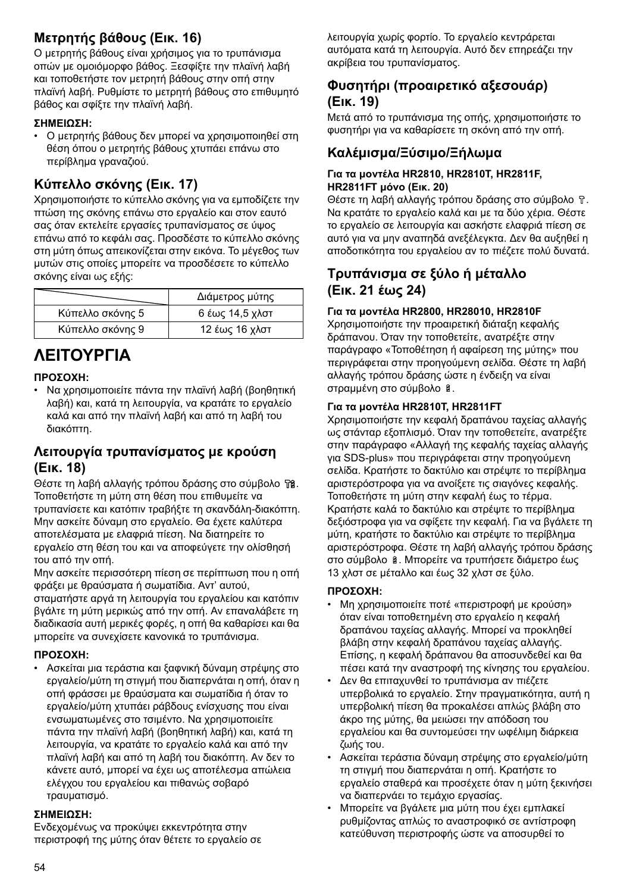### Μετρητής βάθους (Εικ. 16)

Ο μετρητής βάθους είναι χρήσιμος για το τρυπάνισμα οπών με ομοιόμορφο βάθος. Ξεσφίξτε την πλαϊνή λαβή και τοποθετήστε τον μετρητή βάθους στην οπή στην πλαϊνή λαβή. Ρυθμίστε το μετρητή βάθους στο επιθυμητό βάθος και σφίξτε την πλαϊνή λαβή.

**ΣΗΜΕΙΩΣΗ:**

- Ο μετρητής βάθους δεν μπορεί να χρησιμοποιηθεί στη θέση όπου ο μετρητής βάθους χτυπάει επάνω στο περίβλημα γραναζιού.

### Κύπελλο σκόνης (Εικ. 17)

Χρησιμοποιήστε το κύπελλο σκόνης για να εμποδίζετε την πτώση της σκόνης επάνω στο εργαλείο και στον εαυτό σας όταν εκτελείτε εργασίες τρυπανίσματος σε ύψος επάνω από το κεφάλι σας. Προσδέστε το κύπελλο σκόνης στη μύτη όπως απεικονίζεται στην εικόνα. Το μέγεθος των μυτών στις οποίες μπορείτε να προσδέσετε το κύπελλο σκόνης είναι ως εξής:

| | Διάμετρος μύτης |
|---|---|
| Κύπελλο σκόνης 5 | 6 έως 14,5 χλστ |
| Κύπελλο σκόνης 9 | 12 έως 16 χλστ |

# ΛΕΙΤΟΥΡΓΙΑ

**ΠΡΟΣΟΧΗ:**

- Να χρησιμοποιείτε πάντα την πλαϊνή λαβή (βοηθητική λαβή) και, κατά τη λειτουργία, να κρατάτε το εργαλείο καλά και από την πλαϊνή λαβή και από τη λαβή του διακόπτη.

### Λειτουργία τρυπανίσματος με κρούση (Εικ. 18)

Θέστε τη λαβή αλλαγής τρόπου δράσης στο σύμβολο. Τοποθετήστε τη μύτη στη θέση που επιθυμείτε να τρυπανίσετε και κατόπιν τραβήξτε τη σκανδάλη-διακόπτη. Μην ασκείτε δύναμη στο εργαλείο. Θα έχετε καλύτερα αποτελέσματα με ελαφριά πίεση. Να διατηρείτε το εργαλείο στη θέση του και να αποφεύγετε την ολίσθησή του από την οπή.

Μην ασκείτε περισσότερη πίεση σε περίπτωση που η οπή φράξει με θραύσματα ή σωματίδια. Αντ' αυτού, σταματήστε αργά τη λειτουργία του εργαλείου και κατόπιν βγάλτε τη μύτη μερικώς από την οπή. Αν επαναλάβετε τη διαδικασία αυτή μερικές φορές, η οπή θα καθαρίσει και θα μπορείτε να συνεχίσετε κανονικά το τρυπάνισμα.

**ΠΡΟΣΟΧΗ:**

- Ασκείται μια τεράστια και ξαφνική δύναμη στρέψης στο εργαλείο/μύτη τη στιγμή που διαπερνάται η οπή, όταν η οπή φράσσει με θραύσματα και σωματίδια ή όταν το εργαλείο/μύτη χτυπάει ράβδους ενίσχυσης που είναι ενσωματωμένες στο τσιμέντο. Να χρησιμοποιείτε πάντα την πλαϊνή λαβή (βοηθητική λαβή) και, κατά τη λειτουργία, να κρατάτε το εργαλείο καλά και από την πλαϊνή λαβή και από τη λαβή του διακόπτη. Αν δεν το κάνετε αυτό, μπορεί να έχει ως αποτέλεσμα απώλεια ελέγχου του εργαλείου και πιθανώς σοβαρό τραυματισμό.

**ΣΗΜΕΙΩΣΗ:**

Ενδεχομένως να προκύψει εκκεντρότητα στην περιστροφή της μύτης όταν θέτετε το εργαλείο σε λειτουργία χωρίς φορτίο. Το εργαλείο κεντράρεται αυτόματα κατά τη λειτουργία. Αυτό δεν επηρεάζει την ακρίβεια του τρυπανίσματος.

### Φυσητήρι (προαιρετικό αξεσουάρ) (Εικ. 19)

Μετά από το τρυπάνισμα της οπής, χρησιμοποιήστε το φυσητήρι για να καθαρίσετε τη σκόνη από την οπή.

### Καλέμισμα/Ξύσιμο/Ξήλωμα

**Για τα μοντέλα HR2810, HR2810T, HR2811F, HR2811FT μόνο (Εικ. 20)**

Θέστε τη λαβή αλλαγής τρόπου δράσης στο σύμβολο. Να κρατάτε το εργαλείο καλά και με τα δύο χέρια. Θέστε το εργαλείο σε λειτουργία και ασκήστε ελαφριά πίεση σε αυτό για να μην αναπηδά ανεξέλεγκτα. Δεν θα αυξηθεί η αποδοτικότητα του εργαλείου αν το πιέζετε πολύ δυνατά.

### Τρυπάνισμα σε ξύλο ή μέταλλο (Εικ. 21 έως 24)

**Για τα μοντέλα HR2800, HR28010, HR2810F**

Χρησιμοποιήστε την προαιρετική διάταξη κεφαλής δράπανου. Όταν την τοποθετείτε, ανατρέξτε στην παράγραφο «Τοποθέτηση ή αφαίρεση της μύτης» που περιγράφεται στην προηγούμενη σελίδα. Θέστε τη λαβή αλλαγής τρόπου δράσης ώστε η ένδειξη να είναι στραμμένη στο σύμβολο.

**Για τα μοντέλα HR2810T, HR2811FT**

Χρησιμοποιήστε την κεφαλή δράπανου ταχείας αλλαγής ως στάνταρ εξοπλισμό. Όταν την τοποθετείτε, ανατρέξτε στην παράγραφο «Αλλαγή της κεφαλής ταχείας αλλαγής για SDS-plus» που περιγράφεται στην προηγούμενη σελίδα. Κρατήστε το δακτύλιο και στρέψτε το περίβλημα αριστερόστροφα για να ανοίξετε τις σιαγόνες κεφαλής. Τοποθετήστε τη μύτη στην κεφαλή έως το τέρμα. Κρατήστε καλά το δακτύλιο και στρέψτε το περίβλημα δεξιόστροφα για να σφίξετε την κεφαλή. Για να βγάλετε τη μύτη, κρατήστε το δακτύλιο και στρέψτε το περίβλημα αριστερόστροφα. Θέστε τη λαβή αλλαγής τρόπου δράσης στο σύμβολο. Μπορείτε να τρυπήσετε διάμετρο έως 13 χλστ σε μέταλλο και έως 32 χλστ σε ξύλο.

**ΠΡΟΣΟΧΗ:**

- Μη χρησιμοποιείτε ποτέ «περιστροφή με κρούση» όταν είναι τοποθετημένη στο εργαλείο η κεφαλή δράπανου ταχείας αλλαγής. Μπορεί να προκληθεί βλάβη στην κεφαλή δράπανου ταχείας αλλαγής. Επίσης, η κεφαλή δράπανου θα αποσυνδεθεί και θα πέσει κατά την αναστροφή της κίνησης του εργαλείου.
- Δεν θα επιταχυνθεί το τρυπάνισμα αν πιέζετε υπερβολικά το εργαλείο. Στην πραγματικότητα, αυτή η υπερβολική πίεση θα προκαλέσει απλώς βλάβη στο άκρο της μύτης, θα μειώσει την απόδοση του εργαλείου και θα συντομεύσει την ωφέλιμη διάρκεια ζωής του.
- Ασκείται τεράστια δύναμη στρέψης στο εργαλείο/μύτη τη στιγμή που διαπερνάται η οπή. Κρατήστε το εργαλείο σταθερά και προσέχετε όταν η μύτη ξεκινήσει να διαπερνάει το τεμάχιο εργασίας.
- Μπορείτε να βγάλετε μια μύτη που έχει εμπλακεί ρυθμίζοντας απλώς το αναστροφικό σε αντίστροφη κατεύθυνση περιστροφής ώστε να αποσυρθεί το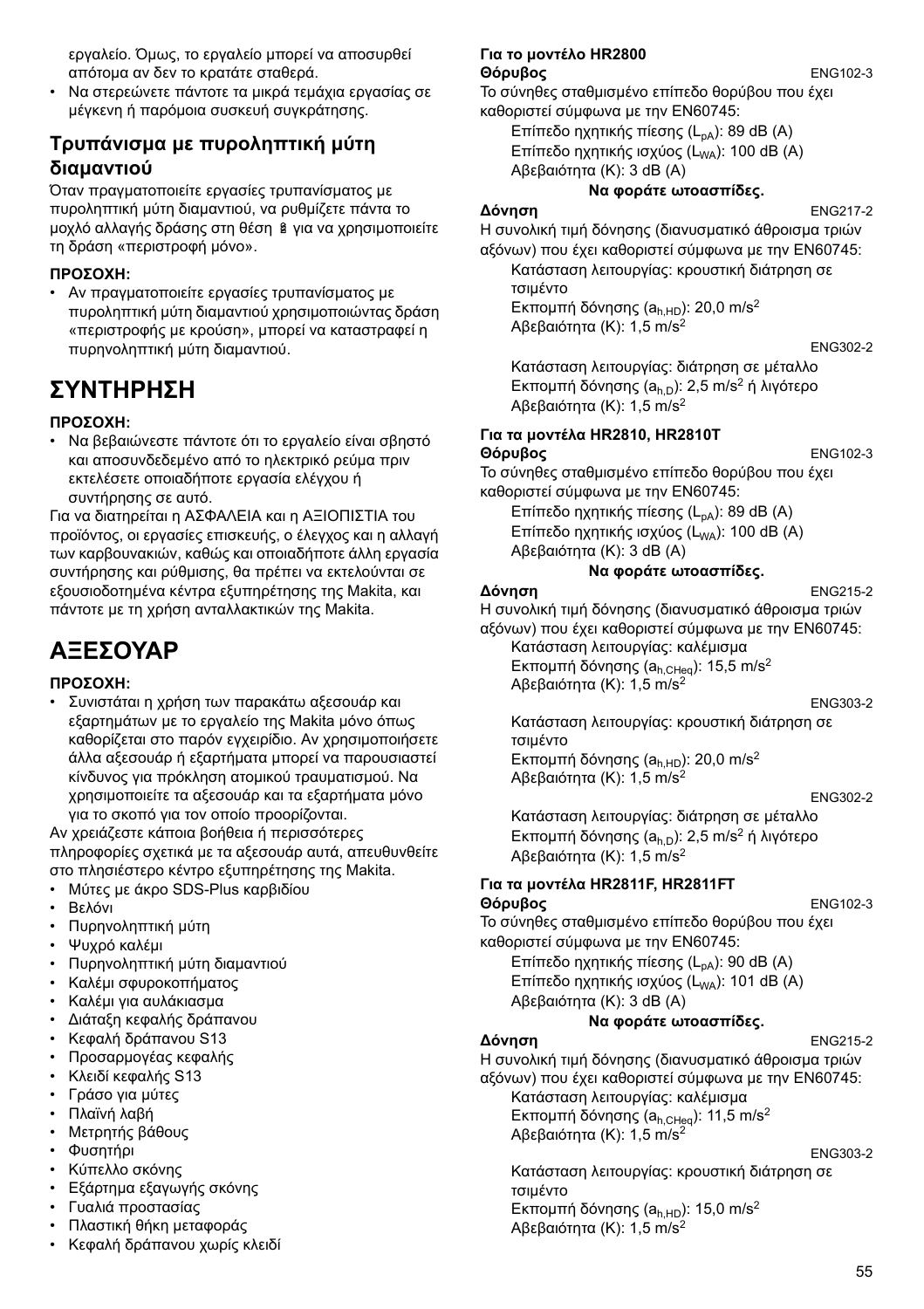εργαλείο. Όμως, το εργαλείο μπορεί να αποσυρθεί απότομα αν δεν το κρατάτε σταθερά.

- Να στερεώνετε πάντοτε τα μικρά τεμάχια εργασίας σε μέγκενη ή παρόμοια συσκευή συγκράτησης.

### Τρυπάνισμα με πυρολυπτική μύτη διαμαντιού

Όταν πραγματοποιείτε εργασίες τρυπανίσματος με πυρολυπτική μύτη διαμαντιού, να ρυθμίζετε πάντα το μοχλό αλλαγής δράσης στη θέση για να χρησιμοποιείτε τη δράση «περιστροφή μόνο».

**ΠΡΟΣΟΧΗ:**

- Αν πραγματοποιείτε εργασίες τρυπανίσματος με πυρολυπτική μύτη διαμαντιού χρησιμοποιώντας δράση «περιστροφής με κρούση», μπορεί να καταστραφεί η πυρηνολυπτική μύτη διαμαντιού.

## ΣΥΝΤΗΡΗΣΗ

**ΠΡΟΣΟΧΗ:**

- Να βεβαιώνεστε πάντοτε ότι το εργαλείο είναι σβηστό και αποσυνδεδεμένο από το ηλεκτρικό ρεύμα πριν εκτελέσετε οποιαδήποτε εργασία ελέγχου ή συντήρησης σε αυτό.

Για να διατηρείται η ΑΣΦΑΛΕΙΑ και η ΑΞΙΟΠΙΣΤΙΑ του προϊόντος, οι εργασίες επισκευής, ο έλεγχος και η αλλαγή των καρβουνακιών, καθώς και οποιαδήποτε άλλη εργασία συντήρησης και ρύθμισης, θα πρέπει να εκτελούνται σε εξουσιοδοτημένα κέντρα εξυπηρέτησης της Makita, και πάντοτε με τη χρήση ανταλλακτικών της Makita.

## ΑΞΕΣΟΥΑΡ

**ΠΡΟΣΟΧΗ:**

- Συνιστάται η χρήση των παρακάτω αξεσουάρ και εξαρτημάτων με το εργαλείο της Makita μόνο όπως καθορίζεται στο παρόν εγχειρίδιο. Αν χρησιμοποιήσετε άλλα αξεσουάρ ή εξαρτήματα μπορεί να παρουσιαστεί κίνδυνος για πρόκληση ατομικού τραυματισμού. Να χρησιμοποιείτε τα αξεσουάρ και τα εξαρτήματα μόνο για το σκοπό για τον οποίο προορίζονται.

Αν χρειάζεστε κάποια βοήθεια ή περισσότερες πληροφορίες σχετικά με τα αξεσουάρ αυτά, απευθυνθείτε στο πλησιέστερο κέντρο εξυπηρέτησης της Makita.

- Μύτες με άκρο SDS-Plus καρβιδίου
- Βελόνι
- Πυρηνολυπτική μύτη
- Ψυχρό καλέμι
- Πυρηνολυπτική μύτη διαμαντιού
- Καλέμι σφυροκοπήματος
- Καλέμι για αυλάκιασμα
- Διάταξη κεφαλής δράπανου
- Κεφαλή δράπανου S13
- Προσαρμογέας κεφαλής
- Κλειδί κεφαλής S13
- Γράσο για μύτες
- Πλαϊνή λαβή
- Μετρητής βάθους
- Φυσητήρι
- Κύπελλο σκόνης
- Εξάρτημα εξαγωγής σκόνης
- Γυαλιά προστασίας
- Πλαστική θήκη μεταφοράς
- Κεφαλή δράπανου χωρίς κλειδί

**Για το μοντέλο HR2800**

**Θόρυβος** ENG102-3

Το σύνηθες σταθμισμένο επίπεδο θορύβου που έχει καθοριστεί σύμφωνα με την EN60745:

Επίπεδο ηχητικής πίεσης ($L_{pA}$): 89 dB (A)
Επίπεδο ηχητικής ισχύος ($L_{WA}$): 100 dB (A)
Αβεβαιότητα (K): 3 dB (A)

**Να φοράτε ωτοασπίδες.**

**Δόνηση** ENG217-2

Η συνολική τιμή δόνησης (διανυσματικό άθροισμα τριών αξόνων) που έχει καθοριστεί σύμφωνα με την EN60745:

Κατάσταση λειτουργίας: κρουστική διάτρηση σε τσιμέντο
Εκπομπή δόνησης ($a_{h,HD}$): 20,0 $m/s^2$
Αβεβαιότητα (K): 1,5 $m/s^2$

ENG302-2

Κατάσταση λειτουργίας: διάτρηση σε μέταλλο
Εκπομπή δόνησης ($a_{h,D}$): 2,5 $m/s^2$ ή λιγότερο
Αβεβαιότητα (K): 1,5 $m/s^2$

**Για τα μοντέλα HR2810, HR2810T**

**Θόρυβος** ENG102-3

Το σύνηθες σταθμισμένο επίπεδο θορύβου που έχει καθοριστεί σύμφωνα με την EN60745:

Επίπεδο ηχητικής πίεσης ($L_{pA}$): 89 dB (A)
Επίπεδο ηχητικής ισχύος ($L_{WA}$): 100 dB (A)
Αβεβαιότητα (K): 3 dB (A)

**Να φοράτε ωτοασπίδες.**

**Δόνηση** ENG215-2

Η συνολική τιμή δόνησης (διανυσματικό άθροισμα τριών αξόνων) που έχει καθοριστεί σύμφωνα με την EN60745:

Κατάσταση λειτουργίας: καλέμισμα
Εκπομπή δόνησης ($a_{h,CHeq}$): 15,5 $m/s^2$
Αβεβαιότητα (K): 1,5 $m/s^2$

ENG303-2

Κατάσταση λειτουργίας: κρουστική διάτρηση σε τσιμέντο
Εκπομπή δόνησης ($a_{h,HD}$): 20,0 $m/s^2$
Αβεβαιότητα (K): 1,5 $m/s^2$

ENG302-2

Κατάσταση λειτουργίας: διάτρηση σε μέταλλο
Εκπομπή δόνησης ($a_{h,D}$): 2,5 $m/s^2$ ή λιγότερο
Αβεβαιότητα (K): 1,5 $m/s^2$

**Για τα μοντέλα HR2811F, HR2811FT**

**Θόρυβος** ENG102-3

Το σύνηθες σταθμισμένο επίπεδο θορύβου που έχει καθοριστεί σύμφωνα με την EN60745:

Επίπεδο ηχητικής πίεσης ($L_{pA}$): 90 dB (A)
Επίπεδο ηχητικής ισχύος ($L_{WA}$): 101 dB (A)
Αβεβαιότητα (K): 3 dB (A)

**Να φοράτε ωτοασπίδες.**

**Δόνηση** ENG215-2

Η συνολική τιμή δόνησης (διανυσματικό άθροισμα τριών αξόνων) που έχει καθοριστεί σύμφωνα με την EN60745:

Κατάσταση λειτουργίας: καλέμισμα
Εκπομπή δόνησης ($a_{h,CHeq}$): 11,5 $m/s^2$
Αβεβαιότητα (K): 1,5 $m/s^2$

ENG303-2

Κατάσταση λειτουργίας: κρουστική διάτρηση σε τσιμέντο
Εκπομπή δόνησης ($a_{h,HD}$): 15,0 $m/s^2$
Αβεβαιότητα (K): 1,5 $m/s^2$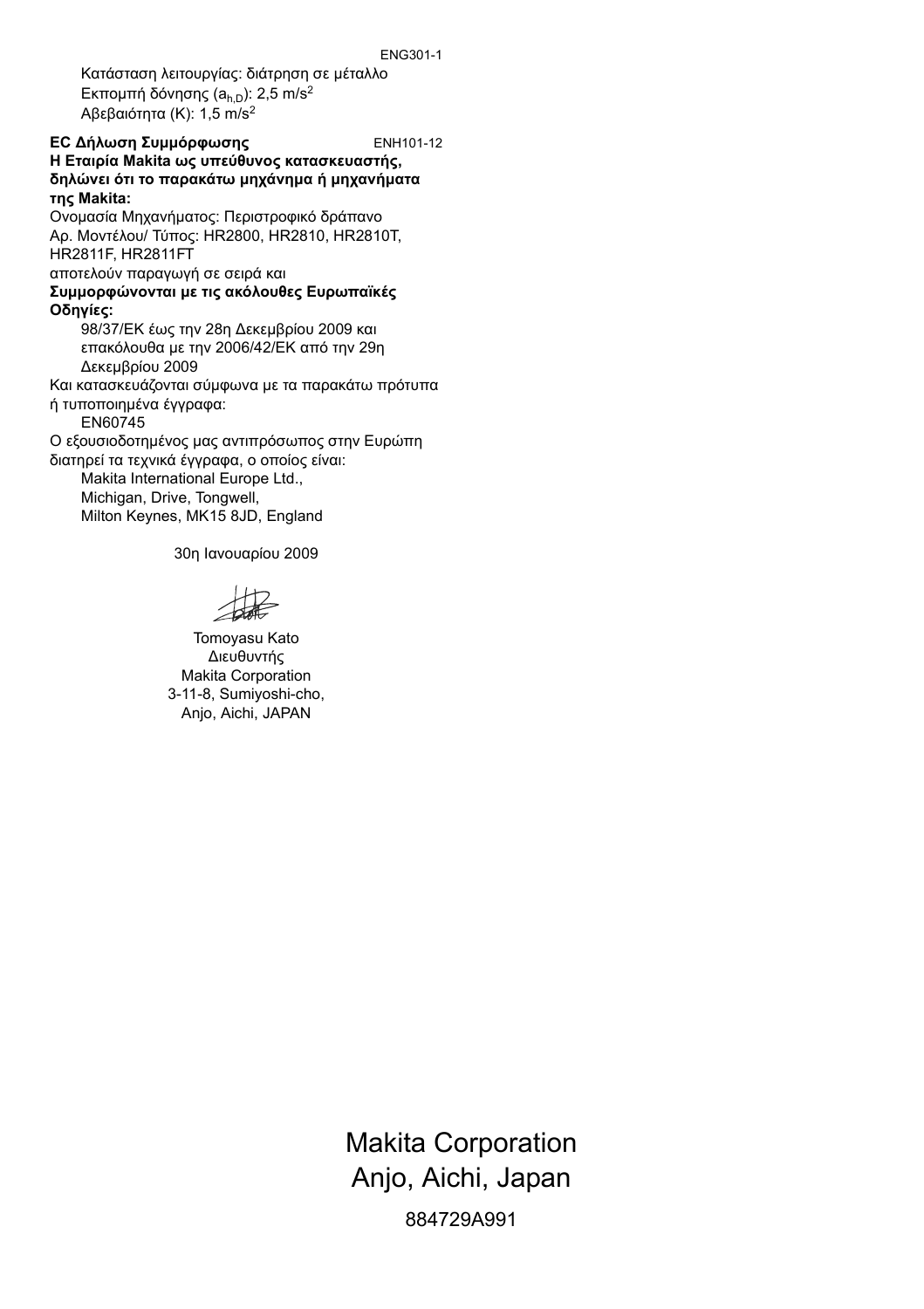ENG301-1

Κατάσταση λειτουργίας: διάτρηση σε μέταλλο
Εκπομπή δόνησης ($a_{h,D}$): 2,5 m/s$^2$
Αβεβαιότητα (Κ): 1,5 m/s$^2$

**ΕC Δήλωση Συμμόρφωσης** ENH101-12

**Η Εταιρία Makita ως υπεύθυνος κατασκευαστής, δηλώνει ότι το παρακάτω μηχάνημα ή μηχανήματα της Makita:**

Ονομασία Μηχανήματος: Περιστροφικό δράπανο
Αρ. Μοντέλου/ Τύπος: HR2800, HR2810, HR2810T, HR2811F, HR2811FT
αποτελούν παραγωγή σε σειρά και

**Συμμορφώνονται με τις ακόλουθες Ευρωπαϊκές Οδηγίες:**

98/37/ΕΚ έως την 28η Δεκεμβρίου 2009 και επακόλουθα με την 2006/42/ΕΚ από την 29η Δεκεμβρίου 2009

Και κατασκευάζονται σύμφωνα με τα παρακάτω πρότυπα ή τυποποιημένα έγγραφα:

EN60745

Ο εξουσιοδοτημένος μας αντιπρόσωπος στην Ευρώπη διατηρεί τα τεχνικά έγγραφα, ο οποίος είναι:

Makita International Europe Ltd.,
Michigan, Drive, Tongwell,
Milton Keynes, MK15 8JD, England

30η Ιανουαρίου 2009

Tomoyasu Kato
Διευθυντής
Makita Corporation
3-11-8, Sumiyoshi-cho,
Anjo, Aichi, JAPAN

Makita Corporation
Anjo, Aichi, Japan

884729A991